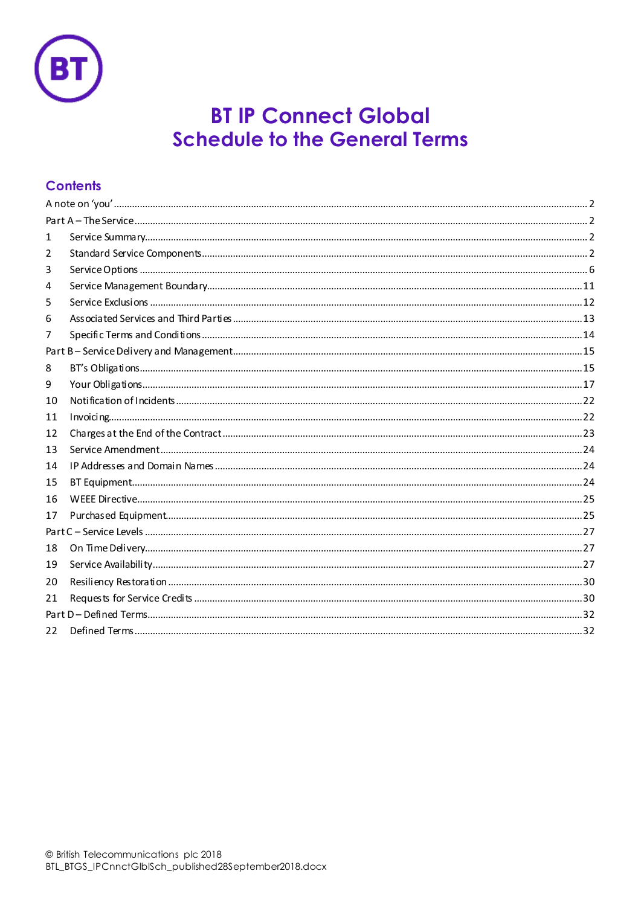# BT IP Connect Global
# Schedule to the General Terms

## Contents

A note on 'you' .......... 2
Part A – The Service .......... 2
1 Service Summary .......... 2
2 Standard Service Components .......... 2
3 Service Options .......... 6
4 Service Management Boundary .......... 11
5 Service Exclusions .......... 12
6 Associated Services and Third Parties .......... 13
7 Specific Terms and Conditions .......... 14
Part B – Service Delivery and Management .......... 15
8 BT's Obligations .......... 15
9 Your Obligations .......... 17
10 Notification of Incidents .......... 22
11 Invoicing .......... 22
12 Charges at the End of the Contract .......... 23
13 Service Amendment .......... 24
14 IP Addresses and Domain Names .......... 24
15 BT Equipment .......... 24
16 WEEE Directive .......... 25
17 Purchased Equipment .......... 25
Part C – Service Levels .......... 27
18 On Time Delivery .......... 27
19 Service Availability .......... 27
20 Resiliency Restoration .......... 30
21 Requests for Service Credits .......... 30
Part D – Defined Terms .......... 32
22 Defined Terms .......... 32

© British Telecommunications plc 2018
BTL_BTGS_IPCnnctGlblSch_published28September2018.docx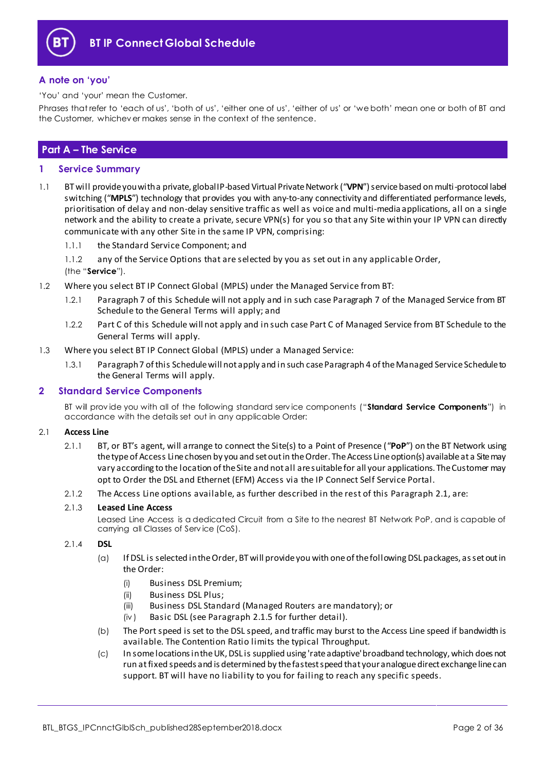## A note on 'you'

'You' and 'your' mean the Customer.

Phrases that refer to 'each of us', 'both of us', 'either one of us', 'either of us' or 'we both' mean one or both of BT and the Customer, whichever makes sense in the context of the sentence.

# Part A – The Service

## 1 Service Summary

1.1 BT will provide you with a private, global IP-based Virtual Private Network ("**VPN**") service based on multi-protocol label switching ("**MPLS**") technology that provides you with any-to-any connectivity and differentiated performance levels, prioritisation of delay and non-delay sensitive traffic as well as voice and multi-media applications, all on a single network and the ability to create a private, secure VPN(s) for you so that any Site within your IP VPN can directly communicate with any other Site in the same IP VPN, comprising:

1.1.1 the Standard Service Component; and

1.1.2 any of the Service Options that are selected by you as set out in any applicable Order,

(the "**Service**").

1.2 Where you select BT IP Connect Global (MPLS) under the Managed Service from BT:

1.2.1 Paragraph 7 of this Schedule will not apply and in such case Paragraph 7 of the Managed Service from BT Schedule to the General Terms will apply; and

1.2.2 Part C of this Schedule will not apply and in such case Part C of Managed Service from BT Schedule to the General Terms will apply.

1.3 Where you select BT IP Connect Global (MPLS) under a Managed Service:

1.3.1 Paragraph 7 of this Schedule will not apply and in such case Paragraph 4 of the Managed Service Schedule to the General Terms will apply.

## 2 Standard Service Components

BT will provide you with all of the following standard service components ("**Standard Service Components**") in accordance with the details set out in any applicable Order:

2.1 **Access Line**

2.1.1 BT, or BT's agent, will arrange to connect the Site(s) to a Point of Presence ("**PoP**") on the BT Network using the type of Access Line chosen by you and set out in the Order. The Access Line option(s) available at a Site may vary according to the location of the Site and not all are suitable for all your applications. The Customer may opt to Order the DSL and Ethernet (EFM) Access via the IP Connect Self Service Portal.

2.1.2 The Access Line options available, as further described in the rest of this Paragraph 2.1, are:

2.1.3 **Leased Line Access**

Leased Line Access is a dedicated Circuit from a Site to the nearest BT Network PoP, and is capable of carrying all Classes of Service (CoS).

2.1.4 **DSL**

(a) If DSL is selected in the Order, BT will provide you with one of the following DSL packages, as set out in the Order:

(i) Business DSL Premium;

(ii) Business DSL Plus;

(iii) Business DSL Standard (Managed Routers are mandatory); or

(iv) Basic DSL (see Paragraph 2.1.5 for further detail).

(b) The Port speed is set to the DSL speed, and traffic may burst to the Access Line speed if bandwidth is available. The Contention Ratio limits the typical Throughput.

(c) In some locations in the UK, DSL is supplied using 'rate adaptive' broadband technology, which does not run at fixed speeds and is determined by the fastest speed that your analogue direct exchange line can support. BT will have no liability to you for failing to reach any specific speeds.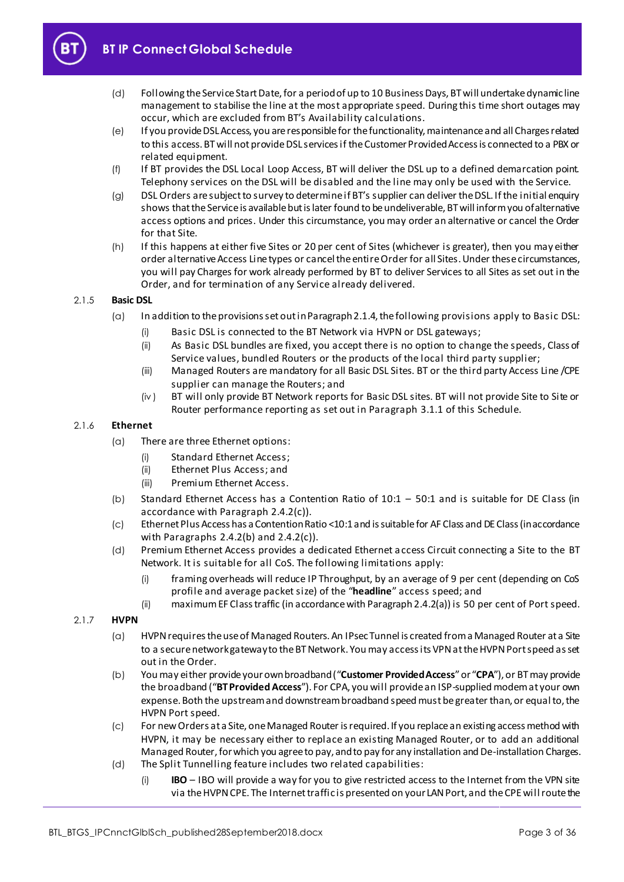(d) Following the Service Start Date, for a period of up to 10 Business Days, BT will undertake dynamic line management to stabilise the line at the most appropriate speed. During this time short outages may occur, which are excluded from BT's Availability calculations.

(e) If you provide DSL Access, you are responsible for the functionality, maintenance and all Charges related to this access. BT will not provide DSL services if the Customer Provided Access is connected to a PBX or related equipment.

(f) If BT provides the DSL Local Loop Access, BT will deliver the DSL up to a defined demarcation point. Telephony services on the DSL will be disabled and the line may only be used with the Service.

(g) DSL Orders are subject to survey to determine if BT's supplier can deliver the DSL. If the initial enquiry shows that the Service is available but is later found to be undeliverable, BT will inform you of alternative access options and prices. Under this circumstance, you may order an alternative or cancel the Order for that Site.

(h) If this happens at either five Sites or 20 per cent of Sites (whichever is greater), then you may either order alternative Access Line types or cancel the entire Order for all Sites. Under these circumstances, you will pay Charges for work already performed by BT to deliver Services to all Sites as set out in the Order, and for termination of any Service already delivered.

2.1.5 **Basic DSL**

(a) In addition to the provisions set out in Paragraph 2.1.4, the following provisions apply to Basic DSL:

(i) Basic DSL is connected to the BT Network via HVPN or DSL gateways;

(ii) As Basic DSL bundles are fixed, you accept there is no option to change the speeds, Class of Service values, bundled Routers or the products of the local third party supplier;

(iii) Managed Routers are mandatory for all Basic DSL Sites. BT or the third party Access Line /CPE supplier can manage the Routers; and

(iv) BT will only provide BT Network reports for Basic DSL sites. BT will not provide Site to Site or Router performance reporting as set out in Paragraph 3.1.1 of this Schedule.

2.1.6 **Ethernet**

(a) There are three Ethernet options:

(i) Standard Ethernet Access;

(ii) Ethernet Plus Access; and

(iii) Premium Ethernet Access.

(b) Standard Ethernet Access has a Contention Ratio of 10:1 – 50:1 and is suitable for DE Class (in accordance with Paragraph 2.4.2(c)).

(c) Ethernet Plus Access has a Contention Ratio <10:1 and is suitable for AF Class and DE Class (in accordance with Paragraphs 2.4.2(b) and 2.4.2(c)).

(d) Premium Ethernet Access provides a dedicated Ethernet access Circuit connecting a Site to the BT Network. It is suitable for all CoS. The following limitations apply:

(i) framing overheads will reduce IP Throughput, by an average of 9 per cent (depending on CoS profile and average packet size) of the "**headline**" access speed; and

(ii) maximum EF Class traffic (in accordance with Paragraph 2.4.2(a)) is 50 per cent of Port speed.

2.1.7 **HVPN**

(a) HVPN requires the use of Managed Routers. An IPsec Tunnel is created from a Managed Router at a Site to a secure network gateway to the BT Network. You may access its VPN at the HVPN Port speed as set out in the Order.

(b) You may either provide your own broadband ("**Customer Provided Access**" or "**CPA**"), or BT may provide the broadband ("**BT Provided Access**"). For CPA, you will provide an ISP-supplied modem at your own expense. Both the upstream and downstream broadband speed must be greater than, or equal to, the HVPN Port speed.

(c) For new Orders at a Site, one Managed Router is required. If you replace an existing access method with HVPN, it may be necessary either to replace an existing Managed Router, or to add an additional Managed Router, for which you agree to pay, and to pay for any installation and De-installation Charges.

(d) The Split Tunnelling feature includes two related capabilities:

(i) **IBO** – IBO will provide a way for you to give restricted access to the Internet from the VPN site via the HVPN CPE. The Internet traffic is presented on your LAN Port, and the CPE will route the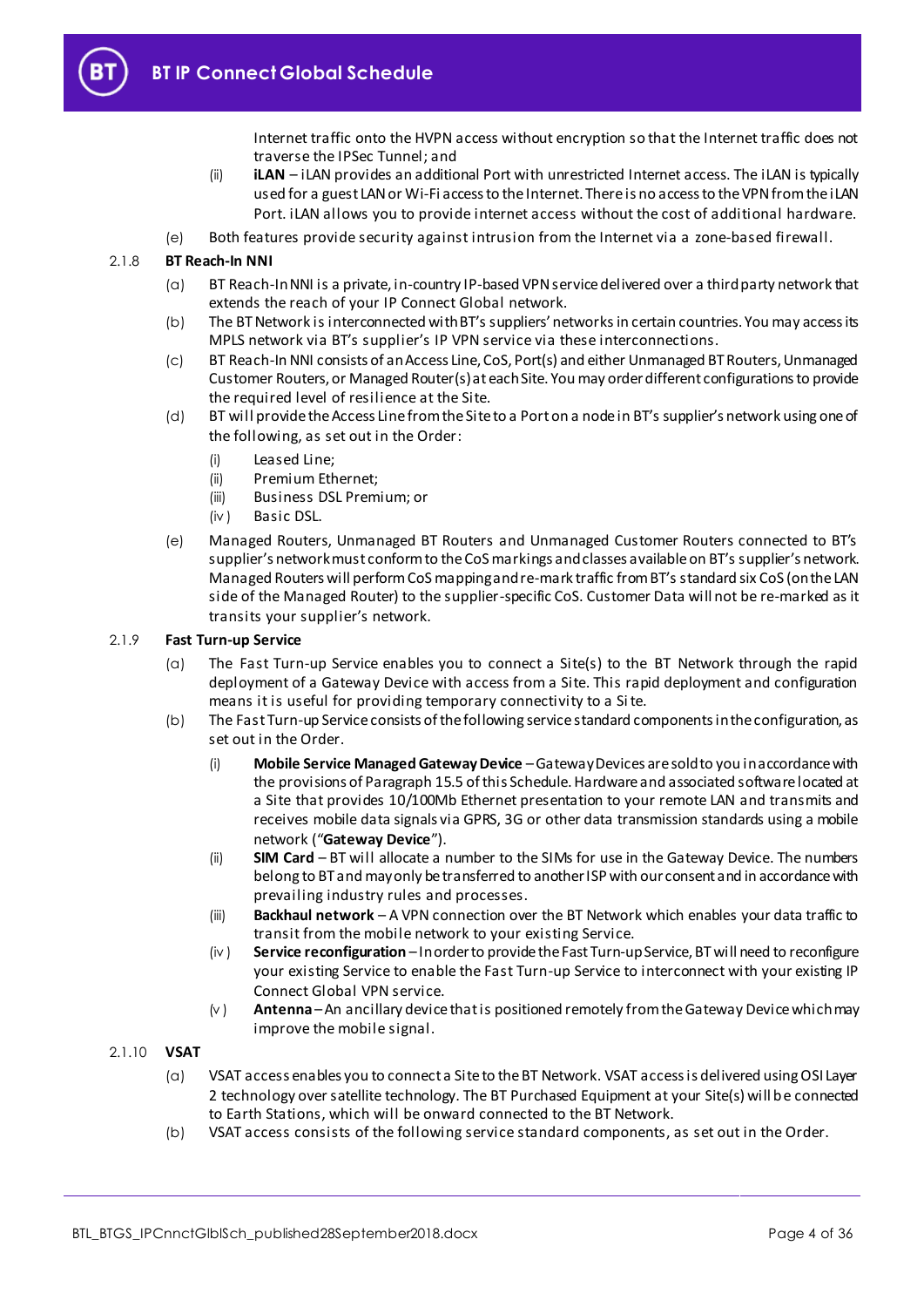Internet traffic onto the HVPN access without encryption so that the Internet traffic does not traverse the IPSec Tunnel; and

(ii) **iLAN** – iLAN provides an additional Port with unrestricted Internet access. The iLAN is typically used for a guest LAN or Wi-Fi access to the Internet. There is no access to the VPN from the iLAN Port. iLAN allows you to provide internet access without the cost of additional hardware.

(e) Both features provide security against intrusion from the Internet via a zone-based firewall.

2.1.8 **BT Reach-In NNI**

(a) BT Reach-In NNI is a private, in-country IP-based VPN service delivered over a third party network that extends the reach of your IP Connect Global network.

(b) The BT Network is interconnected with BT's suppliers' networks in certain countries. You may access its MPLS network via BT's supplier's IP VPN service via these interconnections.

(c) BT Reach-In NNI consists of an Access Line, CoS, Port(s) and either Unmanaged BT Routers, Unmanaged Customer Routers, or Managed Router(s) at each Site. You may order different configurations to provide the required level of resilience at the Site.

(d) BT will provide the Access Line from the Site to a Port on a node in BT's supplier's network using one of the following, as set out in the Order:

(i) Leased Line;
(ii) Premium Ethernet;
(iii) Business DSL Premium; or
(iv) Basic DSL.

(e) Managed Routers, Unmanaged BT Routers and Unmanaged Customer Routers connected to BT's supplier's network must conform to the CoS markings and classes available on BT's supplier's network. Managed Routers will perform CoS mapping and re-mark traffic from BT's standard six CoS (on the LAN side of the Managed Router) to the supplier-specific CoS. Customer Data will not be re-marked as it transits your supplier's network.

2.1.9 **Fast Turn-up Service**

(a) The Fast Turn-up Service enables you to connect a Site(s) to the BT Network through the rapid deployment of a Gateway Device with access from a Site. This rapid deployment and configuration means it is useful for providing temporary connectivity to a Site.

(b) The Fast Turn-up Service consists of the following service standard components in the configuration, as set out in the Order.

(i) **Mobile Service Managed Gateway Device** – Gateway Devices are sold to you in accordance with the provisions of Paragraph 15.5 of this Schedule. Hardware and associated software located at a Site that provides 10/100Mb Ethernet presentation to your remote LAN and transmits and receives mobile data signals via GPRS, 3G or other data transmission standards using a mobile network ("**Gateway Device**").

(ii) **SIM Card** – BT will allocate a number to the SIMs for use in the Gateway Device. The numbers belong to BT and may only be transferred to another ISP with our consent and in accordance with prevailing industry rules and processes.

(iii) **Backhaul network** – A VPN connection over the BT Network which enables your data traffic to transit from the mobile network to your existing Service.

(iv) **Service reconfiguration** – In order to provide the Fast Turn-up Service, BT will need to reconfigure your existing Service to enable the Fast Turn-up Service to interconnect with your existing IP Connect Global VPN service.

(v) **Antenna** – An ancillary device that is positioned remotely from the Gateway Device which may improve the mobile signal.

2.1.10 **VSAT**

(a) VSAT access enables you to connect a Site to the BT Network. VSAT access is delivered using OSI Layer 2 technology over satellite technology. The BT Purchased Equipment at your Site(s) will be connected to Earth Stations, which will be onward connected to the BT Network.

(b) VSAT access consists of the following service standard components, as set out in the Order.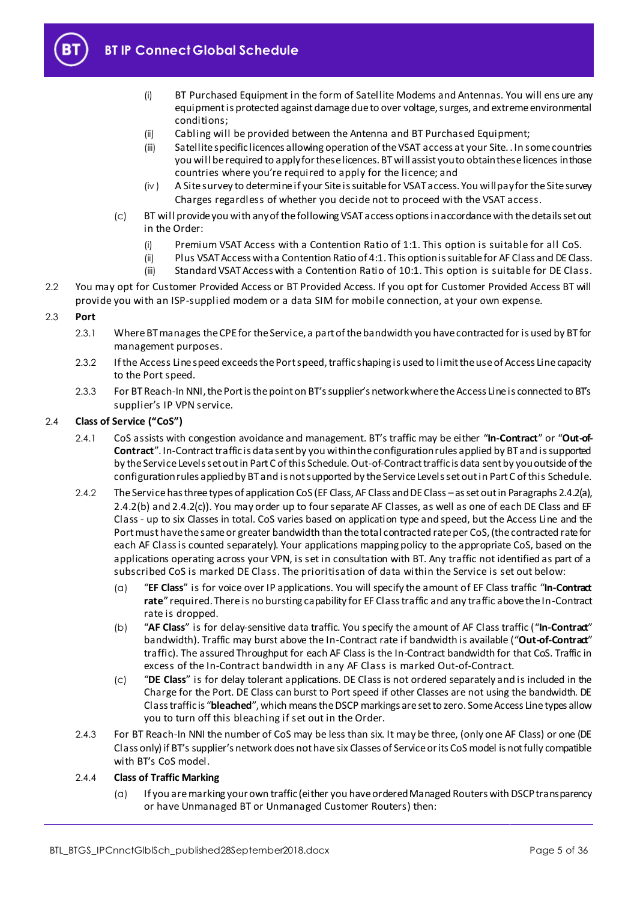(i) BT Purchased Equipment in the form of Satellite Modems and Antennas. You will ensure any equipment is protected against damage due to over voltage, surges, and extreme environmental conditions;

(ii) Cabling will be provided between the Antenna and BT Purchased Equipment;

(iii) Satellite specific licences allowing operation of the VSAT access at your Site. . In some countries you will be required to apply for these licences. BT will assist you to obtain these licences in those countries where you're required to apply for the licence; and

(iv) A Site survey to determine if your Site is suitable for VSAT access. You will pay for the Site survey Charges regardless of whether you decide not to proceed with the VSAT access.

(c) BT will provide you with any of the following VSAT access options in accordance with the details set out in the Order:

(i) Premium VSAT Access with a Contention Ratio of 1:1. This option is suitable for all CoS.

(ii) Plus VSAT Access with a Contention Ratio of 4:1. This option is suitable for AF Class and DE Class.

(iii) Standard VSAT Access with a Contention Ratio of 10:1. This option is suitable for DE Class.

2.2 You may opt for Customer Provided Access or BT Provided Access. If you opt for Customer Provided Access BT will provide you with an ISP-supplied modem or a data SIM for mobile connection, at your own expense.

2.3 **Port**

2.3.1 Where BT manages the CPE for the Service, a part of the bandwidth you have contracted for is used by BT for management purposes.

2.3.2 If the Access Line speed exceeds the Port speed, traffic shaping is used to limit the use of Access Line capacity to the Port speed.

2.3.3 For BT Reach-In NNI, the Port is the point on BT's supplier's network where the Access Line is connected to BT's supplier's IP VPN service.

2.4 **Class of Service ("CoS")**

2.4.1 CoS assists with congestion avoidance and management. BT's traffic may be either "**In-Contract**" or "**Out-of-Contract**". In-Contract traffic is data sent by you within the configuration rules applied by BT and is supported by the Service Levels set out in Part C of this Schedule. Out-of-Contract traffic is data sent by you outside of the configuration rules applied by BT and is not supported by the Service Levels set out in Part C of this Schedule.

2.4.2 The Service has three types of application CoS (EF Class, AF Class and DE Class – as set out in Paragraphs 2.4.2(a), 2.4.2(b) and 2.4.2(c)). You may order up to four separate AF Classes, as well as one of each DE Class and EF Class - up to six Classes in total. CoS varies based on application type and speed, but the Access Line and the Port must have the same or greater bandwidth than the total contracted rate per CoS, (the contracted rate for each AF Class is counted separately). Your applications mapping policy to the appropriate CoS, based on the applications operating across your VPN, is set in consultation with BT. Any traffic not identified as part of a subscribed CoS is marked DE Class. The prioritisation of data within the Service is set out below:

(a) "**EF Class**" is for voice over IP applications. You will specify the amount of EF Class traffic "**In-Contract rate**" required. There is no bursting capability for EF Class traffic and any traffic above the In-Contract rate is dropped.

(b) "**AF Class**" is for delay-sensitive data traffic. You specify the amount of AF Class traffic ("**In-Contract**" bandwidth). Traffic may burst above the In-Contract rate if bandwidth is available ("**Out-of-Contract**" traffic). The assured Throughput for each AF Class is the In-Contract bandwidth for that CoS. Traffic in excess of the In-Contract bandwidth in any AF Class is marked Out-of-Contract.

(c) "**DE Class**" is for delay tolerant applications. DE Class is not ordered separately and is included in the Charge for the Port. DE Class can burst to Port speed if other Classes are not using the bandwidth. DE Class traffic is "**bleached**", which means the DSCP markings are set to zero. Some Access Line types allow you to turn off this bleaching if set out in the Order.

2.4.3 For BT Reach-In NNI the number of CoS may be less than six. It may be three, (only one AF Class) or one (DE Class only) if BT's supplier's network does not have six Classes of Service or its CoS model is not fully compatible with BT's CoS model.

2.4.4 **Class of Traffic Marking**

(a) If you are marking your own traffic (either you have ordered Managed Routers with DSCP transparency or have Unmanaged BT or Unmanaged Customer Routers) then: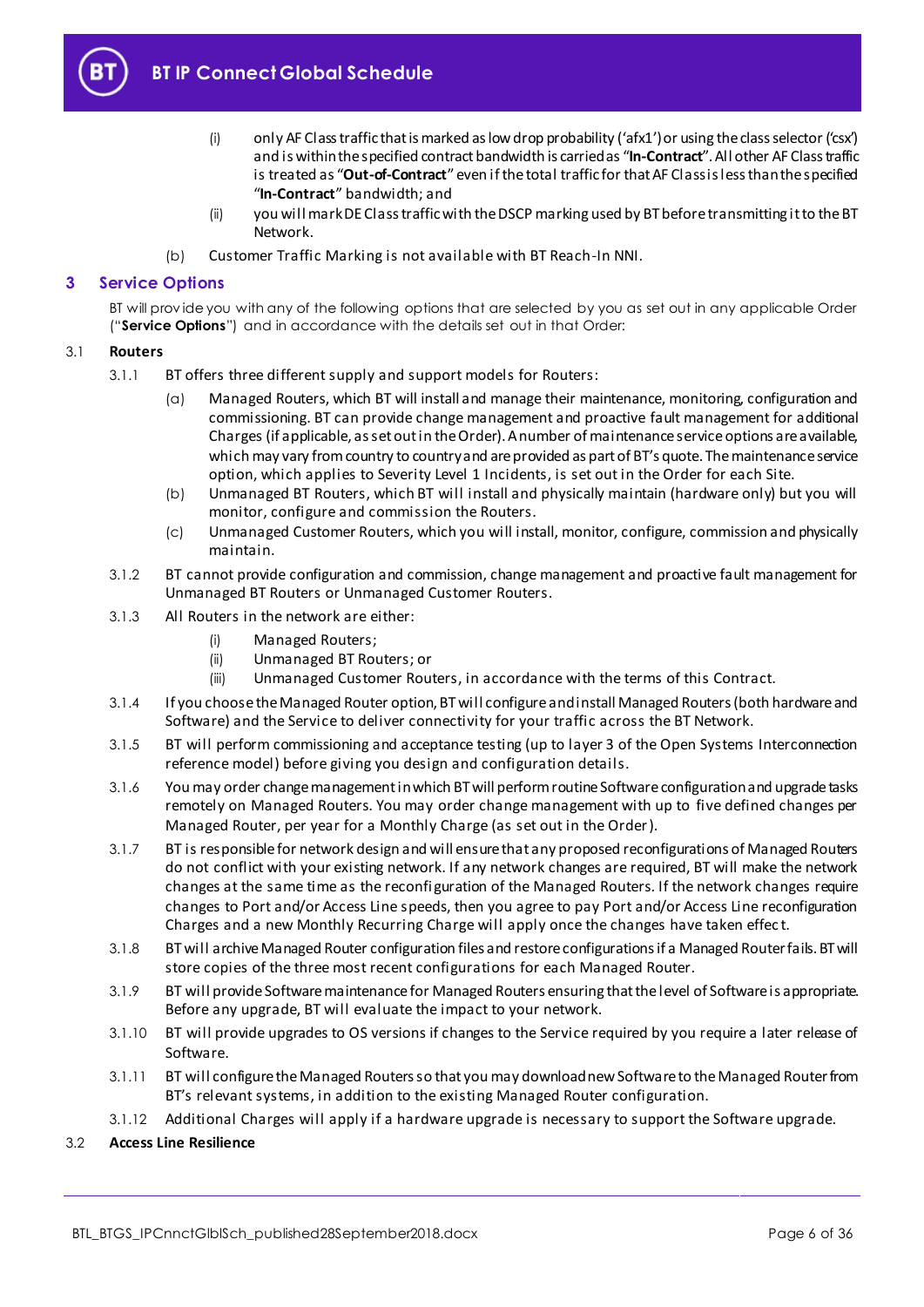(i) only AF Class traffic that is marked as low drop probability ('afx1') or using the class selector ('csx') and is within the specified contract bandwidth is carried as "**In-Contract**". All other AF Class traffic is treated as "**Out-of-Contract**" even if the total traffic for that AF Class is less than the specified "**In-Contract**" bandwidth; and

(ii) you will mark DE Class traffic with the DSCP marking used by BT before transmitting it to the BT Network.

(b) Customer Traffic Marking is not available with BT Reach-In NNI.

## 3 Service Options

BT will provide you with any of the following options that are selected by you as set out in any applicable Order ("**Service Options**") and in accordance with the details set out in that Order:

### 3.1 Routers

3.1.1 BT offers three different supply and support models for Routers:

(a) Managed Routers, which BT will install and manage their maintenance, monitoring, configuration and commissioning. BT can provide change management and proactive fault management for additional Charges (if applicable, as set out in the Order). A number of maintenance service options are available, which may vary from country to country and are provided as part of BT's quote. The maintenance service option, which applies to Severity Level 1 Incidents, is set out in the Order for each Site.

(b) Unmanaged BT Routers, which BT will install and physically maintain (hardware only) but you will monitor, configure and commission the Routers.

(c) Unmanaged Customer Routers, which you will install, monitor, configure, commission and physically maintain.

3.1.2 BT cannot provide configuration and commission, change management and proactive fault management for Unmanaged BT Routers or Unmanaged Customer Routers.

3.1.3 All Routers in the network are either:

(i) Managed Routers;

(ii) Unmanaged BT Routers; or

(iii) Unmanaged Customer Routers, in accordance with the terms of this Contract.

3.1.4 If you choose the Managed Router option, BT will configure and install Managed Routers (both hardware and Software) and the Service to deliver connectivity for your traffic across the BT Network.

3.1.5 BT will perform commissioning and acceptance testing (up to layer 3 of the Open Systems Interconnection reference model) before giving you design and configuration details.

3.1.6 You may order change management in which BT will perform routine Software configuration and upgrade tasks remotely on Managed Routers. You may order change management with up to five defined changes per Managed Router, per year for a Monthly Charge (as set out in the Order).

3.1.7 BT is responsible for network design and will ensure that any proposed reconfigurations of Managed Routers do not conflict with your existing network. If any network changes are required, BT will make the network changes at the same time as the reconfiguration of the Managed Routers. If the network changes require changes to Port and/or Access Line speeds, then you agree to pay Port and/or Access Line reconfiguration Charges and a new Monthly Recurring Charge will apply once the changes have taken effect.

3.1.8 BT will archive Managed Router configuration files and restore configurations if a Managed Router fails. BT will store copies of the three most recent configurations for each Managed Router.

3.1.9 BT will provide Software maintenance for Managed Routers ensuring that the level of Software is appropriate. Before any upgrade, BT will evaluate the impact to your network.

3.1.10 BT will provide upgrades to OS versions if changes to the Service required by you require a later release of Software.

3.1.11 BT will configure the Managed Routers so that you may download new Software to the Managed Router from BT's relevant systems, in addition to the existing Managed Router configuration.

3.1.12 Additional Charges will apply if a hardware upgrade is necessary to support the Software upgrade.

### 3.2 Access Line Resilience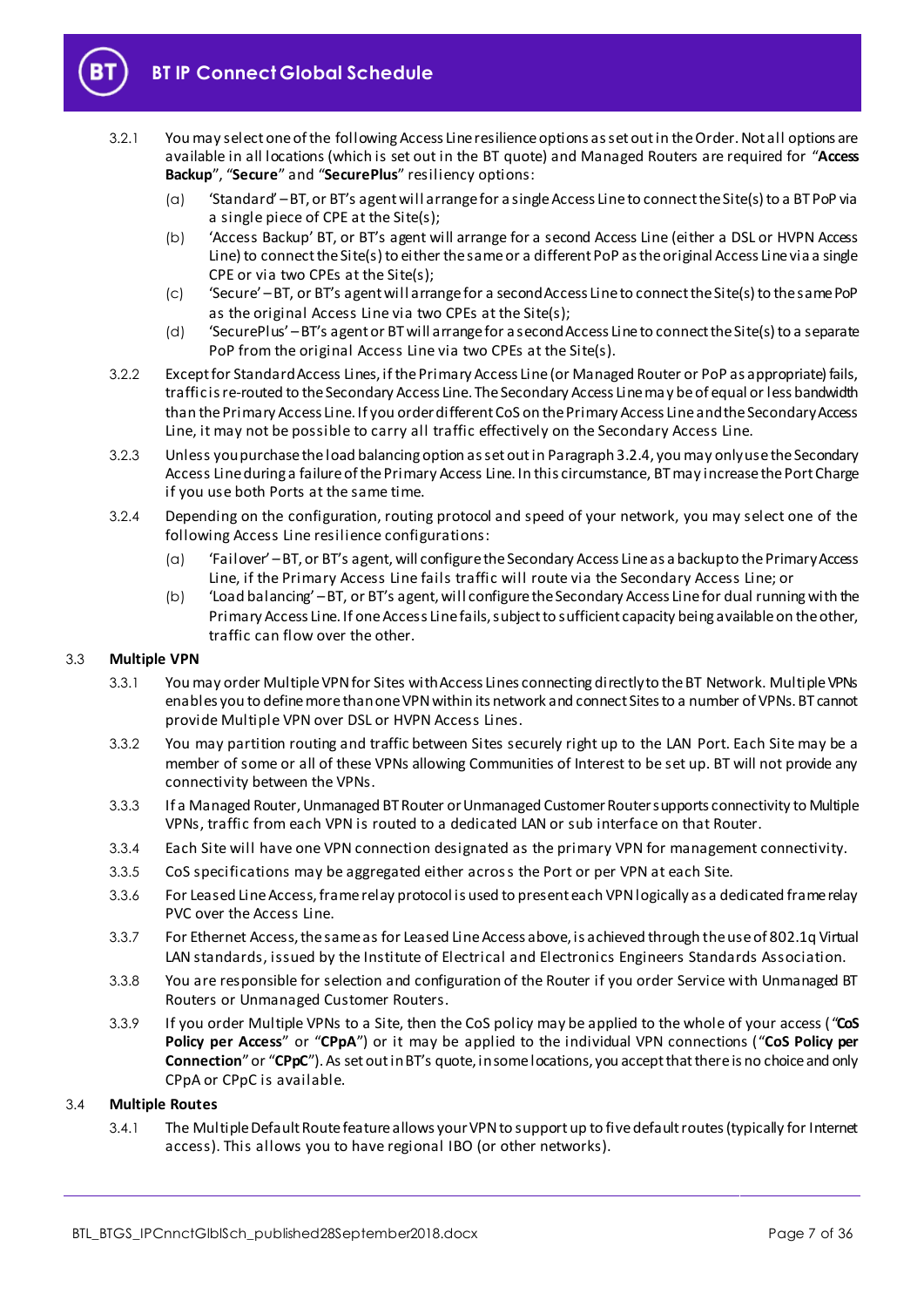3.2.1 You may select one of the following Access Line resilience options as set out in the Order. Not all options are available in all locations (which is set out in the BT quote) and Managed Routers are required for "**Access Backup**", "**Secure**" and "**SecurePlus**" resiliency options:

(a) 'Standard' – BT, or BT's agent will arrange for a single Access Line to connect the Site(s) to a BT PoP via a single piece of CPE at the Site(s);

(b) 'Access Backup' BT, or BT's agent will arrange for a second Access Line (either a DSL or HVPN Access Line) to connect the Site(s) to either the same or a different PoP as the original Access Line via a single CPE or via two CPEs at the Site(s);

(c) 'Secure' – BT, or BT's agent will arrange for a second Access Line to connect the Site(s) to the same PoP as the original Access Line via two CPEs at the Site(s);

(d) 'SecurePlus' – BT's agent or BT will arrange for a second Access Line to connect the Site(s) to a separate PoP from the original Access Line via two CPEs at the Site(s).

3.2.2 Except for Standard Access Lines, if the Primary Access Line (or Managed Router or PoP as appropriate) fails, traffic is re-routed to the Secondary Access Line. The Secondary Access Line may be of equal or less bandwidth than the Primary Access Line. If you order different CoS on the Primary Access Line and the Secondary Access Line, it may not be possible to carry all traffic effectively on the Secondary Access Line.

3.2.3 Unless you purchase the load balancing option as set out in Paragraph 3.2.4, you may only use the Secondary Access Line during a failure of the Primary Access Line. In this circumstance, BT may increase the Port Charge if you use both Ports at the same time.

3.2.4 Depending on the configuration, routing protocol and speed of your network, you may select one of the following Access Line resilience configurations:

(a) 'Failover' – BT, or BT's agent, will configure the Secondary Access Line as a backup to the Primary Access Line, if the Primary Access Line fails traffic will route via the Secondary Access Line; or

(b) 'Load balancing' – BT, or BT's agent, will configure the Secondary Access Line for dual running with the Primary Access Line. If one Access Line fails, subject to sufficient capacity being available on the other, traffic can flow over the other.

### 3.3 Multiple VPN

3.3.1 You may order Multiple VPN for Sites with Access Lines connecting directly to the BT Network. Multiple VPNs enables you to define more than one VPN within its network and connect Sites to a number of VPNs. BT cannot provide Multiple VPN over DSL or HVPN Access Lines.

3.3.2 You may partition routing and traffic between Sites securely right up to the LAN Port. Each Site may be a member of some or all of these VPNs allowing Communities of Interest to be set up. BT will not provide any connectivity between the VPNs.

3.3.3 If a Managed Router, Unmanaged BT Router or Unmanaged Customer Router supports connectivity to Multiple VPNs, traffic from each VPN is routed to a dedicated LAN or sub interface on that Router.

3.3.4 Each Site will have one VPN connection designated as the primary VPN for management connectivity.

3.3.5 CoS specifications may be aggregated either across the Port or per VPN at each Site.

3.3.6 For Leased Line Access, frame relay protocol is used to present each VPN logically as a dedicated frame relay PVC over the Access Line.

3.3.7 For Ethernet Access, the same as for Leased Line Access above, is achieved through the use of 802.1q Virtual LAN standards, issued by the Institute of Electrical and Electronics Engineers Standards Association.

3.3.8 You are responsible for selection and configuration of the Router if you order Service with Unmanaged BT Routers or Unmanaged Customer Routers.

3.3.9 If you order Multiple VPNs to a Site, then the CoS policy may be applied to the whole of your access ("**CoS Policy per Access**" or "**CPpA**") or it may be applied to the individual VPN connections ("**CoS Policy per Connection**" or "**CPpC**"). As set out in BT's quote, in some locations, you accept that there is no choice and only CPpA or CPpC is available.

### 3.4 Multiple Routes

3.4.1 The Multiple Default Route feature allows your VPN to support up to five default routes (typically for Internet access). This allows you to have regional IBO (or other networks).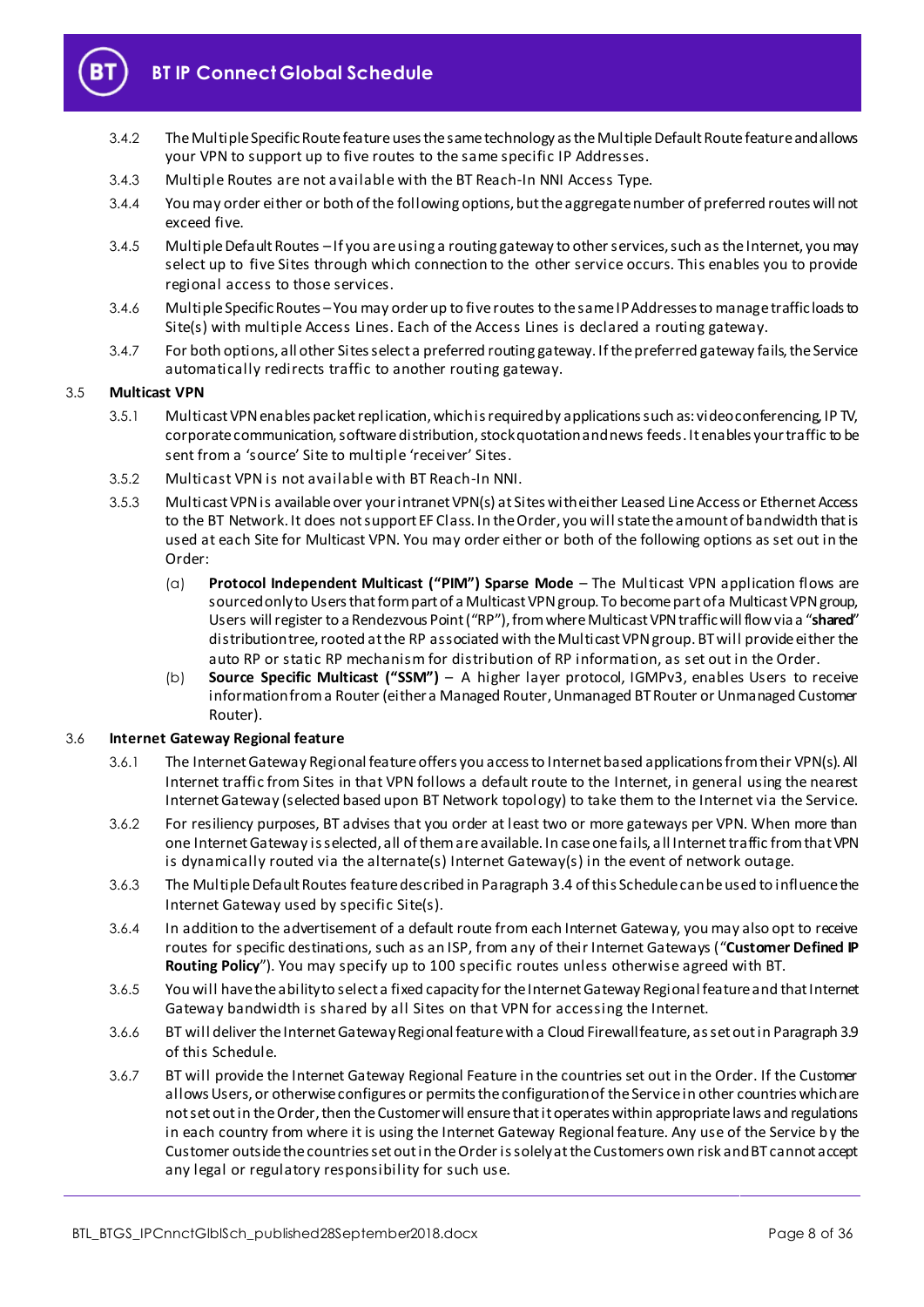3.4.2 The Multiple Specific Route feature uses the same technology as the Multiple Default Route feature and allows your VPN to support up to five routes to the same specific IP Addresses.

3.4.3 Multiple Routes are not available with the BT Reach-In NNI Access Type.

3.4.4 You may order either or both of the following options, but the aggregate number of preferred routes will not exceed five.

3.4.5 Multiple Default Routes – If you are using a routing gateway to other services, such as the Internet, you may select up to five Sites through which connection to the other service occurs. This enables you to provide regional access to those services.

3.4.6 Multiple Specific Routes – You may order up to five routes to the same IP Addresses to manage traffic loads to Site(s) with multiple Access Lines. Each of the Access Lines is declared a routing gateway.

3.4.7 For both options, all other Sites select a preferred routing gateway. If the preferred gateway fails, the Service automatically redirects traffic to another routing gateway.

3.5 **Multicast VPN**

3.5.1 Multicast VPN enables packet replication, which is required by applications such as: videoconferencing, IP TV, corporate communication, software distribution, stock quotation and news feeds. It enables your traffic to be sent from a 'source' Site to multiple 'receiver' Sites.

3.5.2 Multicast VPN is not available with BT Reach-In NNI.

3.5.3 Multicast VPN is available over your intranet VPN(s) at Sites with either Leased Line Access or Ethernet Access to the BT Network. It does not support EF Class. In the Order, you will state the amount of bandwidth that is used at each Site for Multicast VPN. You may order either or both of the following options as set out in the Order:

(a) **Protocol Independent Multicast ("PIM") Sparse Mode** – The Multicast VPN application flows are sourced only to Users that form part of a Multicast VPN group. To become part of a Multicast VPN group, Users will register to a Rendezvous Point ("RP"), from where Multicast VPN traffic will flow via a "**shared**" distribution tree, rooted at the RP associated with the Multicast VPN group. BT will provide either the auto RP or static RP mechanism for distribution of RP information, as set out in the Order.

(b) **Source Specific Multicast ("SSM")** – A higher layer protocol, IGMPv3, enables Users to receive information from a Router (either a Managed Router, Unmanaged BT Router or Unmanaged Customer Router).

3.6 **Internet Gateway Regional feature**

3.6.1 The Internet Gateway Regional feature offers you access to Internet based applications from their VPN(s). All Internet traffic from Sites in that VPN follows a default route to the Internet, in general using the nearest Internet Gateway (selected based upon BT Network topology) to take them to the Internet via the Service.

3.6.2 For resiliency purposes, BT advises that you order at least two or more gateways per VPN. When more than one Internet Gateway is selected, all of them are available. In case one fails, all Internet traffic from that VPN is dynamically routed via the alternate(s) Internet Gateway(s) in the event of network outage.

3.6.3 The Multiple Default Routes feature described in Paragraph 3.4 of this Schedule can be used to influence the Internet Gateway used by specific Site(s).

3.6.4 In addition to the advertisement of a default route from each Internet Gateway, you may also opt to receive routes for specific destinations, such as an ISP, from any of their Internet Gateways ("**Customer Defined IP Routing Policy**"). You may specify up to 100 specific routes unless otherwise agreed with BT.

3.6.5 You will have the ability to select a fixed capacity for the Internet Gateway Regional feature and that Internet Gateway bandwidth is shared by all Sites on that VPN for accessing the Internet.

3.6.6 BT will deliver the Internet Gateway Regional feature with a Cloud Firewall feature, as set out in Paragraph 3.9 of this Schedule.

3.6.7 BT will provide the Internet Gateway Regional Feature in the countries set out in the Order. If the Customer allows Users, or otherwise configures or permits the configuration of the Service in other countries which are not set out in the Order, then the Customer will ensure that it operates within appropriate laws and regulations in each country from where it is using the Internet Gateway Regional feature. Any use of the Service by the Customer outside the countries set out in the Order is solely at the Customers own risk and BT cannot accept any legal or regulatory responsibility for such use.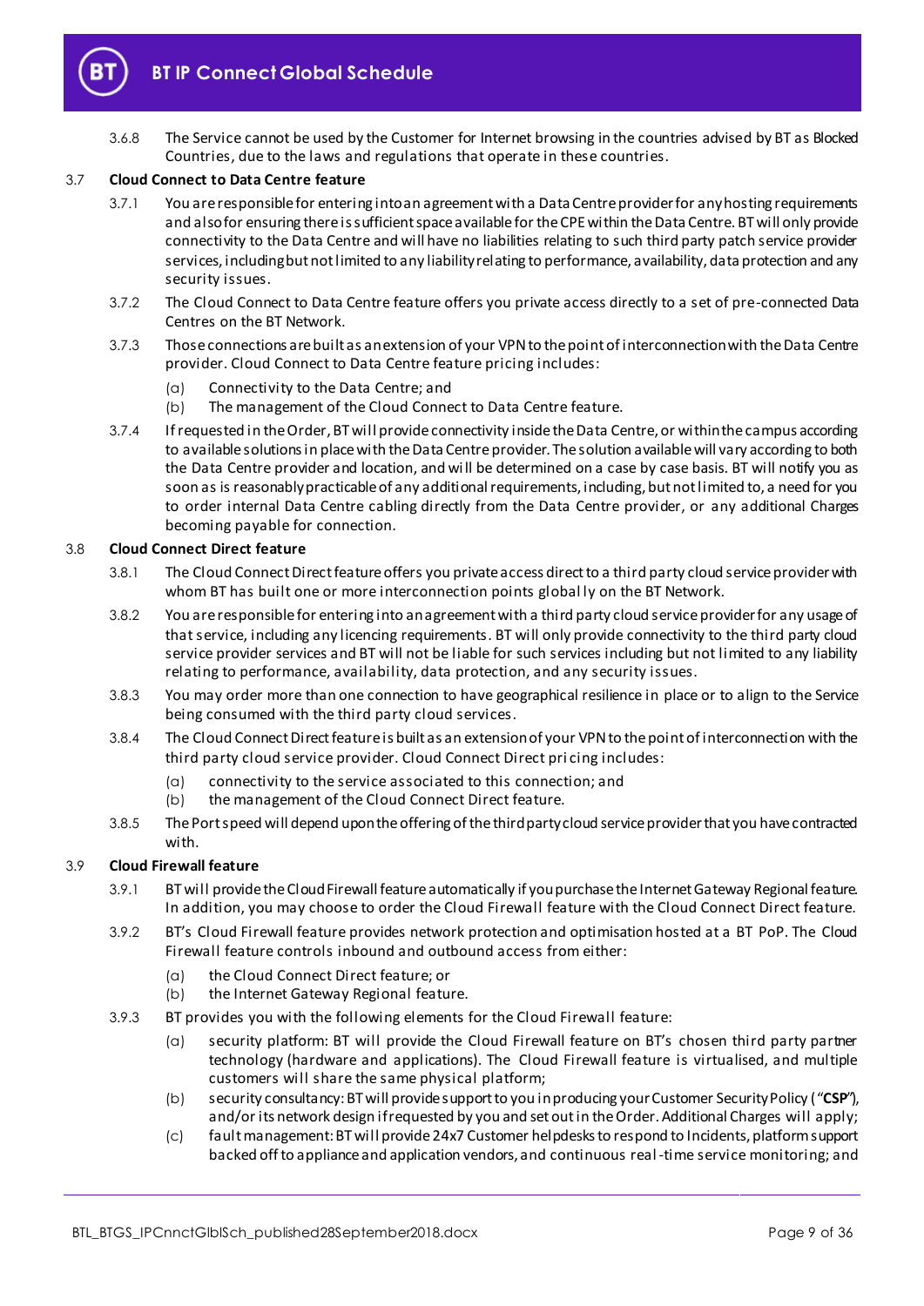3.6.8 The Service cannot be used by the Customer for Internet browsing in the countries advised by BT as Blocked Countries, due to the laws and regulations that operate in these countries.

### 3.7 Cloud Connect to Data Centre feature

3.7.1 You are responsible for entering into an agreement with a Data Centre provider for any hosting requirements and also for ensuring there is sufficient space available for the CPE within the Data Centre. BT will only provide connectivity to the Data Centre and will have no liabilities relating to such third party patch service provider services, including but not limited to any liability relating to performance, availability, data protection and any security issues.

3.7.2 The Cloud Connect to Data Centre feature offers you private access directly to a set of pre-connected Data Centres on the BT Network.

3.7.3 Those connections are built as an extension of your VPN to the point of interconnection with the Data Centre provider. Cloud Connect to Data Centre feature pricing includes:

(a) Connectivity to the Data Centre; and
(b) The management of the Cloud Connect to Data Centre feature.

3.7.4 If requested in the Order, BT will provide connectivity inside the Data Centre, or within the campus according to available solutions in place with the Data Centre provider. The solution available will vary according to both the Data Centre provider and location, and will be determined on a case by case basis. BT will notify you as soon as is reasonably practicable of any additional requirements, including, but not limited to, a need for you to order internal Data Centre cabling directly from the Data Centre provider, or any additional Charges becoming payable for connection.

### 3.8 Cloud Connect Direct feature

3.8.1 The Cloud Connect Direct feature offers you private access direct to a third party cloud service provider with whom BT has built one or more interconnection points globally on the BT Network.

3.8.2 You are responsible for entering into an agreement with a third party cloud service provider for any usage of that service, including any licencing requirements. BT will only provide connectivity to the third party cloud service provider services and BT will not be liable for such services including but not limited to any liability relating to performance, availability, data protection, and any security issues.

3.8.3 You may order more than one connection to have geographical resilience in place or to align to the Service being consumed with the third party cloud services.

3.8.4 The Cloud Connect Direct feature is built as an extension of your VPN to the point of interconnection with the third party cloud service provider. Cloud Connect Direct pricing includes:

(a) connectivity to the service associated to this connection; and
(b) the management of the Cloud Connect Direct feature.

3.8.5 The Port speed will depend upon the offering of the third party cloud service provider that you have contracted with.

### 3.9 Cloud Firewall feature

3.9.1 BT will provide the Cloud Firewall feature automatically if you purchase the Internet Gateway Regional feature. In addition, you may choose to order the Cloud Firewall feature with the Cloud Connect Direct feature.

3.9.2 BT's Cloud Firewall feature provides network protection and optimisation hosted at a BT PoP. The Cloud Firewall feature controls inbound and outbound access from either:

(a) the Cloud Connect Direct feature; or
(b) the Internet Gateway Regional feature.

3.9.3 BT provides you with the following elements for the Cloud Firewall feature:

(a) security platform: BT will provide the Cloud Firewall feature on BT's chosen third party partner technology (hardware and applications). The Cloud Firewall feature is virtualised, and multiple customers will share the same physical platform;
(b) security consultancy: BT will provide support to you in producing your Customer Security Policy ("**CSP**"), and/or its network design if requested by you and set out in the Order. Additional Charges will apply;
(c) fault management: BT will provide 24x7 Customer helpdesks to respond to Incidents, platform support backed off to appliance and application vendors, and continuous real-time service monitoring; and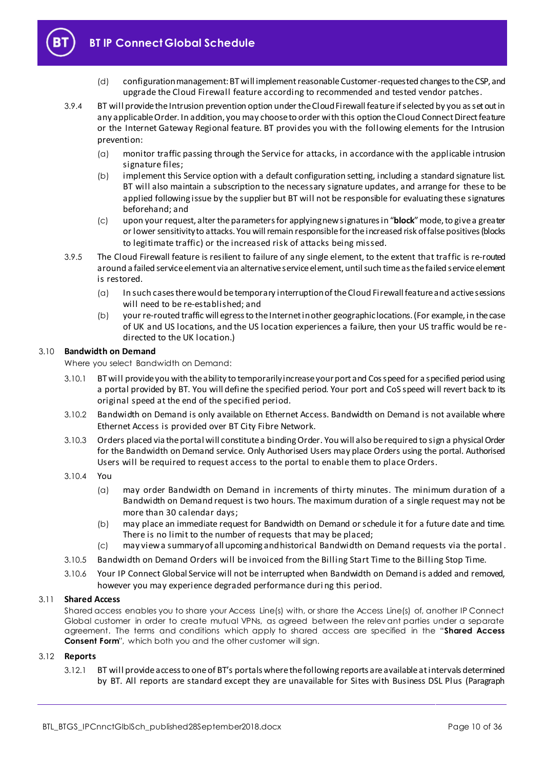(d) configuration management: BT will implement reasonable Customer-requested changes to the CSP, and upgrade the Cloud Firewall feature according to recommended and tested vendor patches.

3.9.4 BT will provide the Intrusion prevention option under the Cloud Firewall feature if selected by you as set out in any applicable Order. In addition, you may choose to order with this option the Cloud Connect Direct feature or the Internet Gateway Regional feature. BT provides you with the following elements for the Intrusion prevention:

(a) monitor traffic passing through the Service for attacks, in accordance with the applicable intrusion signature files;

(b) implement this Service option with a default configuration setting, including a standard signature list. BT will also maintain a subscription to the necessary signature updates, and arrange for these to be applied following issue by the supplier but BT will not be responsible for evaluating these signatures beforehand; and

(c) upon your request, alter the parameters for applying new signatures in "**block**" mode, to give a greater or lower sensitivity to attacks. You will remain responsible for the increased risk of false positives (blocks to legitimate traffic) or the increased risk of attacks being missed.

3.9.5 The Cloud Firewall feature is resilient to failure of any single element, to the extent that traffic is re-routed around a failed service element via an alternative service element, until such time as the failed service element is restored.

(a) In such cases there would be temporary interruption of the Cloud Firewall feature and active sessions will need to be re-established; and

(b) your re-routed traffic will egress to the Internet in other geographic locations. (For example, in the case of UK and US locations, and the US location experiences a failure, then your US traffic would be re-directed to the UK location.)

### 3.10 Bandwidth on Demand

Where you select Bandwidth on Demand:

3.10.1 BT will provide you with the ability to temporarily increase your port and Cos speed for a specified period using a portal provided by BT. You will define the specified period. Your port and CoS speed will revert back to its original speed at the end of the specified period.

3.10.2 Bandwidth on Demand is only available on Ethernet Access. Bandwidth on Demand is not available where Ethernet Access is provided over BT City Fibre Network.

3.10.3 Orders placed via the portal will constitute a binding Order. You will also be required to sign a physical Order for the Bandwidth on Demand service. Only Authorised Users may place Orders using the portal. Authorised Users will be required to request access to the portal to enable them to place Orders.

3.10.4 You

(a) may order Bandwidth on Demand in increments of thirty minutes. The minimum duration of a Bandwidth on Demand request is two hours. The maximum duration of a single request may not be more than 30 calendar days;

(b) may place an immediate request for Bandwidth on Demand or schedule it for a future date and time. There is no limit to the number of requests that may be placed;

(c) may view a summary of all upcoming and historical Bandwidth on Demand requests via the portal.

3.10.5 Bandwidth on Demand Orders will be invoiced from the Billing Start Time to the Billing Stop Time.

3.10.6 Your IP Connect Global Service will not be interrupted when Bandwidth on Demand is added and removed, however you may experience degraded performance during this period.

### 3.11 Shared Access

Shared access enables you to share your Access Line(s) with, or share the Access Line(s) of, another IP Connect Global customer in order to create mutual VPNs, as agreed between the relevant parties under a separate agreement. The terms and conditions which apply to shared access are specified in the "**Shared Access Consent Form**", which both you and the other customer will sign.

### 3.12 Reports

3.12.1 BT will provide access to one of BT's portals where the following reports are available at intervals determined by BT. All reports are standard except they are unavailable for Sites with Business DSL Plus (Paragraph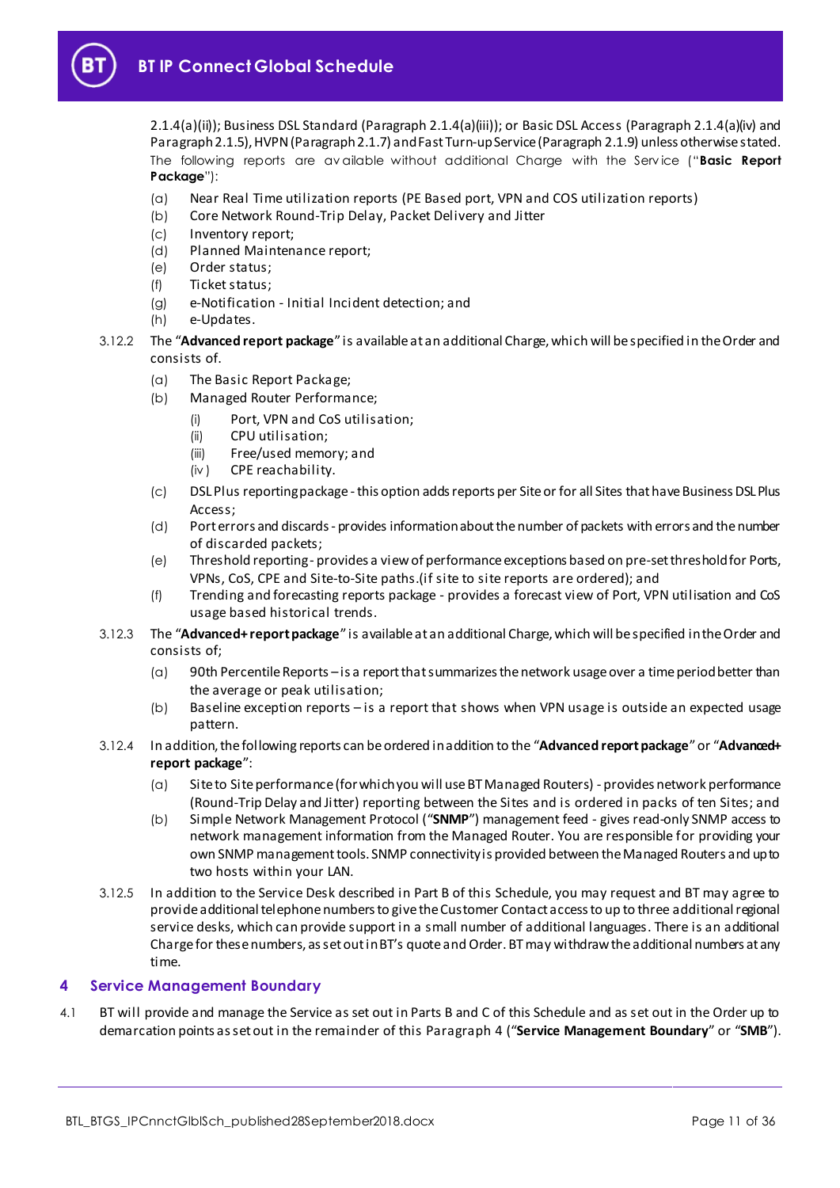2.1.4(a)(ii)); Business DSL Standard (Paragraph 2.1.4(a)(iii)); or Basic DSL Access (Paragraph 2.1.4(a)(iv) and Paragraph 2.1.5), HVPN (Paragraph 2.1.7) and Fast Turn-up Service (Paragraph 2.1.9) unless otherwise stated. The following reports are available without additional Charge with the Service ("**Basic Report Package**"):

(a) Near Real Time utilization reports (PE Based port, VPN and COS utilization reports)

(b) Core Network Round-Trip Delay, Packet Delivery and Jitter

(c) Inventory report;

(d) Planned Maintenance report;

(e) Order status;

(f) Ticket status;

(g) e-Notification - Initial Incident detection; and

(h) e-Updates.

3.12.2 The "**Advanced report package**" is available at an additional Charge, which will be specified in the Order and consists of.

(a) The Basic Report Package;

(b) Managed Router Performance;

(i) Port, VPN and CoS utilisation;

(ii) CPU utilisation;

(iii) Free/used memory; and

(iv) CPE reachability.

(c) DSL Plus reporting package - this option adds reports per Site or for all Sites that have Business DSL Plus Access;

(d) Port errors and discards - provides information about the number of packets with errors and the number of discarded packets;

(e) Threshold reporting - provides a view of performance exceptions based on pre-set threshold for Ports, VPNs, CoS, CPE and Site-to-Site paths.(if site to site reports are ordered); and

(f) Trending and forecasting reports package - provides a forecast view of Port, VPN utilisation and CoS usage based historical trends.

3.12.3 The "**Advanced+ report package**" is available at an additional Charge, which will be specified in the Order and consists of;

(a) 90th Percentile Reports – is a report that summarizes the network usage over a time period better than the average or peak utilisation;

(b) Baseline exception reports – is a report that shows when VPN usage is outside an expected usage pattern.

3.12.4 In addition, the following reports can be ordered in addition to the "**Advanced report package**" or "**Advanced+ report package**":

(a) Site to Site performance (for which you will use BT Managed Routers) - provides network performance (Round-Trip Delay and Jitter) reporting between the Sites and is ordered in packs of ten Sites; and

(b) Simple Network Management Protocol ("**SNMP**") management feed - gives read-only SNMP access to network management information from the Managed Router. You are responsible for providing your own SNMP management tools. SNMP connectivity is provided between the Managed Routers and up to two hosts within your LAN.

3.12.5 In addition to the Service Desk described in Part B of this Schedule, you may request and BT may agree to provide additional telephone numbers to give the Customer Contact access to up to three additional regional service desks, which can provide support in a small number of additional languages. There is an additional Charge for these numbers, as set out in BT's quote and Order. BT may withdraw the additional numbers at any time.

## 4 Service Management Boundary

4.1 BT will provide and manage the Service as set out in Parts B and C of this Schedule and as set out in the Order up to demarcation points as set out in the remainder of this Paragraph 4 ("**Service Management Boundary**" or "**SMB**").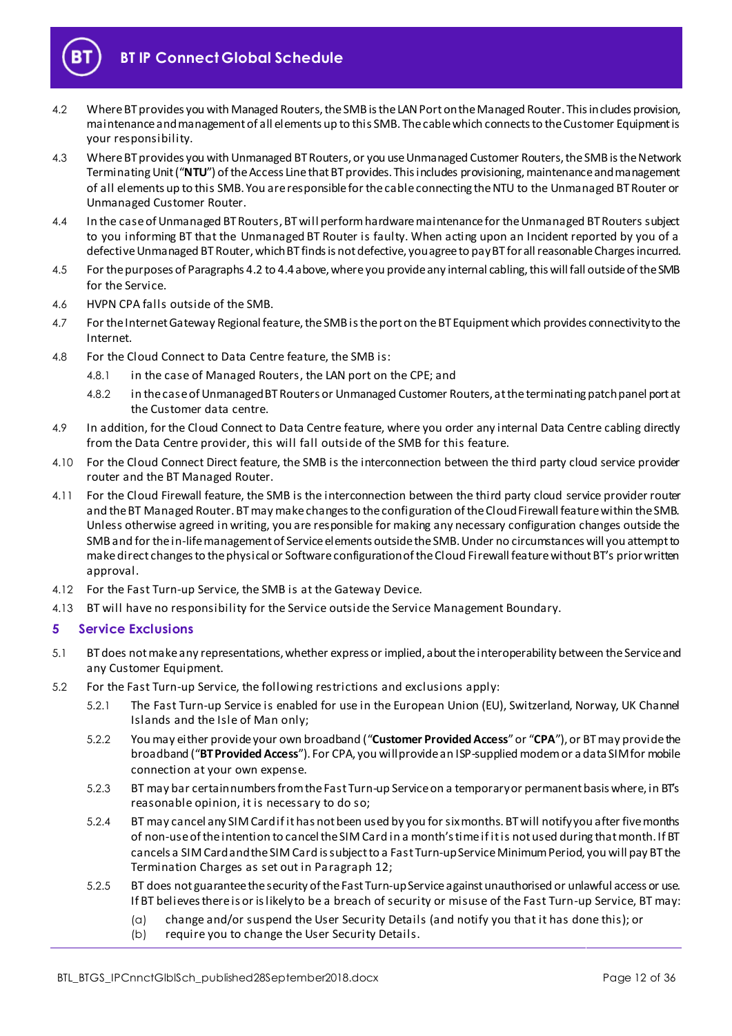4.2 Where BT provides you with Managed Routers, the SMB is the LAN Port on the Managed Router. This includes provision, maintenance and management of all elements up to this SMB. The cable which connects to the Customer Equipment is your responsibility.

4.3 Where BT provides you with Unmanaged BT Routers, or you use Unmanaged Customer Routers, the SMB is the Network Terminating Unit ("**NTU**") of the Access Line that BT provides. This includes provisioning, maintenance and management of all elements up to this SMB. You are responsible for the cable connecting the NTU to the Unmanaged BT Router or Unmanaged Customer Router.

4.4 In the case of Unmanaged BT Routers, BT will perform hardware maintenance for the Unmanaged BT Routers subject to you informing BT that the Unmanaged BT Router is faulty. When acting upon an Incident reported by you of a defective Unmanaged BT Router, which BT finds is not defective, you agree to pay BT for all reasonable Charges incurred.

4.5 For the purposes of Paragraphs 4.2 to 4.4 above, where you provide any internal cabling, this will fall outside of the SMB for the Service.

4.6 HVPN CPA falls outside of the SMB.

4.7 For the Internet Gateway Regional feature, the SMB is the port on the BT Equipment which provides connectivity to the Internet.

4.8 For the Cloud Connect to Data Centre feature, the SMB is:

4.8.1 in the case of Managed Routers, the LAN port on the CPE; and

4.8.2 in the case of Unmanaged BT Routers or Unmanaged Customer Routers, at the terminating patch panel port at the Customer data centre.

4.9 In addition, for the Cloud Connect to Data Centre feature, where you order any internal Data Centre cabling directly from the Data Centre provider, this will fall outside of the SMB for this feature.

4.10 For the Cloud Connect Direct feature, the SMB is the interconnection between the third party cloud service provider router and the BT Managed Router.

4.11 For the Cloud Firewall feature, the SMB is the interconnection between the third party cloud service provider router and the BT Managed Router. BT may make changes to the configuration of the Cloud Firewall feature within the SMB. Unless otherwise agreed in writing, you are responsible for making any necessary configuration changes outside the SMB and for the in-life management of Service elements outside the SMB. Under no circumstances will you attempt to make direct changes to the physical or Software configuration of the Cloud Firewall feature without BT's prior written approval.

4.12 For the Fast Turn-up Service, the SMB is at the Gateway Device.

4.13 BT will have no responsibility for the Service outside the Service Management Boundary.

## 5 Service Exclusions

5.1 BT does not make any representations, whether express or implied, about the interoperability between the Service and any Customer Equipment.

5.2 For the Fast Turn-up Service, the following restrictions and exclusions apply:

5.2.1 The Fast Turn-up Service is enabled for use in the European Union (EU), Switzerland, Norway, UK Channel Islands and the Isle of Man only;

5.2.2 You may either provide your own broadband ("**Customer Provided Access**" or "**CPA**"), or BT may provide the broadband ("**BT Provided Access**"). For CPA, you will provide an ISP-supplied modem or a data SIM for mobile connection at your own expense.

5.2.3 BT may bar certain numbers from the Fast Turn-up Service on a temporary or permanent basis where, in BT's reasonable opinion, it is necessary to do so;

5.2.4 BT may cancel any SIM Card if it has not been used by you for six months. BT will notify you after five months of non-use of the intention to cancel the SIM Card in a month's time if it is not used during that month. If BT cancels a SIM Card and the SIM Card is subject to a Fast Turn-up Service Minimum Period, you will pay BT the Termination Charges as set out in Paragraph 12;

5.2.5 BT does not guarantee the security of the Fast Turn-up Service against unauthorised or unlawful access or use. If BT believes there is or is likely to be a breach of security or misuse of the Fast Turn-up Service, BT may:

(a) change and/or suspend the User Security Details (and notify you that it has done this); or

(b) require you to change the User Security Details.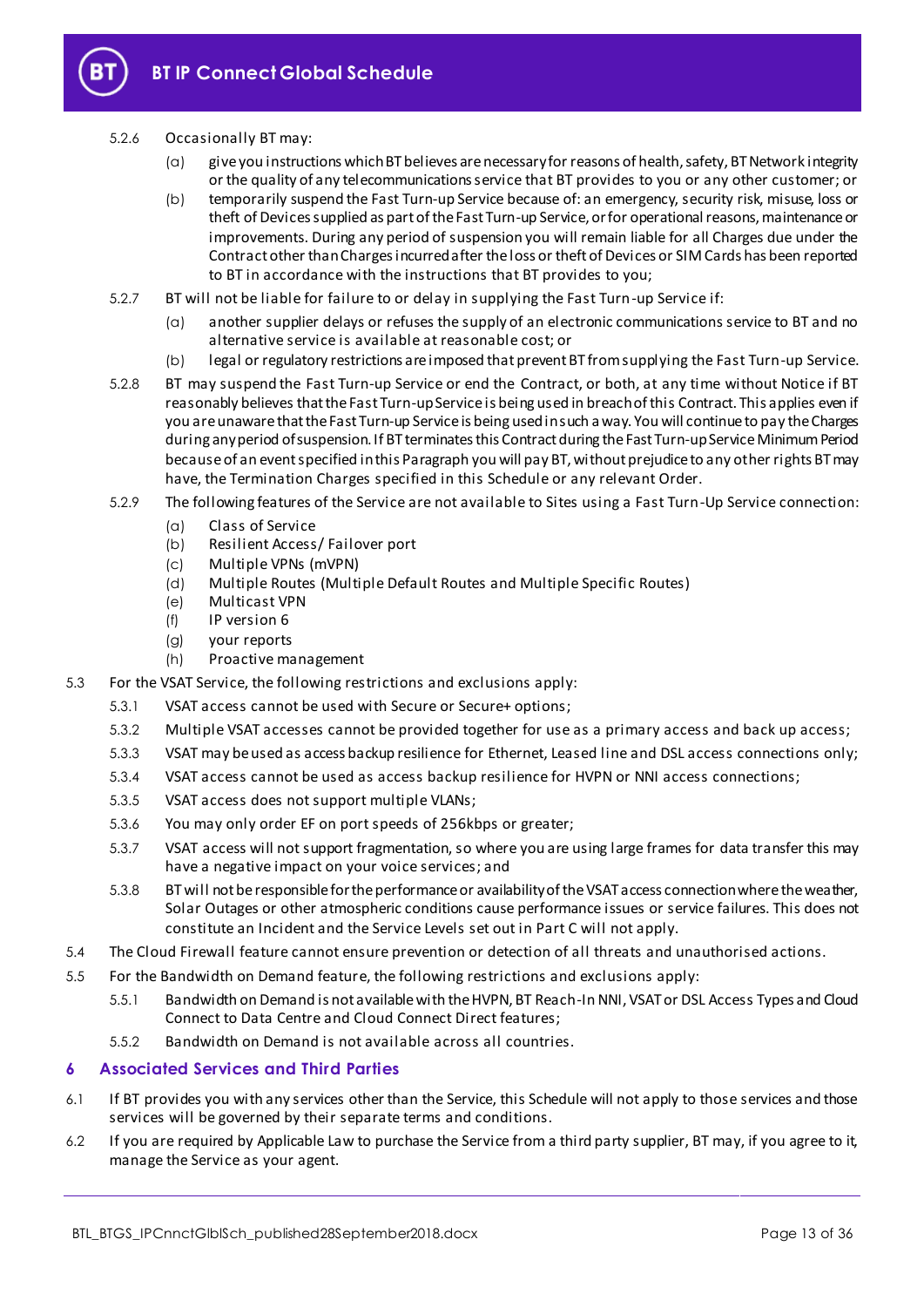5.2.6 Occasionally BT may:

(a) give you instructions which BT believes are necessary for reasons of health, safety, BT Network integrity or the quality of any telecommunications service that BT provides to you or any other customer; or

(b) temporarily suspend the Fast Turn-up Service because of: an emergency, security risk, misuse, loss or theft of Devices supplied as part of the Fast Turn-up Service, or for operational reasons, maintenance or improvements. During any period of suspension you will remain liable for all Charges due under the Contract other than Charges incurred after the loss or theft of Devices or SIM Cards has been reported to BT in accordance with the instructions that BT provides to you;

5.2.7 BT will not be liable for failure to or delay in supplying the Fast Turn-up Service if:

(a) another supplier delays or refuses the supply of an electronic communications service to BT and no alternative service is available at reasonable cost; or

(b) legal or regulatory restrictions are imposed that prevent BT from supplying the Fast Turn-up Service.

5.2.8 BT may suspend the Fast Turn-up Service or end the Contract, or both, at any time without Notice if BT reasonably believes that the Fast Turn-up Service is being used in breach of this Contract. This applies even if you are unaware that the Fast Turn-up Service is being used in such a way. You will continue to pay the Charges during any period of suspension. If BT terminates this Contract during the Fast Turn-up Service Minimum Period because of an event specified in this Paragraph you will pay BT, without prejudice to any other rights BT may have, the Termination Charges specified in this Schedule or any relevant Order.

5.2.9 The following features of the Service are not available to Sites using a Fast Turn-Up Service connection:

(a) Class of Service

(b) Resilient Access/ Failover port

(c) Multiple VPNs (mVPN)

(d) Multiple Routes (Multiple Default Routes and Multiple Specific Routes)

(e) Multicast VPN

(f) IP version 6

(g) your reports

(h) Proactive management

5.3 For the VSAT Service, the following restrictions and exclusions apply:

5.3.1 VSAT access cannot be used with Secure or Secure+ options;

5.3.2 Multiple VSAT accesses cannot be provided together for use as a primary access and back up access;

5.3.3 VSAT may be used as access backup resilience for Ethernet, Leased line and DSL access connections only;

5.3.4 VSAT access cannot be used as access backup resilience for HVPN or NNI access connections;

5.3.5 VSAT access does not support multiple VLANs;

5.3.6 You may only order EF on port speeds of 256kbps or greater;

5.3.7 VSAT access will not support fragmentation, so where you are using large frames for data transfer this may have a negative impact on your voice services; and

5.3.8 BT will not be responsible for the performance or availability of the VSAT access connection where the weather, Solar Outages or other atmospheric conditions cause performance issues or service failures. This does not constitute an Incident and the Service Levels set out in Part C will not apply.

5.4 The Cloud Firewall feature cannot ensure prevention or detection of all threats and unauthorised actions.

5.5 For the Bandwidth on Demand feature, the following restrictions and exclusions apply:

5.5.1 Bandwidth on Demand is not available with the HVPN, BT Reach-In NNI, VSAT or DSL Access Types and Cloud Connect to Data Centre and Cloud Connect Direct features;

5.5.2 Bandwidth on Demand is not available across all countries.

## 6 Associated Services and Third Parties

6.1 If BT provides you with any services other than the Service, this Schedule will not apply to those services and those services will be governed by their separate terms and conditions.

6.2 If you are required by Applicable Law to purchase the Service from a third party supplier, BT may, if you agree to it, manage the Service as your agent.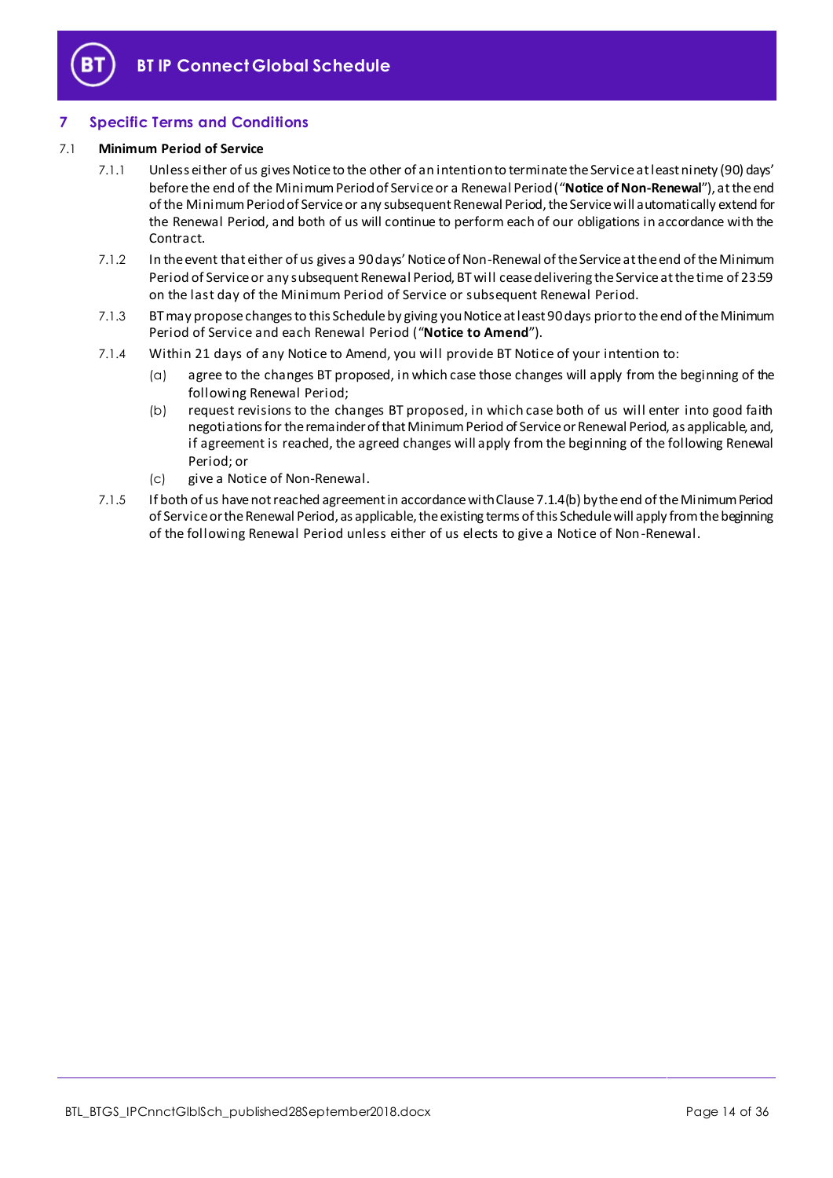## 7 Specific Terms and Conditions

### 7.1 Minimum Period of Service

7.1.1 Unless either of us gives Notice to the other of an intention to terminate the Service at least ninety (90) days' before the end of the Minimum Period of Service or a Renewal Period ("**Notice of Non-Renewal**"), at the end of the Minimum Period of Service or any subsequent Renewal Period, the Service will automatically extend for the Renewal Period, and both of us will continue to perform each of our obligations in accordance with the Contract.

7.1.2 In the event that either of us gives a 90 days' Notice of Non-Renewal of the Service at the end of the Minimum Period of Service or any subsequent Renewal Period, BT will cease delivering the Service at the time of 23:59 on the last day of the Minimum Period of Service or subsequent Renewal Period.

7.1.3 BT may propose changes to this Schedule by giving you Notice at least 90 days prior to the end of the Minimum Period of Service and each Renewal Period ("**Notice to Amend**").

7.1.4 Within 21 days of any Notice to Amend, you will provide BT Notice of your intention to:

(a) agree to the changes BT proposed, in which case those changes will apply from the beginning of the following Renewal Period;

(b) request revisions to the changes BT proposed, in which case both of us will enter into good faith negotiations for the remainder of that Minimum Period of Service or Renewal Period, as applicable, and, if agreement is reached, the agreed changes will apply from the beginning of the following Renewal Period; or

(c) give a Notice of Non-Renewal.

7.1.5 If both of us have not reached agreement in accordance with Clause 7.1.4(b) by the end of the Minimum Period of Service or the Renewal Period, as applicable, the existing terms of this Schedule will apply from the beginning of the following Renewal Period unless either of us elects to give a Notice of Non-Renewal.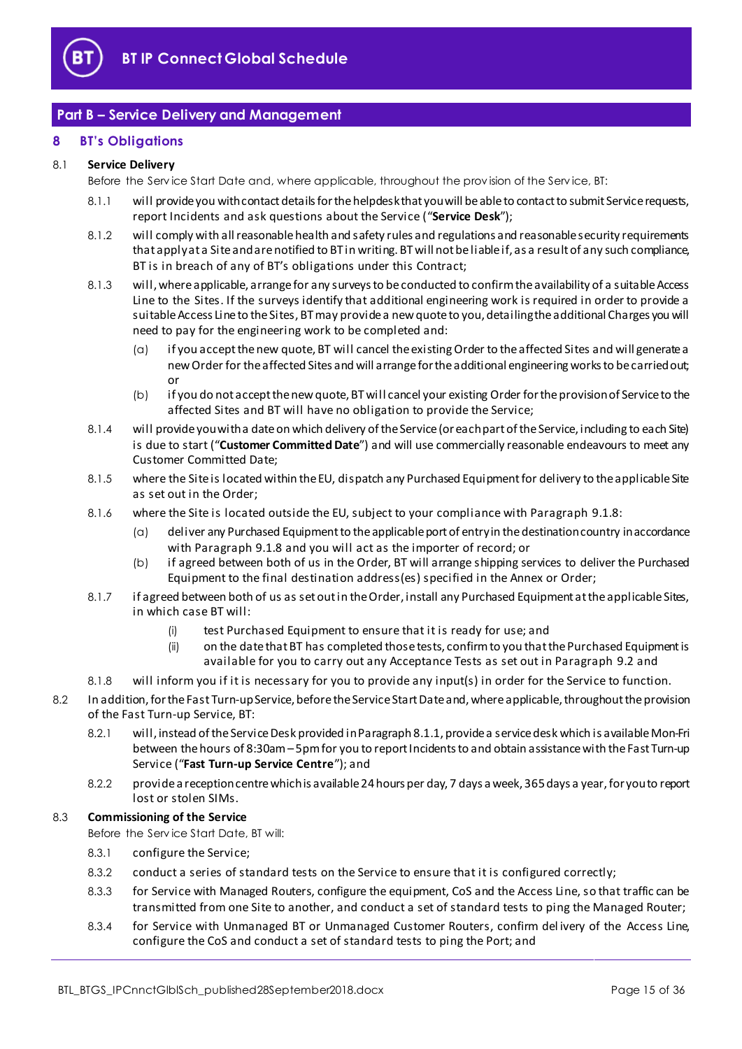## Part B – Service Delivery and Management

### 8 BT's Obligations

8.1 **Service Delivery**

Before the Service Start Date and, where applicable, throughout the provision of the Service, BT:

8.1.1 will provide you with contact details for the helpdesk that you will be able to contact to submit Service requests, report Incidents and ask questions about the Service ("**Service Desk**");

8.1.2 will comply with all reasonable health and safety rules and regulations and reasonable security requirements that apply at a Site and are notified to BT in writing. BT will not be liable if, as a result of any such compliance, BT is in breach of any of BT's obligations under this Contract;

8.1.3 will, where applicable, arrange for any surveys to be conducted to confirm the availability of a suitable Access Line to the Sites. If the surveys identify that additional engineering work is required in order to provide a suitable Access Line to the Sites, BT may provide a new quote to you, detailing the additional Charges you will need to pay for the engineering work to be completed and:

(a) if you accept the new quote, BT will cancel the existing Order to the affected Sites and will generate a new Order for the affected Sites and will arrange for the additional engineering works to be carried out; or

(b) if you do not accept the new quote, BT will cancel your existing Order for the provision of Service to the affected Sites and BT will have no obligation to provide the Service;

8.1.4 will provide you with a date on which delivery of the Service (or each part of the Service, including to each Site) is due to start ("**Customer Committed Date**") and will use commercially reasonable endeavours to meet any Customer Committed Date;

8.1.5 where the Site is located within the EU, dispatch any Purchased Equipment for delivery to the applicable Site as set out in the Order;

8.1.6 where the Site is located outside the EU, subject to your compliance with Paragraph 9.1.8:

(a) deliver any Purchased Equipment to the applicable port of entry in the destination country in accordance with Paragraph 9.1.8 and you will act as the importer of record; or

(b) if agreed between both of us in the Order, BT will arrange shipping services to deliver the Purchased Equipment to the final destination address(es) specified in the Annex or Order;

8.1.7 if agreed between both of us as set out in the Order, install any Purchased Equipment at the applicable Sites, in which case BT will:

(i) test Purchased Equipment to ensure that it is ready for use; and

(ii) on the date that BT has completed those tests, confirm to you that the Purchased Equipment is available for you to carry out any Acceptance Tests as set out in Paragraph 9.2 and

8.1.8 will inform you if it is necessary for you to provide any input(s) in order for the Service to function.

8.2 In addition, for the Fast Turn-up Service, before the Service Start Date and, where applicable, throughout the provision of the Fast Turn-up Service, BT:

8.2.1 will, instead of the Service Desk provided in Paragraph 8.1.1, provide a service desk which is available Mon-Fri between the hours of 8:30am – 5pm for you to report Incidents to and obtain assistance with the Fast Turn-up Service ("**Fast Turn-up Service Centre**"); and

8.2.2 provide a reception centre which is available 24 hours per day, 7 days a week, 365 days a year, for you to report lost or stolen SIMs.

8.3 **Commissioning of the Service**

Before the Service Start Date, BT will:

8.3.1 configure the Service;

8.3.2 conduct a series of standard tests on the Service to ensure that it is configured correctly;

8.3.3 for Service with Managed Routers, configure the equipment, CoS and the Access Line, so that traffic can be transmitted from one Site to another, and conduct a set of standard tests to ping the Managed Router;

8.3.4 for Service with Unmanaged BT or Unmanaged Customer Routers, confirm delivery of the Access Line, configure the CoS and conduct a set of standard tests to ping the Port; and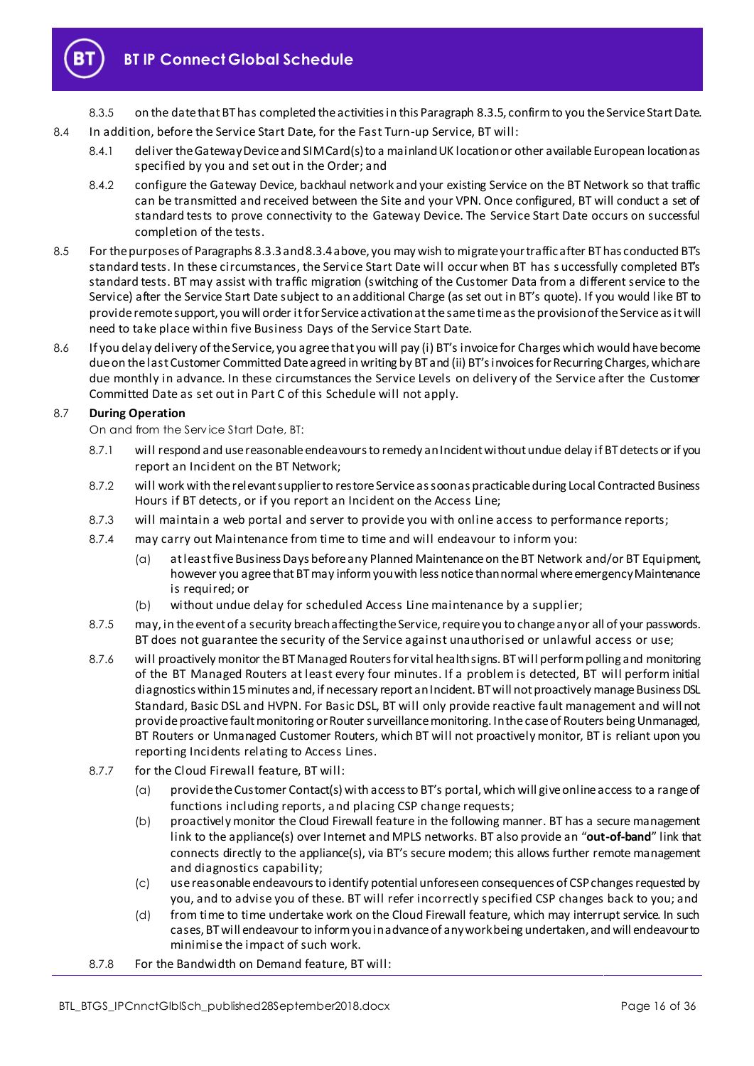8.3.5 on the date that BT has completed the activities in this Paragraph 8.3.5, confirm to you the Service Start Date.

8.4 In addition, before the Service Start Date, for the Fast Turn-up Service, BT will:

8.4.1 deliver the Gateway Device and SIM Card(s) to a mainland UK location or other available European location as specified by you and set out in the Order; and

8.4.2 configure the Gateway Device, backhaul network and your existing Service on the BT Network so that traffic can be transmitted and received between the Site and your VPN. Once configured, BT will conduct a set of standard tests to prove connectivity to the Gateway Device. The Service Start Date occurs on successful completion of the tests.

8.5 For the purposes of Paragraphs 8.3.3 and 8.3.4 above, you may wish to migrate your traffic after BT has conducted BT's standard tests. In these circumstances, the Service Start Date will occur when BT has successfully completed BT's standard tests. BT may assist with traffic migration (switching of the Customer Data from a different service to the Service) after the Service Start Date subject to an additional Charge (as set out in BT's quote). If you would like BT to provide remote support, you will order it for Service activation at the same time as the provision of the Service as it will need to take place within five Business Days of the Service Start Date.

8.6 If you delay delivery of the Service, you agree that you will pay (i) BT's invoice for Charges which would have become due on the last Customer Committed Date agreed in writing by BT and (ii) BT's invoices for Recurring Charges, which are due monthly in advance. In these circumstances the Service Levels on delivery of the Service after the Customer Committed Date as set out in Part C of this Schedule will not apply.

8.7 **During Operation**

On and from the Service Start Date, BT:

8.7.1 will respond and use reasonable endeavours to remedy an Incident without undue delay if BT detects or if you report an Incident on the BT Network;

8.7.2 will work with the relevant supplier to restore Service as soon as practicable during Local Contracted Business Hours if BT detects, or if you report an Incident on the Access Line;

8.7.3 will maintain a web portal and server to provide you with online access to performance reports;

8.7.4 may carry out Maintenance from time to time and will endeavour to inform you:

(a) at least five Business Days before any Planned Maintenance on the BT Network and/or BT Equipment, however you agree that BT may inform you with less notice than normal where emergency Maintenance is required; or

(b) without undue delay for scheduled Access Line maintenance by a supplier;

8.7.5 may, in the event of a security breach affecting the Service, require you to change any or all of your passwords. BT does not guarantee the security of the Service against unauthorised or unlawful access or use;

8.7.6 will proactively monitor the BT Managed Routers for vital health signs. BT will perform polling and monitoring of the BT Managed Routers at least every four minutes. If a problem is detected, BT will perform initial diagnostics within 15 minutes and, if necessary report an Incident. BT will not proactively manage Business DSL Standard, Basic DSL and HVPN. For Basic DSL, BT will only provide reactive fault management and will not provide proactive fault monitoring or Router surveillance monitoring. In the case of Routers being Unmanaged, BT Routers or Unmanaged Customer Routers, which BT will not proactively monitor, BT is reliant upon you reporting Incidents relating to Access Lines.

8.7.7 for the Cloud Firewall feature, BT will:

(a) provide the Customer Contact(s) with access to BT's portal, which will give online access to a range of functions including reports, and placing CSP change requests;

(b) proactively monitor the Cloud Firewall feature in the following manner. BT has a secure management link to the appliance(s) over Internet and MPLS networks. BT also provide an "**out-of-band**" link that connects directly to the appliance(s), via BT's secure modem; this allows further remote management and diagnostics capability;

(c) use reasonable endeavours to identify potential unforeseen consequences of CSP changes requested by you, and to advise you of these. BT will refer incorrectly specified CSP changes back to you; and

(d) from time to time undertake work on the Cloud Firewall feature, which may interrupt service. In such cases, BT will endeavour to inform you in advance of any work being undertaken, and will endeavour to minimise the impact of such work.

8.7.8 For the Bandwidth on Demand feature, BT will: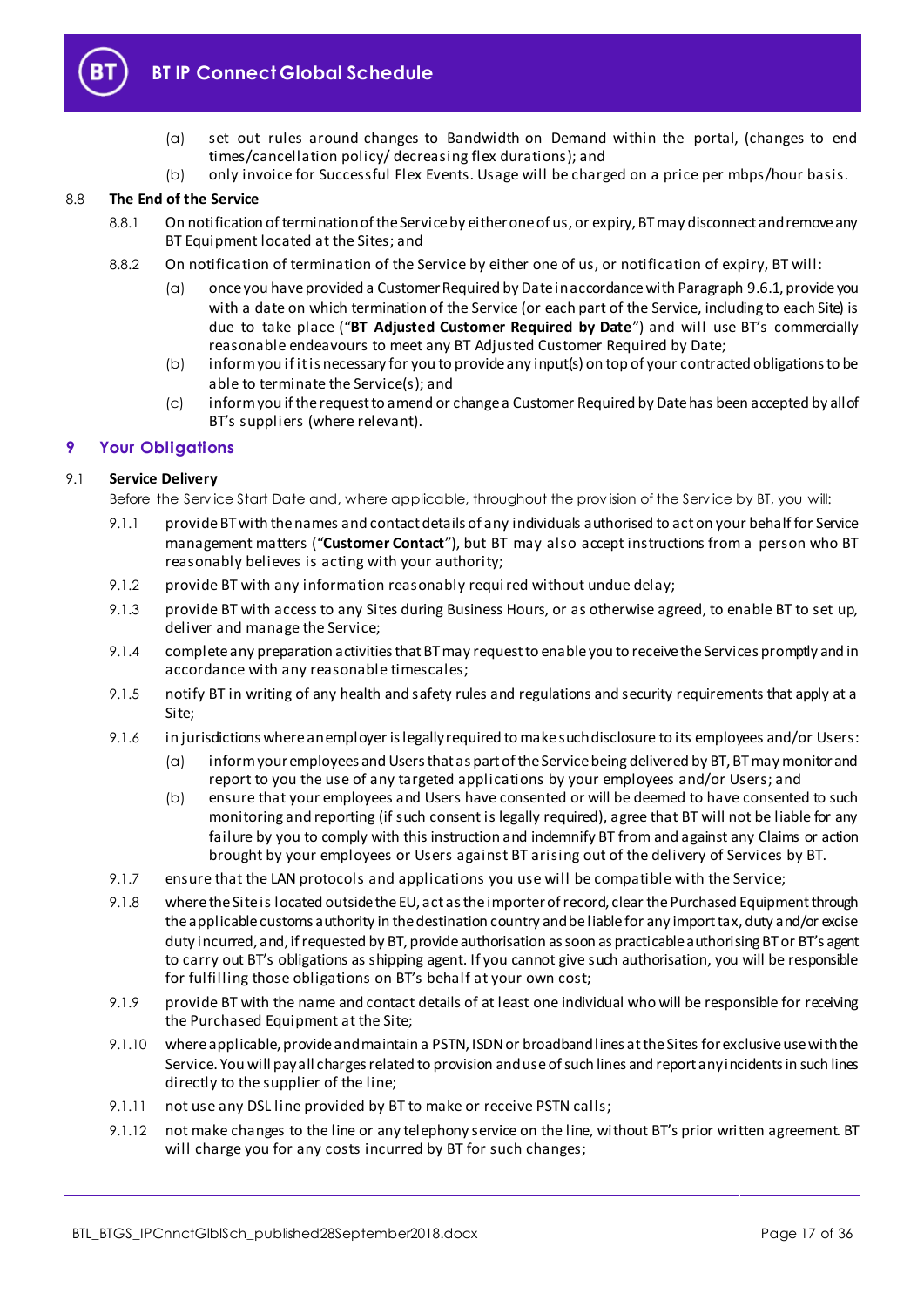(a) set out rules around changes to Bandwidth on Demand within the portal, (changes to end times/cancellation policy/ decreasing flex durations); and

(b) only invoice for Successful Flex Events. Usage will be charged on a price per mbps/hour basis.

8.8 **The End of the Service**

8.8.1 On notification of termination of the Service by either one of us, or expiry, BT may disconnect and remove any BT Equipment located at the Sites; and

8.8.2 On notification of termination of the Service by either one of us, or notification of expiry, BT will:

(a) once you have provided a Customer Required by Date in accordance with Paragraph 9.6.1, provide you with a date on which termination of the Service (or each part of the Service, including to each Site) is due to take place ("**BT Adjusted Customer Required by Date**") and will use BT's commercially reasonable endeavours to meet any BT Adjusted Customer Required by Date;

(b) inform you if it is necessary for you to provide any input(s) on top of your contracted obligations to be able to terminate the Service(s); and

(c) inform you if the request to amend or change a Customer Required by Date has been accepted by all of BT's suppliers (where relevant).

## 9 Your Obligations

9.1 **Service Delivery**

Before the Service Start Date and, where applicable, throughout the provision of the Service by BT, you will:

9.1.1 provide BT with the names and contact details of any individuals authorised to act on your behalf for Service management matters ("**Customer Contact**"), but BT may also accept instructions from a person who BT reasonably believes is acting with your authority;

9.1.2 provide BT with any information reasonably required without undue delay;

9.1.3 provide BT with access to any Sites during Business Hours, or as otherwise agreed, to enable BT to set up, deliver and manage the Service;

9.1.4 complete any preparation activities that BT may request to enable you to receive the Services promptly and in accordance with any reasonable timescales;

9.1.5 notify BT in writing of any health and safety rules and regulations and security requirements that apply at a Site;

9.1.6 in jurisdictions where an employer is legally required to make such disclosure to its employees and/or Users:

(a) inform your employees and Users that as part of the Service being delivered by BT, BT may monitor and report to you the use of any targeted applications by your employees and/or Users; and

(b) ensure that your employees and Users have consented or will be deemed to have consented to such monitoring and reporting (if such consent is legally required), agree that BT will not be liable for any failure by you to comply with this instruction and indemnify BT from and against any Claims or action brought by your employees or Users against BT arising out of the delivery of Services by BT.

9.1.7 ensure that the LAN protocols and applications you use will be compatible with the Service;

9.1.8 where the Site is located outside the EU, act as the importer of record, clear the Purchased Equipment through the applicable customs authority in the destination country and be liable for any import tax, duty and/or excise duty incurred, and, if requested by BT, provide authorisation as soon as practicable authorising BT or BT's agent to carry out BT's obligations as shipping agent. If you cannot give such authorisation, you will be responsible for fulfilling those obligations on BT's behalf at your own cost;

9.1.9 provide BT with the name and contact details of at least one individual who will be responsible for receiving the Purchased Equipment at the Site;

9.1.10 where applicable, provide and maintain a PSTN, ISDN or broadband lines at the Sites for exclusive use with the Service. You will pay all charges related to provision and use of such lines and report any incidents in such lines directly to the supplier of the line;

9.1.11 not use any DSL line provided by BT to make or receive PSTN calls;

9.1.12 not make changes to the line or any telephony service on the line, without BT's prior written agreement. BT will charge you for any costs incurred by BT for such changes;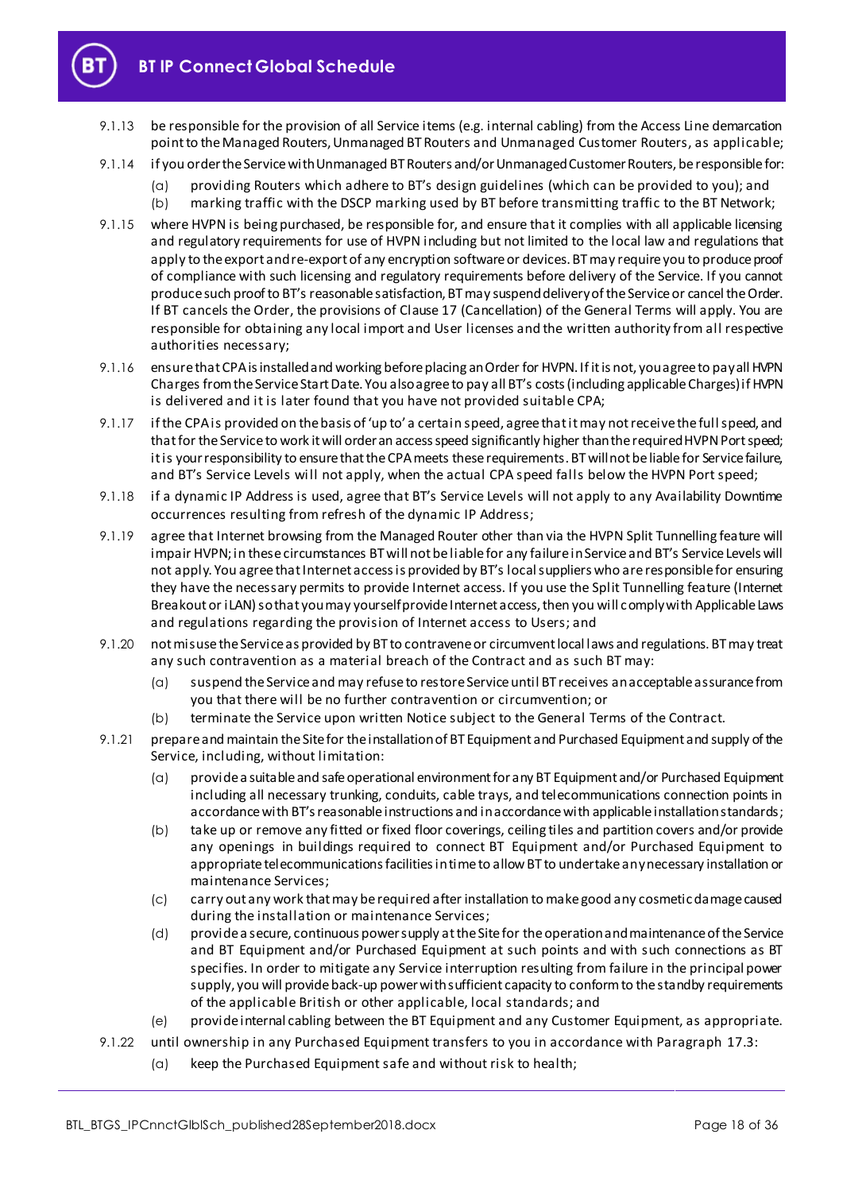9.1.13 be responsible for the provision of all Service items (e.g. internal cabling) from the Access Line demarcation point to the Managed Routers, Unmanaged BT Routers and Unmanaged Customer Routers, as applicable;

9.1.14 if you order the Service with Unmanaged BT Routers and/or Unmanaged Customer Routers, be responsible for:

(a) providing Routers which adhere to BT's design guidelines (which can be provided to you); and

(b) marking traffic with the DSCP marking used by BT before transmitting traffic to the BT Network;

9.1.15 where HVPN is being purchased, be responsible for, and ensure that it complies with all applicable licensing and regulatory requirements for use of HVPN including but not limited to the local law and regulations that apply to the export and re-export of any encryption software or devices. BT may require you to produce proof of compliance with such licensing and regulatory requirements before delivery of the Service. If you cannot produce such proof to BT's reasonable satisfaction, BT may suspend delivery of the Service or cancel the Order. If BT cancels the Order, the provisions of Clause 17 (Cancellation) of the General Terms will apply. You are responsible for obtaining any local import and User licenses and the written authority from all respective authorities necessary;

9.1.16 ensure that CPA is installed and working before placing an Order for HVPN. If it is not, you agree to pay all HVPN Charges from the Service Start Date. You also agree to pay all BT's costs (including applicable Charges) if HVPN is delivered and it is later found that you have not provided suitable CPA;

9.1.17 if the CPA is provided on the basis of 'up to' a certain speed, agree that it may not receive the full speed, and that for the Service to work it will order an access speed significantly higher than the required HVPN Port speed; it is your responsibility to ensure that the CPA meets these requirements. BT will not be liable for Service failure, and BT's Service Levels will not apply, when the actual CPA speed falls below the HVPN Port speed;

9.1.18 if a dynamic IP Address is used, agree that BT's Service Levels will not apply to any Availability Downtime occurrences resulting from refresh of the dynamic IP Address;

9.1.19 agree that Internet browsing from the Managed Router other than via the HVPN Split Tunnelling feature will impair HVPN; in these circumstances BT will not be liable for any failure in Service and BT's Service Levels will not apply. You agree that Internet access is provided by BT's local suppliers who are responsible for ensuring they have the necessary permits to provide Internet access. If you use the Split Tunnelling feature (Internet Breakout or iLAN) so that you may yourself provide Internet access, then you will comply with Applicable Laws and regulations regarding the provision of Internet access to Users; and

9.1.20 not misuse the Service as provided by BT to contravene or circumvent local laws and regulations. BT may treat any such contravention as a material breach of the Contract and as such BT may:

(a) suspend the Service and may refuse to restore Service until BT receives an acceptable assurance from you that there will be no further contravention or circumvention; or

(b) terminate the Service upon written Notice subject to the General Terms of the Contract.

9.1.21 prepare and maintain the Site for the installation of BT Equipment and Purchased Equipment and supply of the Service, including, without limitation:

(a) provide a suitable and safe operational environment for any BT Equipment and/or Purchased Equipment including all necessary trunking, conduits, cable trays, and telecommunications connection points in accordance with BT's reasonable instructions and in accordance with applicable installation standards;

(b) take up or remove any fitted or fixed floor coverings, ceiling tiles and partition covers and/or provide any openings in buildings required to connect BT Equipment and/or Purchased Equipment to appropriate telecommunications facilities in time to allow BT to undertake any necessary installation or maintenance Services;

(c) carry out any work that may be required after installation to make good any cosmetic damage caused during the installation or maintenance Services;

(d) provide a secure, continuous power supply at the Site for the operation and maintenance of the Service and BT Equipment and/or Purchased Equipment at such points and with such connections as BT specifies. In order to mitigate any Service interruption resulting from failure in the principal power supply, you will provide back-up power with sufficient capacity to conform to the standby requirements of the applicable British or other applicable, local standards; and

(e) provide internal cabling between the BT Equipment and any Customer Equipment, as appropriate.

9.1.22 until ownership in any Purchased Equipment transfers to you in accordance with Paragraph 17.3:

(a) keep the Purchased Equipment safe and without risk to health;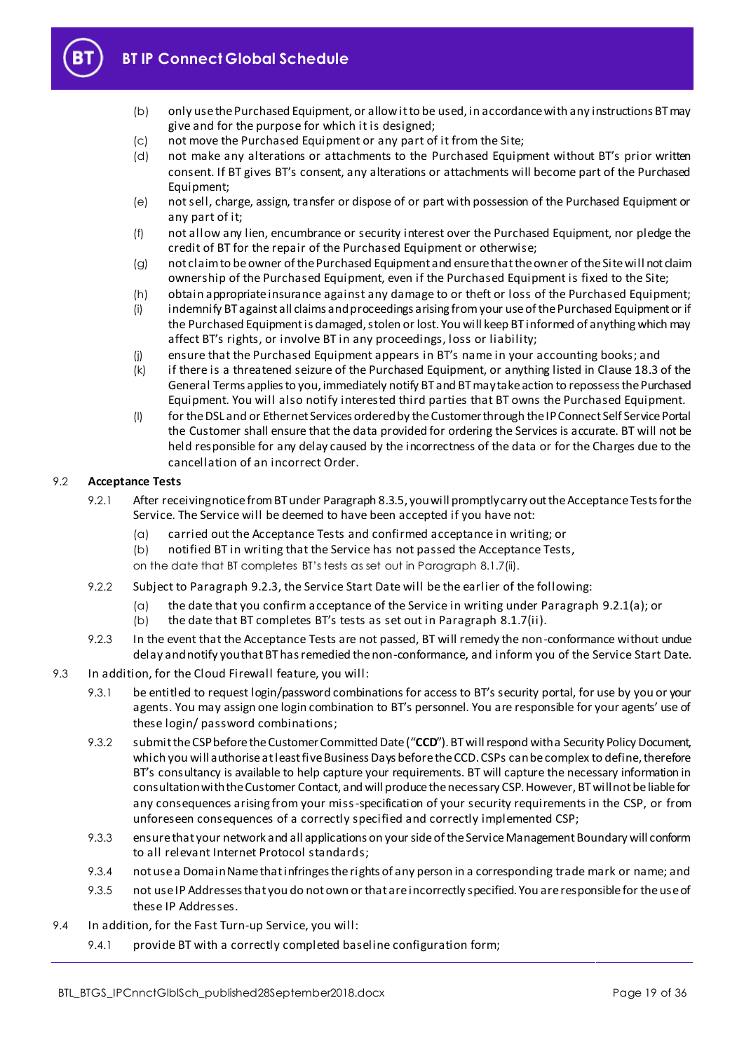(b) only use the Purchased Equipment, or allow it to be used, in accordance with any instructions BT may give and for the purpose for which it is designed;

(c) not move the Purchased Equipment or any part of it from the Site;

(d) not make any alterations or attachments to the Purchased Equipment without BT's prior written consent. If BT gives BT's consent, any alterations or attachments will become part of the Purchased Equipment;

(e) not sell, charge, assign, transfer or dispose of or part with possession of the Purchased Equipment or any part of it;

(f) not allow any lien, encumbrance or security interest over the Purchased Equipment, nor pledge the credit of BT for the repair of the Purchased Equipment or otherwise;

(g) not claim to be owner of the Purchased Equipment and ensure that the owner of the Site will not claim ownership of the Purchased Equipment, even if the Purchased Equipment is fixed to the Site;

(h) obtain appropriate insurance against any damage to or theft or loss of the Purchased Equipment;

(i) indemnify BT against all claims and proceedings arising from your use of the Purchased Equipment or if the Purchased Equipment is damaged, stolen or lost. You will keep BT informed of anything which may affect BT's rights, or involve BT in any proceedings, loss or liability;

(j) ensure that the Purchased Equipment appears in BT's name in your accounting books; and

(k) if there is a threatened seizure of the Purchased Equipment, or anything listed in Clause 18.3 of the General Terms applies to you, immediately notify BT and BT may take action to repossess the Purchased Equipment. You will also notify interested third parties that BT owns the Purchased Equipment.

(l) for the DSL and or Ethernet Services ordered by the Customer through the IP Connect Self Service Portal the Customer shall ensure that the data provided for ordering the Services is accurate. BT will not be held responsible for any delay caused by the incorrectness of the data or for the Charges due to the cancellation of an incorrect Order.

9.2 **Acceptance Tests**

9.2.1 After receiving notice from BT under Paragraph 8.3.5, you will promptly carry out the Acceptance Tests for the Service. The Service will be deemed to have been accepted if you have not:

(a) carried out the Acceptance Tests and confirmed acceptance in writing; or

(b) notified BT in writing that the Service has not passed the Acceptance Tests,

on the date that BT completes BT's tests as set out in Paragraph 8.1.7(ii).

9.2.2 Subject to Paragraph 9.2.3, the Service Start Date will be the earlier of the following:

(a) the date that you confirm acceptance of the Service in writing under Paragraph 9.2.1(a); or

(b) the date that BT completes BT's tests as set out in Paragraph 8.1.7(ii).

9.2.3 In the event that the Acceptance Tests are not passed, BT will remedy the non-conformance without undue delay and notify you that BT has remedied the non-conformance, and inform you of the Service Start Date.

9.3 In addition, for the Cloud Firewall feature, you will:

9.3.1 be entitled to request login/password combinations for access to BT's security portal, for use by you or your agents. You may assign one login combination to BT's personnel. You are responsible for your agents' use of these login/ password combinations;

9.3.2 submit the CSP before the Customer Committed Date ("**CCD**"). BT will respond with a Security Policy Document, which you will authorise at least five Business Days before the CCD. CSPs can be complex to define, therefore BT's consultancy is available to help capture your requirements. BT will capture the necessary information in consultation with the Customer Contact, and will produce the necessary CSP. However, BT will not be liable for any consequences arising from your miss-specification of your security requirements in the CSP, or from unforeseen consequences of a correctly specified and correctly implemented CSP;

9.3.3 ensure that your network and all applications on your side of the Service Management Boundary will conform to all relevant Internet Protocol standards;

9.3.4 not use a Domain Name that infringes the rights of any person in a corresponding trade mark or name; and

9.3.5 not use IP Addresses that you do not own or that are incorrectly specified. You are responsible for the use of these IP Addresses.

9.4 In addition, for the Fast Turn-up Service, you will:

9.4.1 provide BT with a correctly completed baseline configuration form;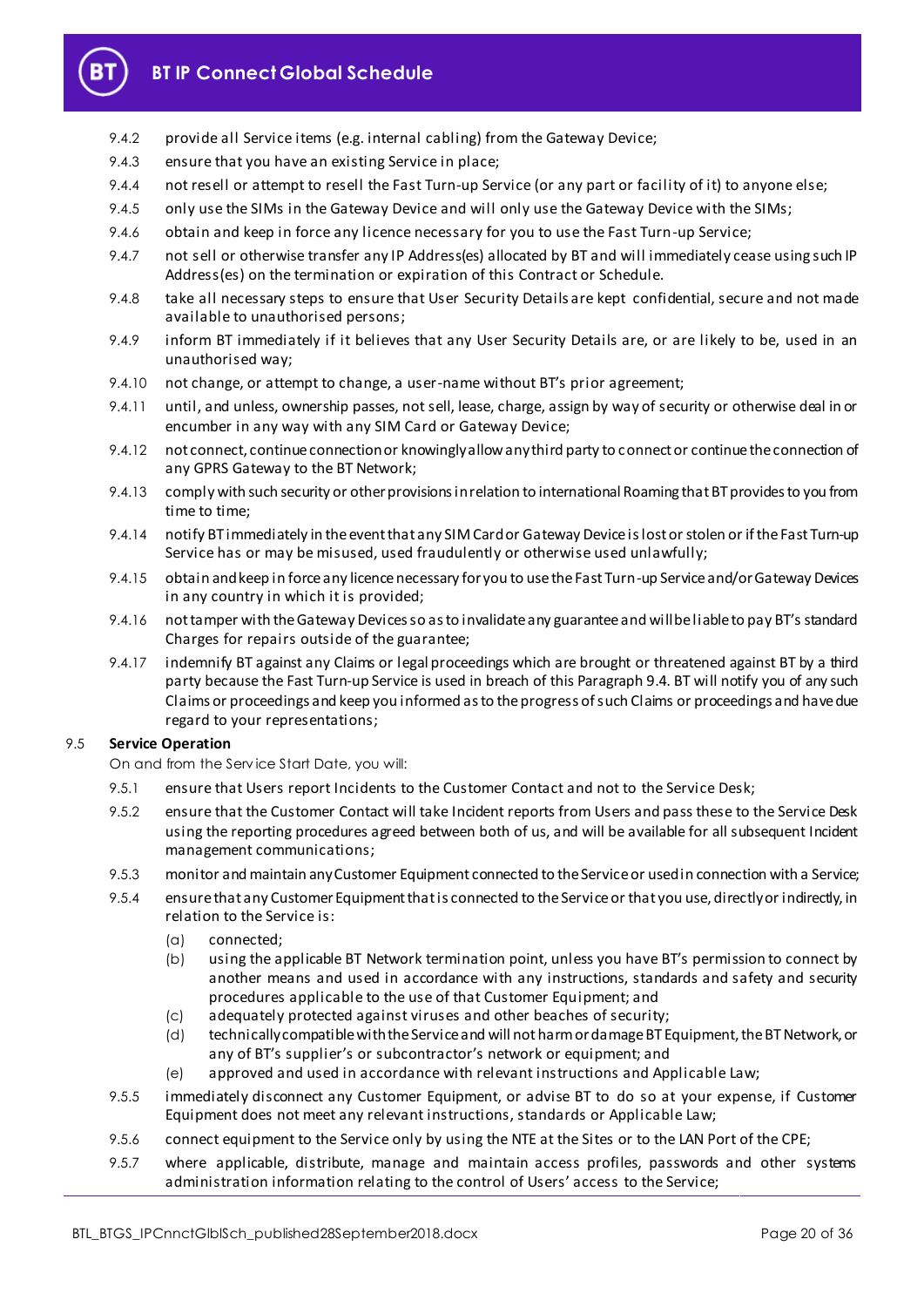9.4.2 provide all Service items (e.g. internal cabling) from the Gateway Device;

9.4.3 ensure that you have an existing Service in place;

9.4.4 not resell or attempt to resell the Fast Turn-up Service (or any part or facility of it) to anyone else;

9.4.5 only use the SIMs in the Gateway Device and will only use the Gateway Device with the SIMs;

9.4.6 obtain and keep in force any licence necessary for you to use the Fast Turn-up Service;

9.4.7 not sell or otherwise transfer any IP Address(es) allocated by BT and will immediately cease using such IP Address(es) on the termination or expiration of this Contract or Schedule.

9.4.8 take all necessary steps to ensure that User Security Details are kept confidential, secure and not made available to unauthorised persons;

9.4.9 inform BT immediately if it believes that any User Security Details are, or are likely to be, used in an unauthorised way;

9.4.10 not change, or attempt to change, a user-name without BT's prior agreement;

9.4.11 until, and unless, ownership passes, not sell, lease, charge, assign by way of security or otherwise deal in or encumber in any way with any SIM Card or Gateway Device;

9.4.12 not connect, continue connection or knowingly allow any third party to connect or continue the connection of any GPRS Gateway to the BT Network;

9.4.13 comply with such security or other provisions in relation to international Roaming that BT provides to you from time to time;

9.4.14 notify BT immediately in the event that any SIM Card or Gateway Device is lost or stolen or if the Fast Turn-up Service has or may be misused, used fraudulently or otherwise used unlawfully;

9.4.15 obtain and keep in force any licence necessary for you to use the Fast Turn-up Service and/or Gateway Devices in any country in which it is provided;

9.4.16 not tamper with the Gateway Devices so as to invalidate any guarantee and will be liable to pay BT's standard Charges for repairs outside of the guarantee;

9.4.17 indemnify BT against any Claims or legal proceedings which are brought or threatened against BT by a third party because the Fast Turn-up Service is used in breach of this Paragraph 9.4. BT will notify you of any such Claims or proceedings and keep you informed as to the progress of such Claims or proceedings and have due regard to your representations;

9.5 **Service Operation**

On and from the Service Start Date, you will:

9.5.1 ensure that Users report Incidents to the Customer Contact and not to the Service Desk;

9.5.2 ensure that the Customer Contact will take Incident reports from Users and pass these to the Service Desk using the reporting procedures agreed between both of us, and will be available for all subsequent Incident management communications;

9.5.3 monitor and maintain any Customer Equipment connected to the Service or used in connection with a Service;

9.5.4 ensure that any Customer Equipment that is connected to the Service or that you use, directly or indirectly, in relation to the Service is:

(a) connected;

(b) using the applicable BT Network termination point, unless you have BT's permission to connect by another means and used in accordance with any instructions, standards and safety and security procedures applicable to the use of that Customer Equipment; and

(c) adequately protected against viruses and other beaches of security;

(d) technically compatible with the Service and will not harm or damage BT Equipment, the BT Network, or any of BT's supplier's or subcontractor's network or equipment; and

(e) approved and used in accordance with relevant instructions and Applicable Law;

9.5.5 immediately disconnect any Customer Equipment, or advise BT to do so at your expense, if Customer Equipment does not meet any relevant instructions, standards or Applicable Law;

9.5.6 connect equipment to the Service only by using the NTE at the Sites or to the LAN Port of the CPE;

9.5.7 where applicable, distribute, manage and maintain access profiles, passwords and other systems administration information relating to the control of Users' access to the Service;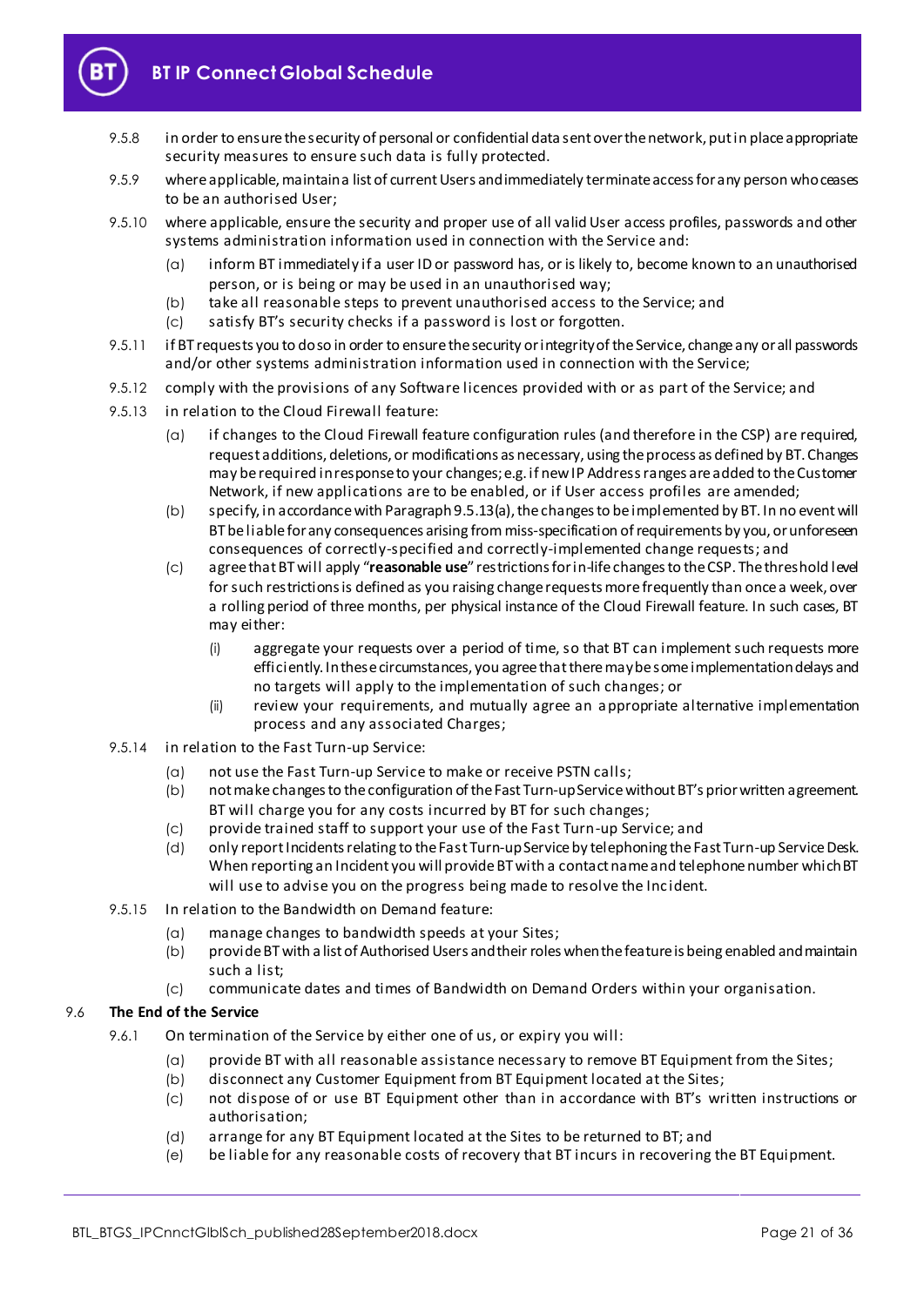9.5.8 in order to ensure the security of personal or confidential data sent over the network, put in place appropriate security measures to ensure such data is fully protected.

9.5.9 where applicable, maintain a list of current Users and immediately terminate access for any person who ceases to be an authorised User;

9.5.10 where applicable, ensure the security and proper use of all valid User access profiles, passwords and other systems administration information used in connection with the Service and:

(a) inform BT immediately if a user ID or password has, or is likely to, become known to an unauthorised person, or is being or may be used in an unauthorised way;

(b) take all reasonable steps to prevent unauthorised access to the Service; and

(c) satisfy BT's security checks if a password is lost or forgotten.

9.5.11 if BT requests you to do so in order to ensure the security or integrity of the Service, change any or all passwords and/or other systems administration information used in connection with the Service;

9.5.12 comply with the provisions of any Software licences provided with or as part of the Service; and

9.5.13 in relation to the Cloud Firewall feature:

(a) if changes to the Cloud Firewall feature configuration rules (and therefore in the CSP) are required, request additions, deletions, or modifications as necessary, using the process as defined by BT. Changes may be required in response to your changes; e.g. if new IP Address ranges are added to the Customer Network, if new applications are to be enabled, or if User access profiles are amended;

(b) specify, in accordance with Paragraph 9.5.13(a), the changes to be implemented by BT. In no event will BT be liable for any consequences arising from miss-specification of requirements by you, or unforeseen consequences of correctly-specified and correctly-implemented change requests; and

(c) agree that BT will apply "**reasonable use**" restrictions for in-life changes to the CSP. The threshold level for such restrictions is defined as you raising change requests more frequently than once a week, over a rolling period of three months, per physical instance of the Cloud Firewall feature. In such cases, BT may either:

(i) aggregate your requests over a period of time, so that BT can implement such requests more efficiently. In these circumstances, you agree that there may be some implementation delays and no targets will apply to the implementation of such changes; or

(ii) review your requirements, and mutually agree an appropriate alternative implementation process and any associated Charges;

9.5.14 in relation to the Fast Turn-up Service:

(a) not use the Fast Turn-up Service to make or receive PSTN calls;

(b) not make changes to the configuration of the Fast Turn-up Service without BT's prior written agreement. BT will charge you for any costs incurred by BT for such changes;

(c) provide trained staff to support your use of the Fast Turn-up Service; and

(d) only report Incidents relating to the Fast Turn-up Service by telephoning the Fast Turn-up Service Desk. When reporting an Incident you will provide BT with a contact name and telephone number which BT will use to advise you on the progress being made to resolve the Incident.

9.5.15 In relation to the Bandwidth on Demand feature:

(a) manage changes to bandwidth speeds at your Sites;

(b) provide BT with a list of Authorised Users and their roles when the feature is being enabled and maintain such a list;

(c) communicate dates and times of Bandwidth on Demand Orders within your organisation.

## 9.6 The End of the Service

9.6.1 On termination of the Service by either one of us, or expiry you will:

(a) provide BT with all reasonable assistance necessary to remove BT Equipment from the Sites;

(b) disconnect any Customer Equipment from BT Equipment located at the Sites;

(c) not dispose of or use BT Equipment other than in accordance with BT's written instructions or authorisation;

(d) arrange for any BT Equipment located at the Sites to be returned to BT; and

(e) be liable for any reasonable costs of recovery that BT incurs in recovering the BT Equipment.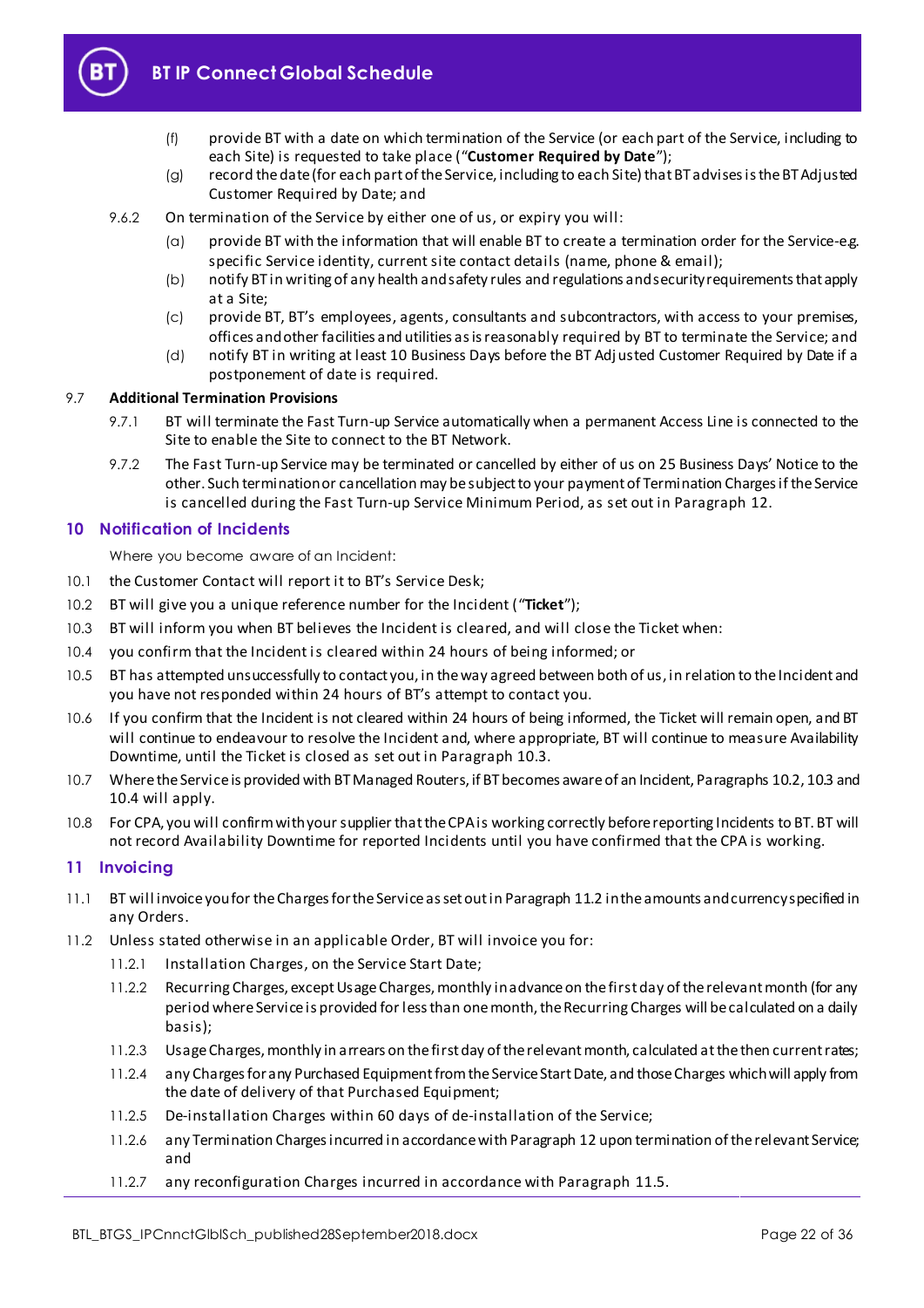(f) provide BT with a date on which termination of the Service (or each part of the Service, including to each Site) is requested to take place ("**Customer Required by Date**");

(g) record the date (for each part of the Service, including to each Site) that BT advises is the BT Adjusted Customer Required by Date; and

9.6.2 On termination of the Service by either one of us, or expiry you will:

(a) provide BT with the information that will enable BT to create a termination order for the Service-e.g. specific Service identity, current site contact details (name, phone & email);

(b) notify BT in writing of any health and safety rules and regulations and security requirements that apply at a Site;

(c) provide BT, BT's employees, agents, consultants and subcontractors, with access to your premises, offices and other facilities and utilities as is reasonably required by BT to terminate the Service; and

(d) notify BT in writing at least 10 Business Days before the BT Adjusted Customer Required by Date if a postponement of date is required.

9.7 **Additional Termination Provisions**

9.7.1 BT will terminate the Fast Turn-up Service automatically when a permanent Access Line is connected to the Site to enable the Site to connect to the BT Network.

9.7.2 The Fast Turn-up Service may be terminated or cancelled by either of us on 25 Business Days' Notice to the other. Such termination or cancellation may be subject to your payment of Termination Charges if the Service is cancelled during the Fast Turn-up Service Minimum Period, as set out in Paragraph 12.

## 10 Notification of Incidents

Where you become aware of an Incident:

10.1 the Customer Contact will report it to BT's Service Desk;

10.2 BT will give you a unique reference number for the Incident ("**Ticket**");

10.3 BT will inform you when BT believes the Incident is cleared, and will close the Ticket when:

10.4 you confirm that the Incident is cleared within 24 hours of being informed; or

10.5 BT has attempted unsuccessfully to contact you, in the way agreed between both of us, in relation to the Incident and you have not responded within 24 hours of BT's attempt to contact you.

10.6 If you confirm that the Incident is not cleared within 24 hours of being informed, the Ticket will remain open, and BT will continue to endeavour to resolve the Incident and, where appropriate, BT will continue to measure Availability Downtime, until the Ticket is closed as set out in Paragraph 10.3.

10.7 Where the Service is provided with BT Managed Routers, if BT becomes aware of an Incident, Paragraphs 10.2, 10.3 and 10.4 will apply.

10.8 For CPA, you will confirm with your supplier that the CPA is working correctly before reporting Incidents to BT. BT will not record Availability Downtime for reported Incidents until you have confirmed that the CPA is working.

## 11 Invoicing

11.1 BT will invoice you for the Charges for the Service as set out in Paragraph 11.2 in the amounts and currency specified in any Orders.

11.2 Unless stated otherwise in an applicable Order, BT will invoice you for:

11.2.1 Installation Charges, on the Service Start Date;

11.2.2 Recurring Charges, except Usage Charges, monthly in advance on the first day of the relevant month (for any period where Service is provided for less than one month, the Recurring Charges will be calculated on a daily basis);

11.2.3 Usage Charges, monthly in arrears on the first day of the relevant month, calculated at the then current rates;

11.2.4 any Charges for any Purchased Equipment from the Service Start Date, and those Charges which will apply from the date of delivery of that Purchased Equipment;

11.2.5 De-installation Charges within 60 days of de-installation of the Service;

11.2.6 any Termination Charges incurred in accordance with Paragraph 12 upon termination of the relevant Service; and

11.2.7 any reconfiguration Charges incurred in accordance with Paragraph 11.5.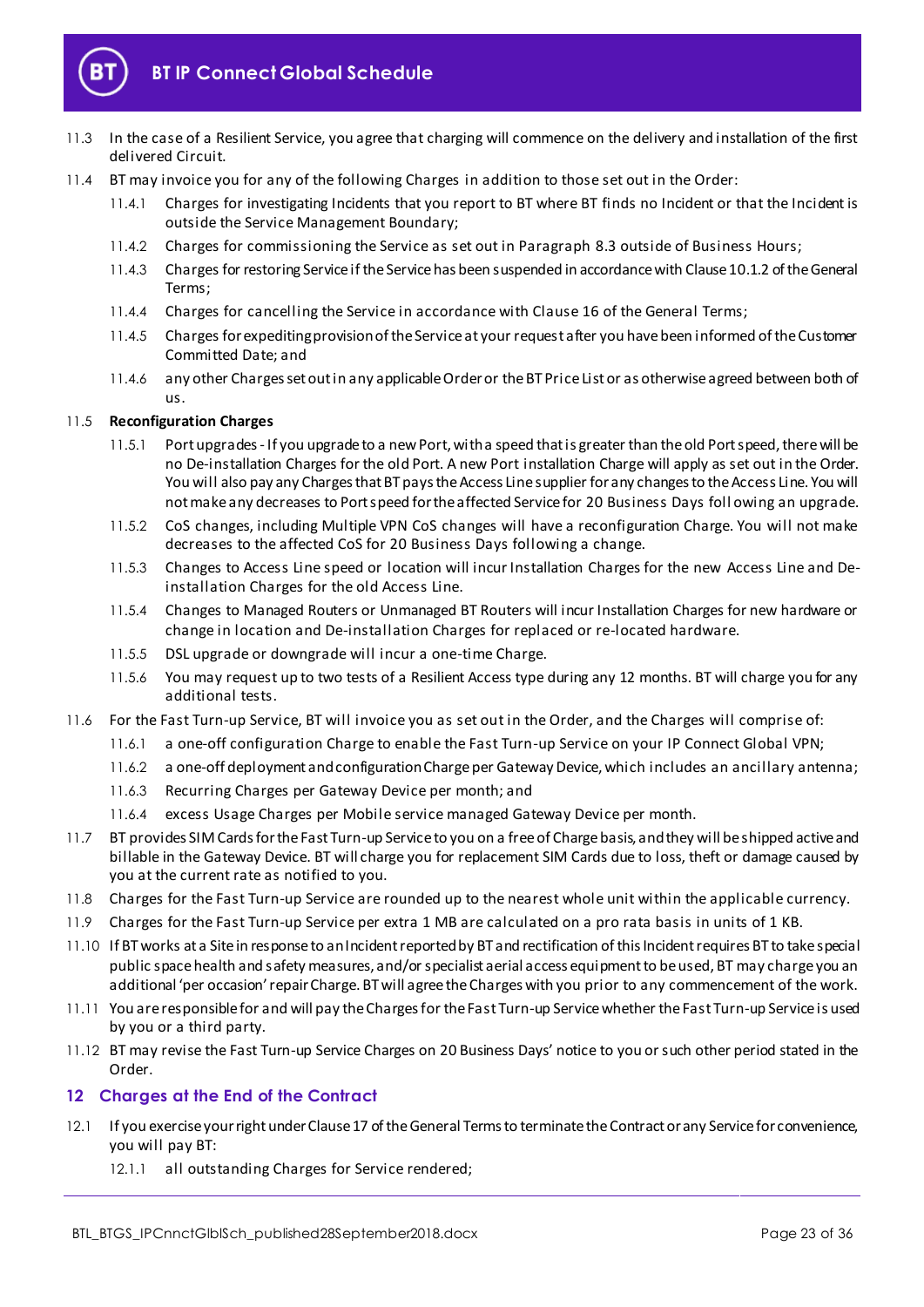11.3 In the case of a Resilient Service, you agree that charging will commence on the delivery and installation of the first delivered Circuit.

11.4 BT may invoice you for any of the following Charges in addition to those set out in the Order:

  11.4.1 Charges for investigating Incidents that you report to BT where BT finds no Incident or that the Incident is outside the Service Management Boundary;

  11.4.2 Charges for commissioning the Service as set out in Paragraph 8.3 outside of Business Hours;

  11.4.3 Charges for restoring Service if the Service has been suspended in accordance with Clause 10.1.2 of the General Terms;

  11.4.4 Charges for cancelling the Service in accordance with Clause 16 of the General Terms;

  11.4.5 Charges for expediting provision of the Service at your request after you have been informed of the Customer Committed Date; and

  11.4.6 any other Charges set out in any applicable Order or the BT Price List or as otherwise agreed between both of us.

11.5 **Reconfiguration Charges**

  11.5.1 Port upgrades - If you upgrade to a new Port, with a speed that is greater than the old Port speed, there will be no De-installation Charges for the old Port. A new Port installation Charge will apply as set out in the Order. You will also pay any Charges that BT pays the Access Line supplier for any changes to the Access Line. You will not make any decreases to Port speed for the affected Service for 20 Business Days following an upgrade.

  11.5.2 CoS changes, including Multiple VPN CoS changes will have a reconfiguration Charge. You will not make decreases to the affected CoS for 20 Business Days following a change.

  11.5.3 Changes to Access Line speed or location will incur Installation Charges for the new Access Line and De-installation Charges for the old Access Line.

  11.5.4 Changes to Managed Routers or Unmanaged BT Routers will incur Installation Charges for new hardware or change in location and De-installation Charges for replaced or re-located hardware.

  11.5.5 DSL upgrade or downgrade will incur a one-time Charge.

  11.5.6 You may request up to two tests of a Resilient Access type during any 12 months. BT will charge you for any additional tests.

11.6 For the Fast Turn-up Service, BT will invoice you as set out in the Order, and the Charges will comprise of:

  11.6.1 a one-off configuration Charge to enable the Fast Turn-up Service on your IP Connect Global VPN;

  11.6.2 a one-off deployment and configuration Charge per Gateway Device, which includes an ancillary antenna;

  11.6.3 Recurring Charges per Gateway Device per month; and

  11.6.4 excess Usage Charges per Mobile service managed Gateway Device per month.

11.7 BT provides SIM Cards for the Fast Turn-up Service to you on a free of Charge basis, and they will be shipped active and billable in the Gateway Device. BT will charge you for replacement SIM Cards due to loss, theft or damage caused by you at the current rate as notified to you.

11.8 Charges for the Fast Turn-up Service are rounded up to the nearest whole unit within the applicable currency.

11.9 Charges for the Fast Turn-up Service per extra 1 MB are calculated on a pro rata basis in units of 1 KB.

11.10 If BT works at a Site in response to an Incident reported by BT and rectification of this Incident requires BT to take special public space health and safety measures, and/or specialist aerial access equipment to be used, BT may charge you an additional 'per occasion' repair Charge. BT will agree the Charges with you prior to any commencement of the work.

11.11 You are responsible for and will pay the Charges for the Fast Turn-up Service whether the Fast Turn-up Service is used by you or a third party.

11.12 BT may revise the Fast Turn-up Service Charges on 20 Business Days' notice to you or such other period stated in the Order.

## 12 Charges at the End of the Contract

12.1 If you exercise your right under Clause 17 of the General Terms to terminate the Contract or any Service for convenience, you will pay BT:

  12.1.1 all outstanding Charges for Service rendered;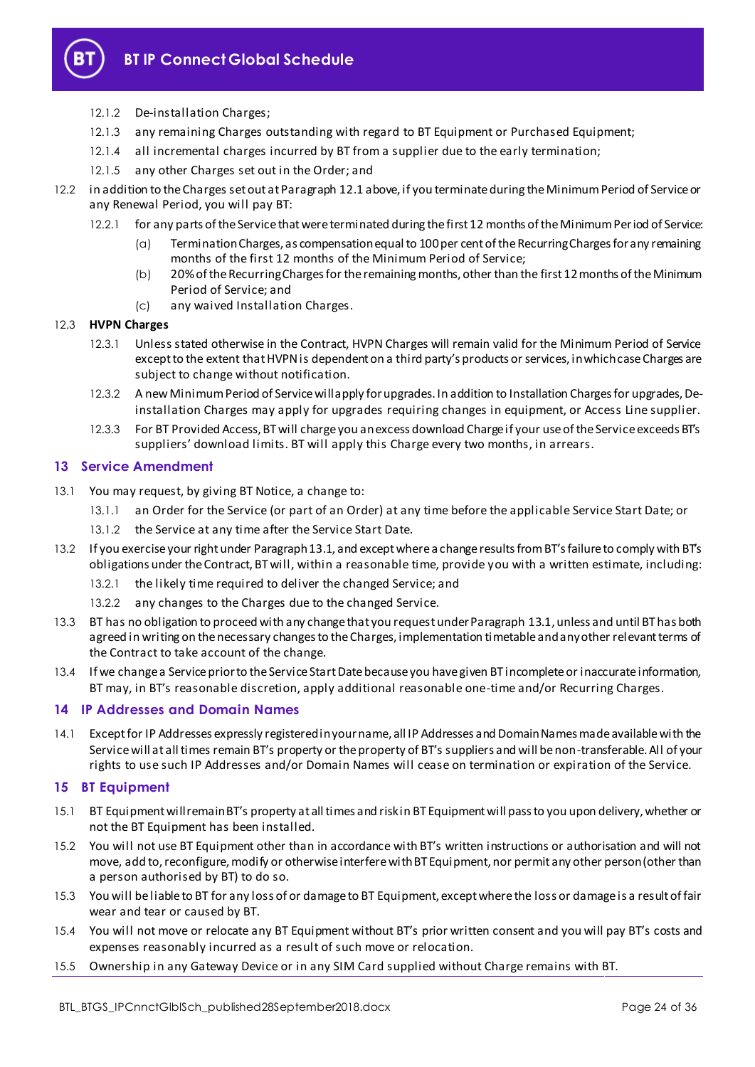12.1.2 De-installation Charges;

12.1.3 any remaining Charges outstanding with regard to BT Equipment or Purchased Equipment;

12.1.4 all incremental charges incurred by BT from a supplier due to the early termination;

12.1.5 any other Charges set out in the Order; and

12.2 in addition to the Charges set out at Paragraph 12.1 above, if you terminate during the Minimum Period of Service or any Renewal Period, you will pay BT:

12.2.1 for any parts of the Service that were terminated during the first 12 months of the Minimum Period of Service:

(a) Termination Charges, as compensation equal to 100 per cent of the Recurring Charges for any remaining months of the first 12 months of the Minimum Period of Service;

(b) 20% of the Recurring Charges for the remaining months, other than the first 12 months of the Minimum Period of Service; and

(c) any waived Installation Charges.

12.3 **HVPN Charges**

12.3.1 Unless stated otherwise in the Contract, HVPN Charges will remain valid for the Minimum Period of Service except to the extent that HVPN is dependent on a third party's products or services, in which case Charges are subject to change without notification.

12.3.2 A new Minimum Period of Service will apply for upgrades. In addition to Installation Charges for upgrades, De-installation Charges may apply for upgrades requiring changes in equipment, or Access Line supplier.

12.3.3 For BT Provided Access, BT will charge you an excess download Charge if your use of the Service exceeds BT's suppliers' download limits. BT will apply this Charge every two months, in arrears.

## 13 Service Amendment

13.1 You may request, by giving BT Notice, a change to:

13.1.1 an Order for the Service (or part of an Order) at any time before the applicable Service Start Date; or

13.1.2 the Service at any time after the Service Start Date.

13.2 If you exercise your right under Paragraph 13.1, and except where a change results from BT's failure to comply with BT's obligations under the Contract, BT will, within a reasonable time, provide you with a written estimate, including:

13.2.1 the likely time required to deliver the changed Service; and

13.2.2 any changes to the Charges due to the changed Service.

13.3 BT has no obligation to proceed with any change that you request under Paragraph 13.1, unless and until BT has both agreed in writing on the necessary changes to the Charges, implementation timetable and any other relevant terms of the Contract to take account of the change.

13.4 If we change a Service prior to the Service Start Date because you have given BT incomplete or inaccurate information, BT may, in BT's reasonable discretion, apply additional reasonable one-time and/or Recurring Charges.

## 14 IP Addresses and Domain Names

14.1 Except for IP Addresses expressly registered in your name, all IP Addresses and Domain Names made available with the Service will at all times remain BT's property or the property of BT's suppliers and will be non-transferable. All of your rights to use such IP Addresses and/or Domain Names will cease on termination or expiration of the Service.

## 15 BT Equipment

15.1 BT Equipment will remain BT's property at all times and risk in BT Equipment will pass to you upon delivery, whether or not the BT Equipment has been installed.

15.2 You will not use BT Equipment other than in accordance with BT's written instructions or authorisation and will not move, add to, reconfigure, modify or otherwise interfere with BT Equipment, nor permit any other person (other than a person authorised by BT) to do so.

15.3 You will be liable to BT for any loss of or damage to BT Equipment, except where the loss or damage is a result of fair wear and tear or caused by BT.

15.4 You will not move or relocate any BT Equipment without BT's prior written consent and you will pay BT's costs and expenses reasonably incurred as a result of such move or relocation.

15.5 Ownership in any Gateway Device or in any SIM Card supplied without Charge remains with BT.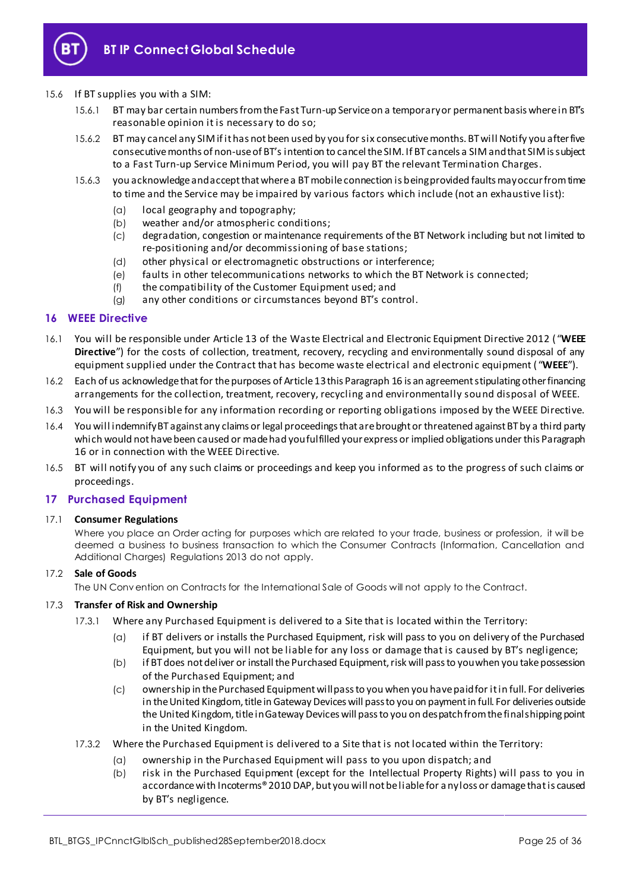15.6 If BT supplies you with a SIM:

15.6.1 BT may bar certain numbers from the Fast Turn-up Service on a temporary or permanent basis where in BT's reasonable opinion it is necessary to do so;

15.6.2 BT may cancel any SIM if it has not been used by you for six consecutive months. BT will Notify you after five consecutive months of non-use of BT's intention to cancel the SIM. If BT cancels a SIM and that SIM is subject to a Fast Turn-up Service Minimum Period, you will pay BT the relevant Termination Charges.

15.6.3 you acknowledge and accept that where a BT mobile connection is being provided faults may occur from time to time and the Service may be impaired by various factors which include (not an exhaustive list):

(a) local geography and topography;

(b) weather and/or atmospheric conditions;

(c) degradation, congestion or maintenance requirements of the BT Network including but not limited to re-positioning and/or decommissioning of base stations;

(d) other physical or electromagnetic obstructions or interference;

(e) faults in other telecommunications networks to which the BT Network is connected;

(f) the compatibility of the Customer Equipment used; and

(g) any other conditions or circumstances beyond BT's control.

## 16 WEEE Directive

16.1 You will be responsible under Article 13 of the Waste Electrical and Electronic Equipment Directive 2012 ("**WEEE Directive**") for the costs of collection, treatment, recovery, recycling and environmentally sound disposal of any equipment supplied under the Contract that has become waste electrical and electronic equipment ("**WEEE**").

16.2 Each of us acknowledge that for the purposes of Article 13 this Paragraph 16 is an agreement stipulating other financing arrangements for the collection, treatment, recovery, recycling and environmentally sound disposal of WEEE.

16.3 You will be responsible for any information recording or reporting obligations imposed by the WEEE Directive.

16.4 You will indemnify BT against any claims or legal proceedings that are brought or threatened against BT by a third party which would not have been caused or made had you fulfilled your express or implied obligations under this Paragraph 16 or in connection with the WEEE Directive.

16.5 BT will notify you of any such claims or proceedings and keep you informed as to the progress of such claims or proceedings.

## 17 Purchased Equipment

### 17.1 Consumer Regulations

Where you place an Order acting for purposes which are related to your trade, business or profession, it will be deemed a business to business transaction to which the Consumer Contracts (Information, Cancellation and Additional Charges) Regulations 2013 do not apply.

### 17.2 Sale of Goods

The UN Convention on Contracts for the International Sale of Goods will not apply to the Contract.

### 17.3 Transfer of Risk and Ownership

17.3.1 Where any Purchased Equipment is delivered to a Site that is located within the Territory:

(a) if BT delivers or installs the Purchased Equipment, risk will pass to you on delivery of the Purchased Equipment, but you will not be liable for any loss or damage that is caused by BT's negligence;

(b) if BT does not deliver or install the Purchased Equipment, risk will pass to you when you take possession of the Purchased Equipment; and

(c) ownership in the Purchased Equipment will pass to you when you have paid for it in full. For deliveries in the United Kingdom, title in Gateway Devices will pass to you on payment in full. For deliveries outside the United Kingdom, title in Gateway Devices will pass to you on despatch from the final shipping point in the United Kingdom.

17.3.2 Where the Purchased Equipment is delivered to a Site that is not located within the Territory:

(a) ownership in the Purchased Equipment will pass to you upon dispatch; and

(b) risk in the Purchased Equipment (except for the Intellectual Property Rights) will pass to you in accordance with Incoterms® 2010 DAP, but you will not be liable for any loss or damage that is caused by BT's negligence.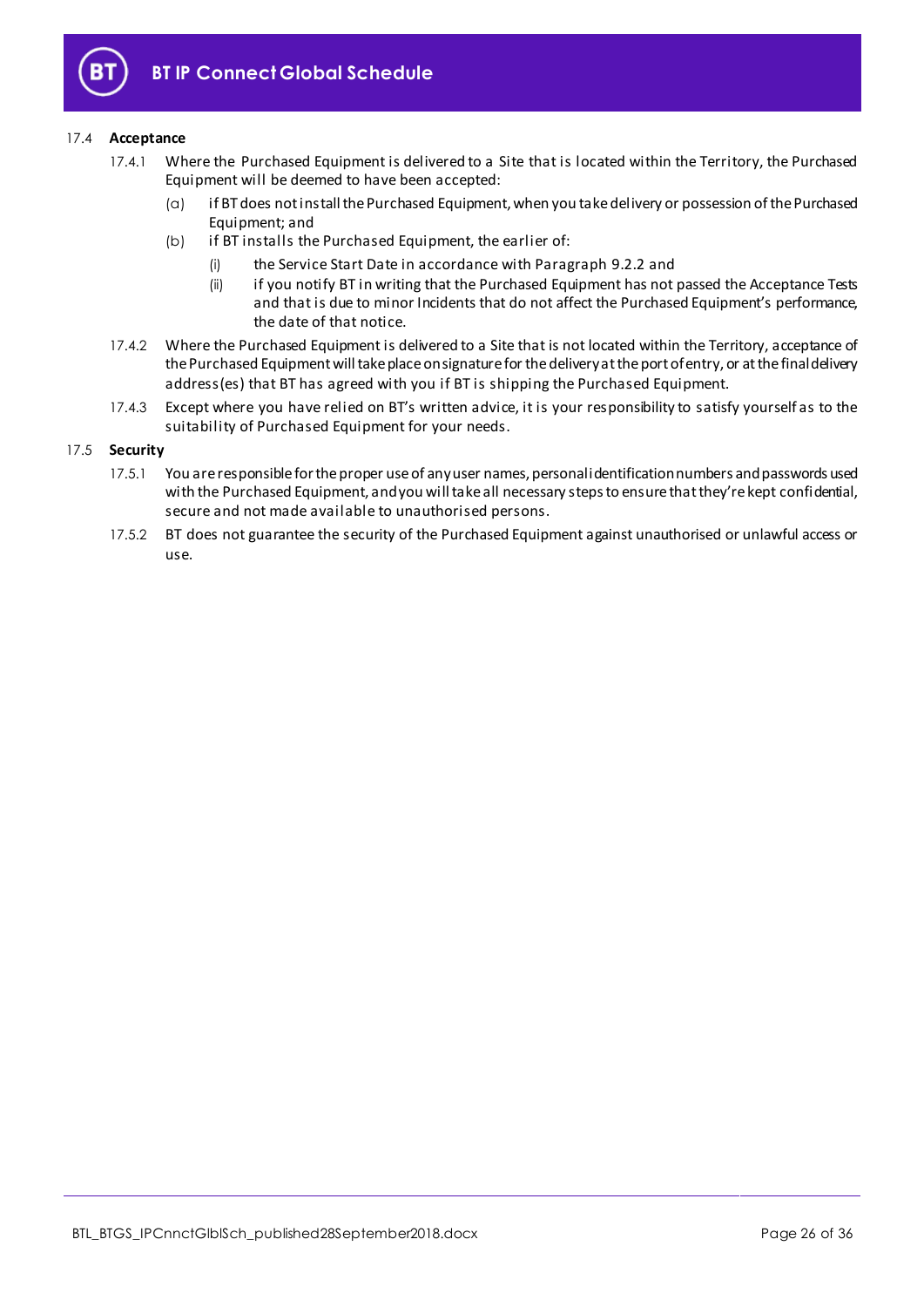17.4 **Acceptance**

17.4.1 Where the Purchased Equipment is delivered to a Site that is located within the Territory, the Purchased Equipment will be deemed to have been accepted:

(a) if BT does not install the Purchased Equipment, when you take delivery or possession of the Purchased Equipment; and

(b) if BT installs the Purchased Equipment, the earlier of:

(i) the Service Start Date in accordance with Paragraph 9.2.2 and

(ii) if you notify BT in writing that the Purchased Equipment has not passed the Acceptance Tests and that is due to minor Incidents that do not affect the Purchased Equipment's performance, the date of that notice.

17.4.2 Where the Purchased Equipment is delivered to a Site that is not located within the Territory, acceptance of the Purchased Equipment will take place on signature for the delivery at the port of entry, or at the final delivery address(es) that BT has agreed with you if BT is shipping the Purchased Equipment.

17.4.3 Except where you have relied on BT's written advice, it is your responsibility to satisfy yourself as to the suitability of Purchased Equipment for your needs.

17.5 **Security**

17.5.1 You are responsible for the proper use of any user names, personal identification numbers and passwords used with the Purchased Equipment, and you will take all necessary steps to ensure that they're kept confidential, secure and not made available to unauthorised persons.

17.5.2 BT does not guarantee the security of the Purchased Equipment against unauthorised or unlawful access or use.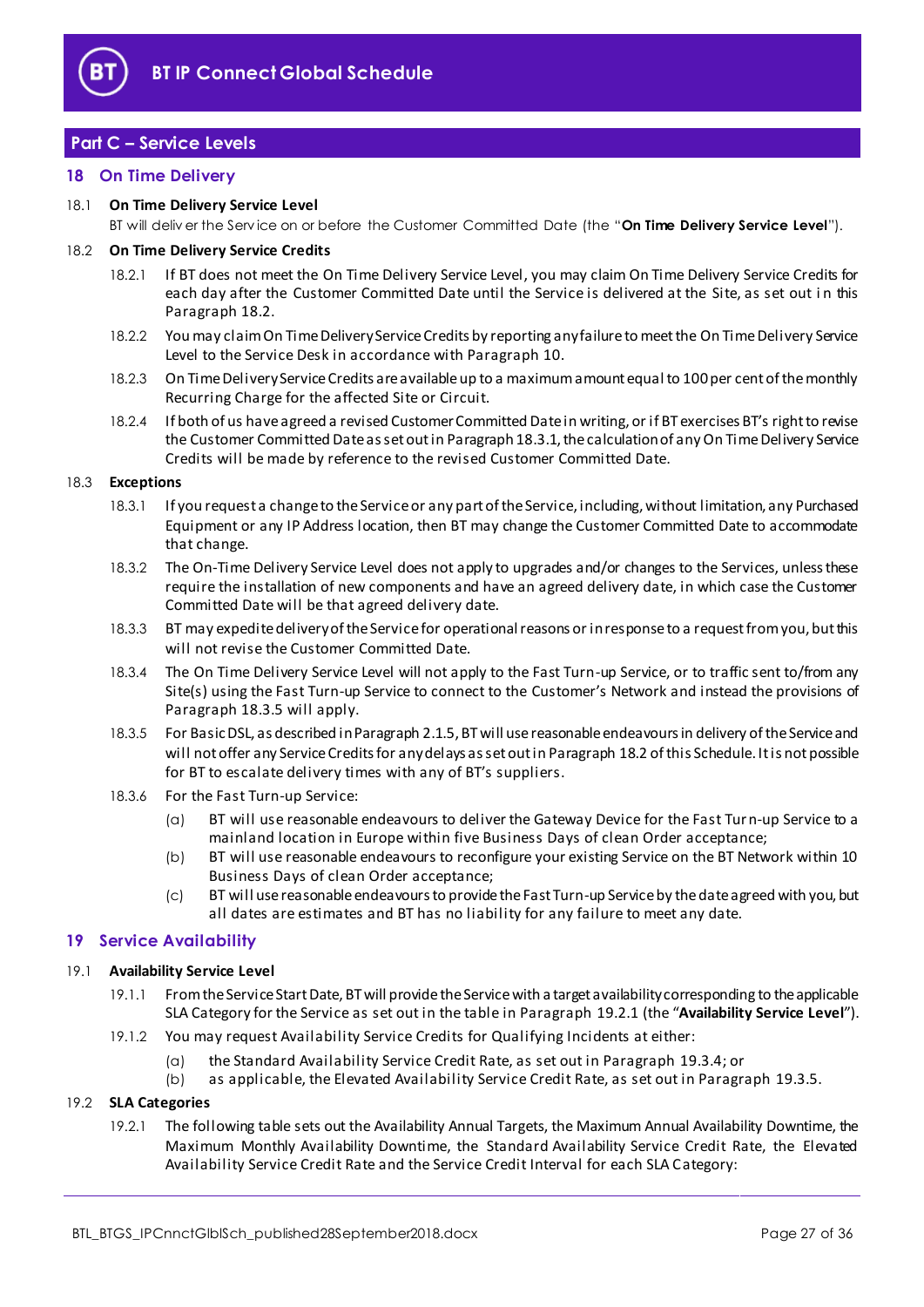## Part C – Service Levels

## 18 On Time Delivery

18.1 **On Time Delivery Service Level**

BT will deliver the Service on or before the Customer Committed Date (the "**On Time Delivery Service Level**").

18.2 **On Time Delivery Service Credits**

18.2.1 If BT does not meet the On Time Delivery Service Level, you may claim On Time Delivery Service Credits for each day after the Customer Committed Date until the Service is delivered at the Site, as set out in this Paragraph 18.2.

18.2.2 You may claim On Time Delivery Service Credits by reporting any failure to meet the On Time Delivery Service Level to the Service Desk in accordance with Paragraph 10.

18.2.3 On Time Delivery Service Credits are available up to a maximum amount equal to 100 per cent of the monthly Recurring Charge for the affected Site or Circuit.

18.2.4 If both of us have agreed a revised Customer Committed Date in writing, or if BT exercises BT's right to revise the Customer Committed Date as set out in Paragraph 18.3.1, the calculation of any On Time Delivery Service Credits will be made by reference to the revised Customer Committed Date.

18.3 **Exceptions**

18.3.1 If you request a change to the Service or any part of the Service, including, without limitation, any Purchased Equipment or any IP Address location, then BT may change the Customer Committed Date to accommodate that change.

18.3.2 The On-Time Delivery Service Level does not apply to upgrades and/or changes to the Services, unless these require the installation of new components and have an agreed delivery date, in which case the Customer Committed Date will be that agreed delivery date.

18.3.3 BT may expedite delivery of the Service for operational reasons or in response to a request from you, but this will not revise the Customer Committed Date.

18.3.4 The On Time Delivery Service Level will not apply to the Fast Turn-up Service, or to traffic sent to/from any Site(s) using the Fast Turn-up Service to connect to the Customer's Network and instead the provisions of Paragraph 18.3.5 will apply.

18.3.5 For Basic DSL, as described in Paragraph 2.1.5, BT will use reasonable endeavours in delivery of the Service and will not offer any Service Credits for any delays as set out in Paragraph 18.2 of this Schedule. It is not possible for BT to escalate delivery times with any of BT's suppliers.

18.3.6 For the Fast Turn-up Service:

(a) BT will use reasonable endeavours to deliver the Gateway Device for the Fast Turn-up Service to a mainland location in Europe within five Business Days of clean Order acceptance;

(b) BT will use reasonable endeavours to reconfigure your existing Service on the BT Network within 10 Business Days of clean Order acceptance;

(c) BT will use reasonable endeavours to provide the Fast Turn-up Service by the date agreed with you, but all dates are estimates and BT has no liability for any failure to meet any date.

## 19 Service Availability

19.1 **Availability Service Level**

19.1.1 From the Service Start Date, BT will provide the Service with a target availability corresponding to the applicable SLA Category for the Service as set out in the table in Paragraph 19.2.1 (the "**Availability Service Level**").

19.1.2 You may request Availability Service Credits for Qualifying Incidents at either:

(a) the Standard Availability Service Credit Rate, as set out in Paragraph 19.3.4; or

(b) as applicable, the Elevated Availability Service Credit Rate, as set out in Paragraph 19.3.5.

19.2 **SLA Categories**

19.2.1 The following table sets out the Availability Annual Targets, the Maximum Annual Availability Downtime, the Maximum Monthly Availability Downtime, the Standard Availability Service Credit Rate, the Elevated Availability Service Credit Rate and the Service Credit Interval for each SLA Category: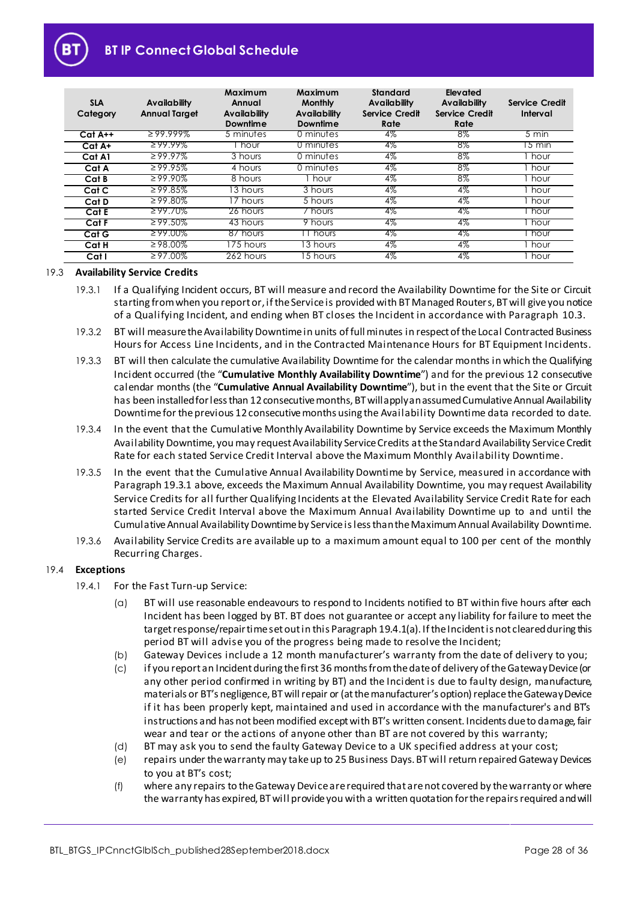| SLA Category | Availability Annual Target | Maximum Annual Availability Downtime | Maximum Monthly Availability Downtime | Standard Availability Service Credit Rate | Elevated Availability Service Credit Rate | Service Credit Interval |
|---|---|---|---|---|---|---|
| **Cat A++** | ≥ 99.999% | 5 minutes | 0 minutes | 4% | 8% | 5 min |
| **Cat A+** | ≥ 99.99% | 1 hour | 0 minutes | 4% | 8% | 15 min |
| **Cat A1** | ≥ 99.97% | 3 hours | 0 minutes | 4% | 8% | 1 hour |
| **Cat A** | ≥ 99.95% | 4 hours | 0 minutes | 4% | 8% | 1 hour |
| **Cat B** | ≥ 99.90% | 8 hours | 1 hour | 4% | 8% | 1 hour |
| **Cat C** | ≥ 99.85% | 13 hours | 3 hours | 4% | 4% | 1 hour |
| **Cat D** | ≥ 99.80% | 17 hours | 5 hours | 4% | 4% | 1 hour |
| **Cat E** | ≥ 99.70% | 26 hours | 7 hours | 4% | 4% | 1 hour |
| **Cat F** | ≥ 99.50% | 43 hours | 9 hours | 4% | 4% | 1 hour |
| **Cat G** | ≥ 99.00% | 87 hours | 11 hours | 4% | 4% | 1 hour |
| **Cat H** | ≥ 98.00% | 175 hours | 13 hours | 4% | 4% | 1 hour |
| **Cat I** | ≥ 97.00% | 262 hours | 15 hours | 4% | 4% | 1 hour |

19.3 **Availability Service Credits**

19.3.1 If a Qualifying Incident occurs, BT will measure and record the Availability Downtime for the Site or Circuit starting from when you report or, if the Service is provided with BT Managed Routers, BT will give you notice of a Qualifying Incident, and ending when BT closes the Incident in accordance with Paragraph 10.3.

19.3.2 BT will measure the Availability Downtime in units of full minutes in respect of the Local Contracted Business Hours for Access Line Incidents, and in the Contracted Maintenance Hours for BT Equipment Incidents.

19.3.3 BT will then calculate the cumulative Availability Downtime for the calendar months in which the Qualifying Incident occurred (the "**Cumulative Monthly Availability Downtime**") and for the previous 12 consecutive calendar months (the "**Cumulative Annual Availability Downtime**"), but in the event that the Site or Circuit has been installed for less than 12 consecutive months, BT will apply an assumed Cumulative Annual Availability Downtime for the previous 12 consecutive months using the Availability Downtime data recorded to date.

19.3.4 In the event that the Cumulative Monthly Availability Downtime by Service exceeds the Maximum Monthly Availability Downtime, you may request Availability Service Credits at the Standard Availability Service Credit Rate for each stated Service Credit Interval above the Maximum Monthly Availability Downtime.

19.3.5 In the event that the Cumulative Annual Availability Downtime by Service, measured in accordance with Paragraph 19.3.1 above, exceeds the Maximum Annual Availability Downtime, you may request Availability Service Credits for all further Qualifying Incidents at the Elevated Availability Service Credit Rate for each started Service Credit Interval above the Maximum Annual Availability Downtime up to and until the Cumulative Annual Availability Downtime by Service is less than the Maximum Annual Availability Downtime.

19.3.6 Availability Service Credits are available up to a maximum amount equal to 100 per cent of the monthly Recurring Charges.

19.4 **Exceptions**

19.4.1 For the Fast Turn-up Service:

(a) BT will use reasonable endeavours to respond to Incidents notified to BT within five hours after each Incident has been logged by BT. BT does not guarantee or accept any liability for failure to meet the target response/repair time set out in this Paragraph 19.4.1(a). If the Incident is not cleared during this period BT will advise you of the progress being made to resolve the Incident;

(b) Gateway Devices include a 12 month manufacturer's warranty from the date of delivery to you;

(c) if you report an Incident during the first 36 months from the date of delivery of the Gateway Device (or any other period confirmed in writing by BT) and the Incident is due to faulty design, manufacture, materials or BT's negligence, BT will repair or (at the manufacturer's option) replace the Gateway Device if it has been properly kept, maintained and used in accordance with the manufacturer's and BT's instructions and has not been modified except with BT's written consent. Incidents due to damage, fair wear and tear or the actions of anyone other than BT are not covered by this warranty;

(d) BT may ask you to send the faulty Gateway Device to a UK specified address at your cost;

(e) repairs under the warranty may take up to 25 Business Days. BT will return repaired Gateway Devices to you at BT's cost;

(f) where any repairs to the Gateway Device are required that are not covered by the warranty or where the warranty has expired, BT will provide you with a written quotation for the repairs required and will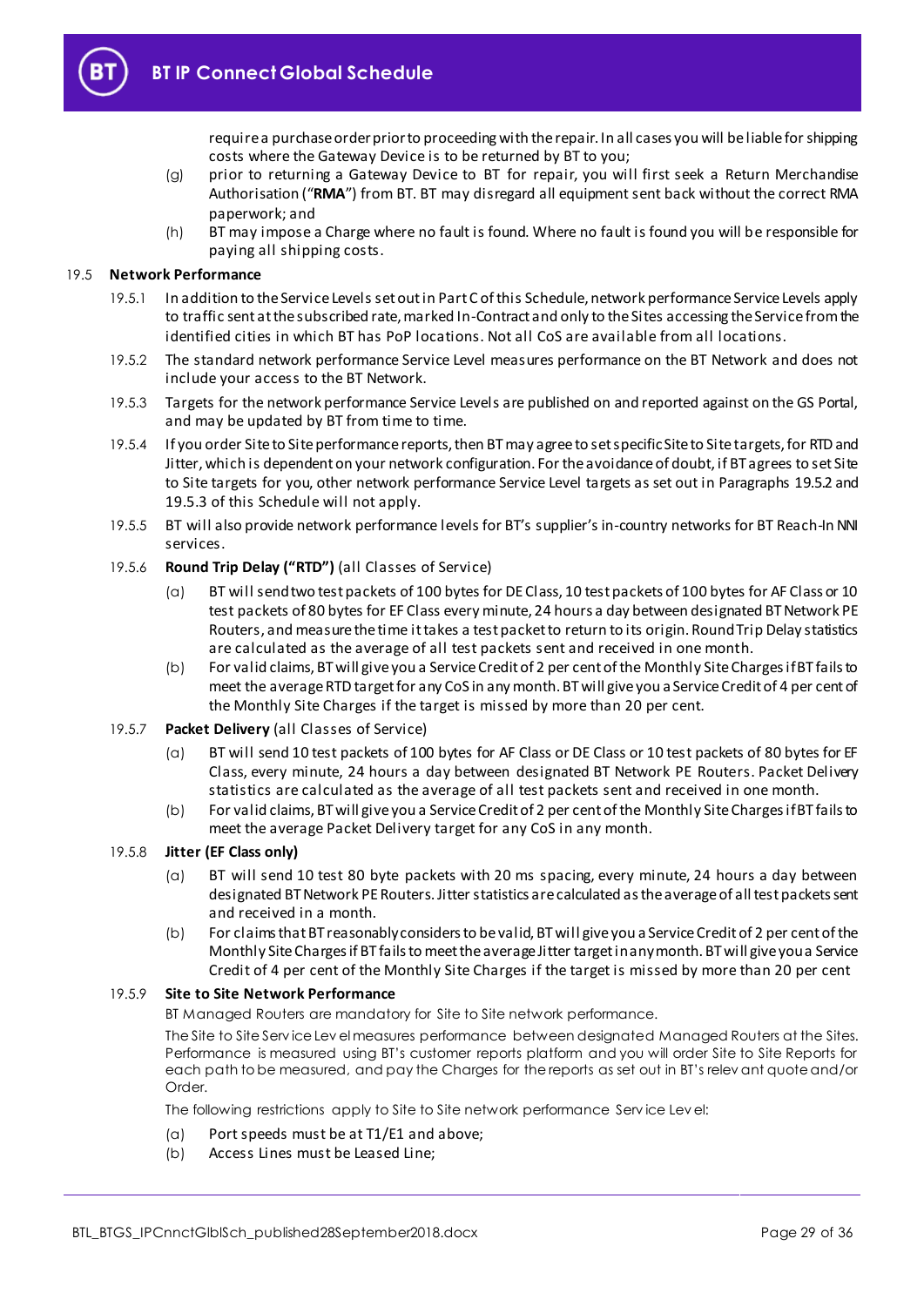require a purchase order prior to proceeding with the repair. In all cases you will be liable for shipping costs where the Gateway Device is to be returned by BT to you;

(g) prior to returning a Gateway Device to BT for repair, you will first seek a Return Merchandise Authorisation ("**RMA**") from BT. BT may disregard all equipment sent back without the correct RMA paperwork; and

(h) BT may impose a Charge where no fault is found. Where no fault is found you will be responsible for paying all shipping costs.

19.5 **Network Performance**

19.5.1 In addition to the Service Levels set out in Part C of this Schedule, network performance Service Levels apply to traffic sent at the subscribed rate, marked In-Contract and only to the Sites accessing the Service from the identified cities in which BT has PoP locations. Not all CoS are available from all locations.

19.5.2 The standard network performance Service Level measures performance on the BT Network and does not include your access to the BT Network.

19.5.3 Targets for the network performance Service Levels are published on and reported against on the GS Portal, and may be updated by BT from time to time.

19.5.4 If you order Site to Site performance reports, then BT may agree to set specific Site to Site targets, for RTD and Jitter, which is dependent on your network configuration. For the avoidance of doubt, if BT agrees to set Site to Site targets for you, other network performance Service Level targets as set out in Paragraphs 19.5.2 and 19.5.3 of this Schedule will not apply.

19.5.5 BT will also provide network performance levels for BT's supplier's in-country networks for BT Reach-In NNI services.

19.5.6 **Round Trip Delay ("RTD")** (all Classes of Service)

(a) BT will send two test packets of 100 bytes for DE Class, 10 test packets of 100 bytes for AF Class or 10 test packets of 80 bytes for EF Class every minute, 24 hours a day between designated BT Network PE Routers, and measure the time it takes a test packet to return to its origin. Round Trip Delay statistics are calculated as the average of all test packets sent and received in one month.

(b) For valid claims, BT will give you a Service Credit of 2 per cent of the Monthly Site Charges if BT fails to meet the average RTD target for any CoS in any month. BT will give you a Service Credit of 4 per cent of the Monthly Site Charges if the target is missed by more than 20 per cent.

19.5.7 **Packet Delivery** (all Classes of Service)

(a) BT will send 10 test packets of 100 bytes for AF Class or DE Class or 10 test packets of 80 bytes for EF Class, every minute, 24 hours a day between designated BT Network PE Routers. Packet Delivery statistics are calculated as the average of all test packets sent and received in one month.

(b) For valid claims, BT will give you a Service Credit of 2 per cent of the Monthly Site Charges if BT fails to meet the average Packet Delivery target for any CoS in any month.

19.5.8 **Jitter (EF Class only)**

(a) BT will send 10 test 80 byte packets with 20 ms spacing, every minute, 24 hours a day between designated BT Network PE Routers. Jitter statistics are calculated as the average of all test packets sent and received in a month.

(b) For claims that BT reasonably considers to be valid, BT will give you a Service Credit of 2 per cent of the Monthly Site Charges if BT fails to meet the average Jitter target in any month. BT will give you a Service Credit of 4 per cent of the Monthly Site Charges if the target is missed by more than 20 per cent

19.5.9 **Site to Site Network Performance**

BT Managed Routers are mandatory for Site to Site network performance.

The Site to Site Service Level measures performance between designated Managed Routers at the Sites. Performance is measured using BT's customer reports platform and you will order Site to Site Reports for each path to be measured, and pay the Charges for the reports as set out in BT's relevant quote and/or Order.

The following restrictions apply to Site to Site network performance Service Level:

(a) Port speeds must be at T1/E1 and above;

(b) Access Lines must be Leased Line;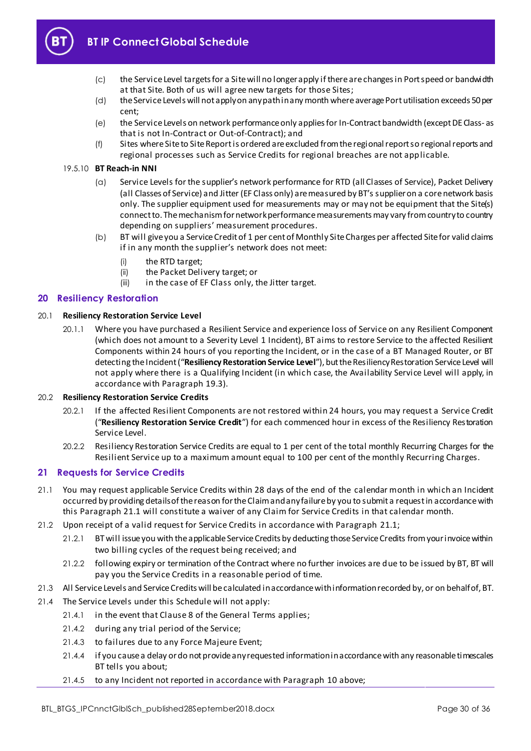(c) the Service Level targets for a Site will no longer apply if there are changes in Port speed or bandwidth at that Site. Both of us will agree new targets for those Sites;

(d) the Service Levels will not apply on any path in any month where average Port utilisation exceeds 50 per cent;

(e) the Service Levels on network performance only applies for In-Contract bandwidth (except DE Class- as that is not In-Contract or Out-of-Contract); and

(f) Sites where Site to Site Report is ordered are excluded from the regional report so regional reports and regional processes such as Service Credits for regional breaches are not applicable.

19.5.10 **BT Reach-in NNI**

(a) Service Levels for the supplier's network performance for RTD (all Classes of Service), Packet Delivery (all Classes of Service) and Jitter (EF Class only) are measured by BT's supplier on a core network basis only. The supplier equipment used for measurements may or may not be equipment that the Site(s) connect to. The mechanism for network performance measurements may vary from country to country depending on suppliers' measurement procedures.

(b) BT will give you a Service Credit of 1 per cent of Monthly Site Charges per affected Site for valid claims if in any month the supplier's network does not meet:

(i) the RTD target;

(ii) the Packet Delivery target; or

(iii) in the case of EF Class only, the Jitter target.

## 20 Resiliency Restoration

### 20.1 Resiliency Restoration Service Level

20.1.1 Where you have purchased a Resilient Service and experience loss of Service on any Resilient Component (which does not amount to a Severity Level 1 Incident), BT aims to restore Service to the affected Resilient Components within 24 hours of you reporting the Incident, or in the case of a BT Managed Router, or BT detecting the Incident ("**Resiliency Restoration Service Level**"), but the Resiliency Restoration Service Level will not apply where there is a Qualifying Incident (in which case, the Availability Service Level will apply, in accordance with Paragraph 19.3).

### 20.2 Resiliency Restoration Service Credits

20.2.1 If the affected Resilient Components are not restored within 24 hours, you may request a Service Credit ("**Resiliency Restoration Service Credit**") for each commenced hour in excess of the Resiliency Restoration Service Level.

20.2.2 Resiliency Restoration Service Credits are equal to 1 per cent of the total monthly Recurring Charges for the Resilient Service up to a maximum amount equal to 100 per cent of the monthly Recurring Charges.

## 21 Requests for Service Credits

21.1 You may request applicable Service Credits within 28 days of the end of the calendar month in which an Incident occurred by providing details of the reason for the Claim and any failure by you to submit a request in accordance with this Paragraph 21.1 will constitute a waiver of any Claim for Service Credits in that calendar month.

21.2 Upon receipt of a valid request for Service Credits in accordance with Paragraph 21.1;

21.2.1 BT will issue you with the applicable Service Credits by deducting those Service Credits from your invoice within two billing cycles of the request being received; and

21.2.2 following expiry or termination of the Contract where no further invoices are due to be issued by BT, BT will pay you the Service Credits in a reasonable period of time.

21.3 All Service Levels and Service Credits will be calculated in accordance with information recorded by, or on behalf of, BT.

21.4 The Service Levels under this Schedule will not apply:

21.4.1 in the event that Clause 8 of the General Terms applies;

21.4.2 during any trial period of the Service;

21.4.3 to failures due to any Force Majeure Event;

21.4.4 if you cause a delay or do not provide any requested information in accordance with any reasonable timescales BT tells you about;

21.4.5 to any Incident not reported in accordance with Paragraph 10 above;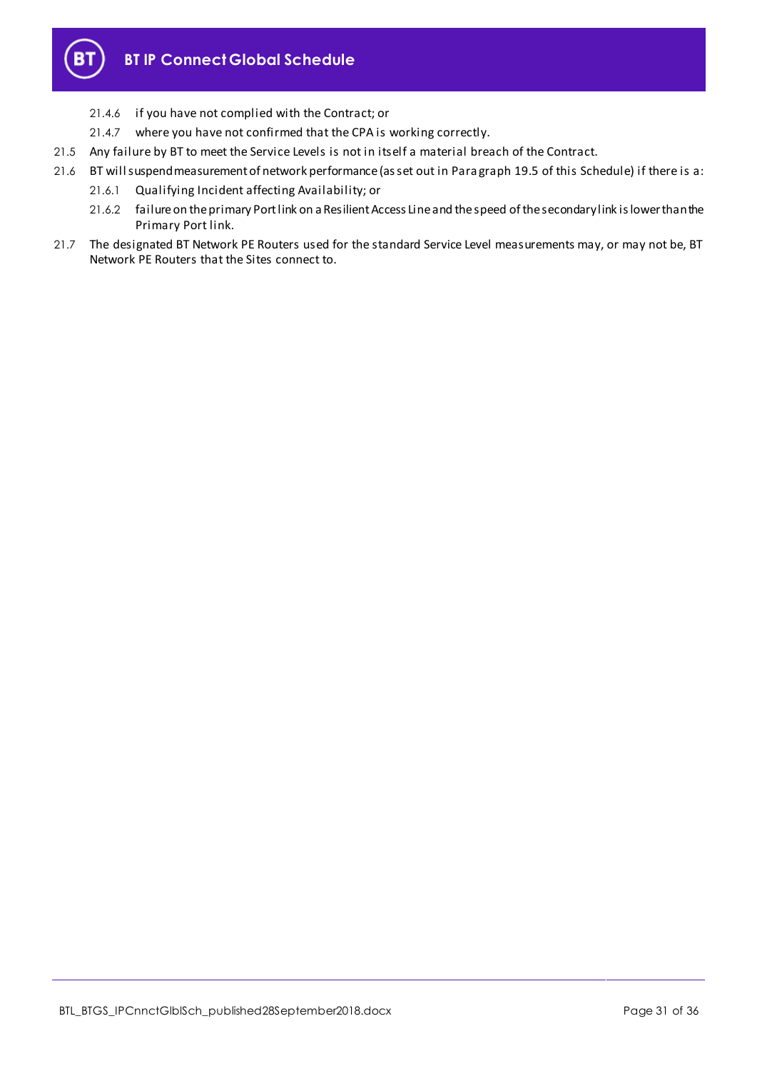21.4.6 if you have not complied with the Contract; or

21.4.7 where you have not confirmed that the CPA is working correctly.

21.5 Any failure by BT to meet the Service Levels is not in itself a material breach of the Contract.

21.6 BT will suspend measurement of network performance (as set out in Paragraph 19.5 of this Schedule) if there is a:

21.6.1 Qualifying Incident affecting Availability; or

21.6.2 failure on the primary Port link on a Resilient Access Line and the speed of the secondary link is lower than the Primary Port link.

21.7 The designated BT Network PE Routers used for the standard Service Level measurements may, or may not be, BT Network PE Routers that the Sites connect to.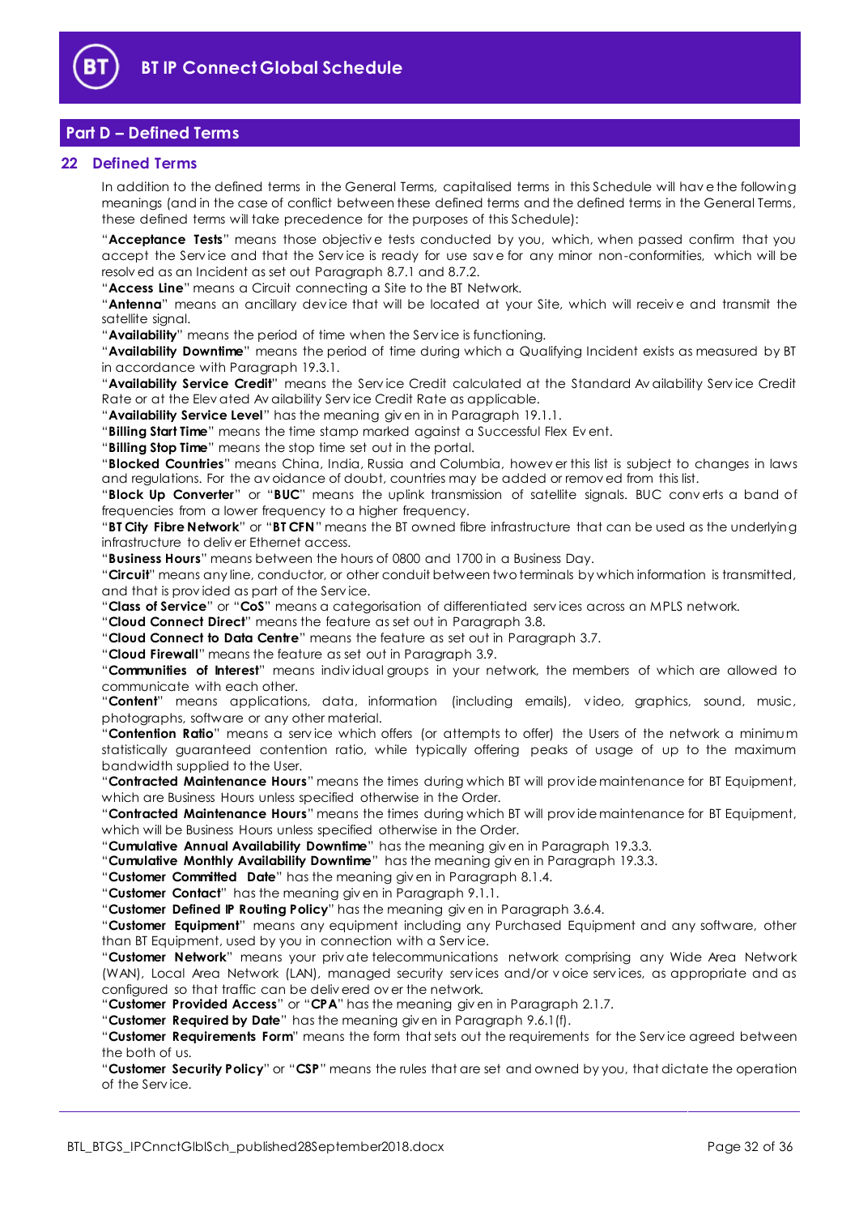## Part D – Defined Terms

### 22 Defined Terms

In addition to the defined terms in the General Terms, capitalised terms in this Schedule will have the following meanings (and in the case of conflict between these defined terms and the defined terms in the General Terms, these defined terms will take precedence for the purposes of this Schedule):

"**Acceptance Tests**" means those objective tests conducted by you, which, when passed confirm that you accept the Service and that the Service is ready for use save for any minor non-conformities, which will be resolved as an Incident as set out Paragraph 8.7.1 and 8.7.2.

"**Access Line**" means a Circuit connecting a Site to the BT Network.

"**Antenna**" means an ancillary device that will be located at your Site, which will receive and transmit the satellite signal.

"**Availability**" means the period of time when the Service is functioning.

"**Availability Downtime**" means the period of time during which a Qualifying Incident exists as measured by BT in accordance with Paragraph 19.3.1.

"**Availability Service Credit**" means the Service Credit calculated at the Standard Availability Service Credit Rate or at the Elevated Availability Service Credit Rate as applicable.

"**Availability Service Level**" has the meaning given in in Paragraph 19.1.1.

"**Billing Start Time**" means the time stamp marked against a Successful Flex Event.

"**Billing Stop Time**" means the stop time set out in the portal.

"**Blocked Countries**" means China, India, Russia and Columbia, however this list is subject to changes in laws and regulations. For the avoidance of doubt, countries may be added or removed from this list.

"**Block Up Converter**" or "**BUC**" means the uplink transmission of satellite signals. BUC converts a band of frequencies from a lower frequency to a higher frequency.

"**BT City Fibre Network**" or "**BT CFN**" means the BT owned fibre infrastructure that can be used as the underlying infrastructure to deliver Ethernet access.

"**Business Hours**" means between the hours of 0800 and 1700 in a Business Day.

"**Circuit**" means any line, conductor, or other conduit between two terminals by which information is transmitted, and that is provided as part of the Service.

"**Class of Service**" or "**CoS**" means a categorisation of differentiated services across an MPLS network.

"**Cloud Connect Direct**" means the feature as set out in Paragraph 3.8.

"**Cloud Connect to Data Centre**" means the feature as set out in Paragraph 3.7.

"**Cloud Firewall**" means the feature as set out in Paragraph 3.9.

"**Communities of Interest**" means individual groups in your network, the members of which are allowed to communicate with each other.

"**Content**" means applications, data, information (including emails), video, graphics, sound, music, photographs, software or any other material.

"**Contention Ratio**" means a service which offers (or attempts to offer) the Users of the network a minimum statistically guaranteed contention ratio, while typically offering peaks of usage of up to the maximum bandwidth supplied to the User.

"**Contracted Maintenance Hours**" means the times during which BT will provide maintenance for BT Equipment, which are Business Hours unless specified otherwise in the Order.

"**Contracted Maintenance Hours**" means the times during which BT will provide maintenance for BT Equipment, which will be Business Hours unless specified otherwise in the Order.

"**Cumulative Annual Availability Downtime**" has the meaning given in Paragraph 19.3.3.

"**Cumulative Monthly Availability Downtime**" has the meaning given in Paragraph 19.3.3.

"**Customer Committed Date**" has the meaning given in Paragraph 8.1.4.

"**Customer Contact**" has the meaning given in Paragraph 9.1.1.

"**Customer Defined IP Routing Policy**" has the meaning given in Paragraph 3.6.4.

"**Customer Equipment**" means any equipment including any Purchased Equipment and any software, other than BT Equipment, used by you in connection with a Service.

"**Customer Network**" means your private telecommunications network comprising any Wide Area Network (WAN), Local Area Network (LAN), managed security services and/or voice services, as appropriate and as configured so that traffic can be delivered over the network.

"**Customer Provided Access**" or "**CPA**" has the meaning given in Paragraph 2.1.7.

"**Customer Required by Date**" has the meaning given in Paragraph 9.6.1(f).

"**Customer Requirements Form**" means the form that sets out the requirements for the Service agreed between the both of us.

"**Customer Security Policy**" or "**CSP**" means the rules that are set and owned by you, that dictate the operation of the Service.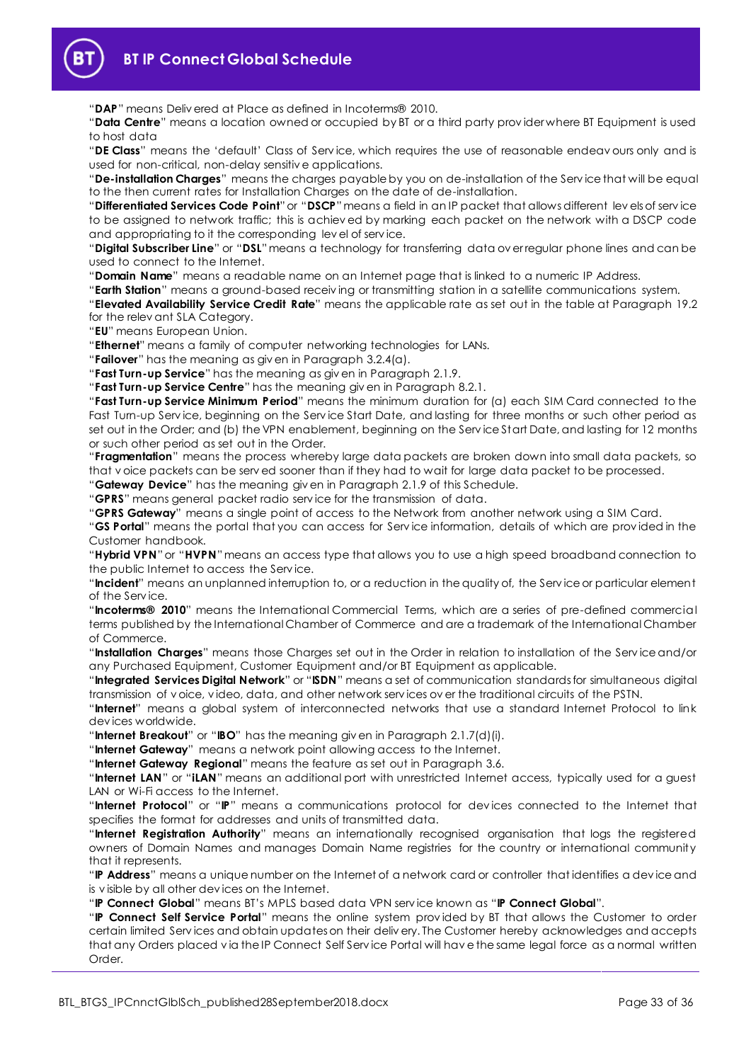"**DAP**" means Delivered at Place as defined in Incoterms® 2010.

"**Data Centre**" means a location owned or occupied by BT or a third party provider where BT Equipment is used to host data

"**DE Class**" means the 'default' Class of Service, which requires the use of reasonable endeavours only and is used for non-critical, non-delay sensitive applications.

"**De-installation Charges**" means the charges payable by you on de-installation of the Service that will be equal to the then current rates for Installation Charges on the date of de-installation.

"**Differentiated Services Code Point**" or "**DSCP**" means a field in an IP packet that allows different levels of service to be assigned to network traffic; this is achieved by marking each packet on the network with a DSCP code and appropriating to it the corresponding level of service.

"**Digital Subscriber Line**" or "**DSL**" means a technology for transferring data over regular phone lines and can be used to connect to the Internet.

"**Domain Name**" means a readable name on an Internet page that is linked to a numeric IP Address.

"**Earth Station**" means a ground-based receiving or transmitting station in a satellite communications system.

"**Elevated Availability Service Credit Rate**" means the applicable rate as set out in the table at Paragraph 19.2 for the relevant SLA Category.

"**EU**" means European Union.

"**Ethernet**" means a family of computer networking technologies for LANs.

"**Failover**" has the meaning as given in Paragraph 3.2.4(a).

"**Fast Turn-up Service**" has the meaning as given in Paragraph 2.1.9.

"**Fast Turn-up Service Centre**" has the meaning given in Paragraph 8.2.1.

"**Fast Turn-up Service Minimum Period**" means the minimum duration for (a) each SIM Card connected to the Fast Turn-up Service, beginning on the Service Start Date, and lasting for three months or such other period as set out in the Order; and (b) the VPN enablement, beginning on the Service Start Date, and lasting for 12 months or such other period as set out in the Order.

"**Fragmentation**" means the process whereby large data packets are broken down into small data packets, so that voice packets can be served sooner than if they had to wait for large data packet to be processed.

"**Gateway Device**" has the meaning given in Paragraph 2.1.9 of this Schedule.

"**GPRS**" means general packet radio service for the transmission of data.

"**GPRS Gateway**" means a single point of access to the Network from another network using a SIM Card.

"**GS Portal**" means the portal that you can access for Service information, details of which are provided in the Customer handbook.

"**Hybrid VPN**" or "**HVPN**" means an access type that allows you to use a high speed broadband connection to the public Internet to access the Service.

"**Incident**" means an unplanned interruption to, or a reduction in the quality of, the Service or particular element of the Service.

"**Incoterms® 2010**" means the International Commercial Terms, which are a series of pre-defined commercial terms published by the International Chamber of Commerce and are a trademark of the International Chamber of Commerce.

"**Installation Charges**" means those Charges set out in the Order in relation to installation of the Service and/or any Purchased Equipment, Customer Equipment and/or BT Equipment as applicable.

"**Integrated Services Digital Network**" or "**ISDN**" means a set of communication standards for simultaneous digital transmission of voice, video, data, and other network services over the traditional circuits of the PSTN.

"**Internet**" means a global system of interconnected networks that use a standard Internet Protocol to link devices worldwide.

"**Internet Breakout**" or "**IBO**" has the meaning given in Paragraph 2.1.7(d)(i).

"**Internet Gateway**" means a network point allowing access to the Internet.

"**Internet Gateway Regional**" means the feature as set out in Paragraph 3.6.

"**Internet LAN**" or "**iLAN**" means an additional port with unrestricted Internet access, typically used for a guest LAN or Wi-Fi access to the Internet.

"**Internet Protocol**" or "**IP**" means a communications protocol for devices connected to the Internet that specifies the format for addresses and units of transmitted data.

"**Internet Registration Authority**" means an internationally recognised organisation that logs the registered owners of Domain Names and manages Domain Name registries for the country or international community that it represents.

"**IP Address**" means a unique number on the Internet of a network card or controller that identifies a device and is visible by all other devices on the Internet.

"**IP Connect Global**" means BT's MPLS based data VPN service known as "**IP Connect Global**".

"**IP Connect Self Service Portal**" means the online system provided by BT that allows the Customer to order certain limited Services and obtain updates on their delivery. The Customer hereby acknowledges and accepts that any Orders placed via the IP Connect Self Service Portal will have the same legal force as a normal written Order.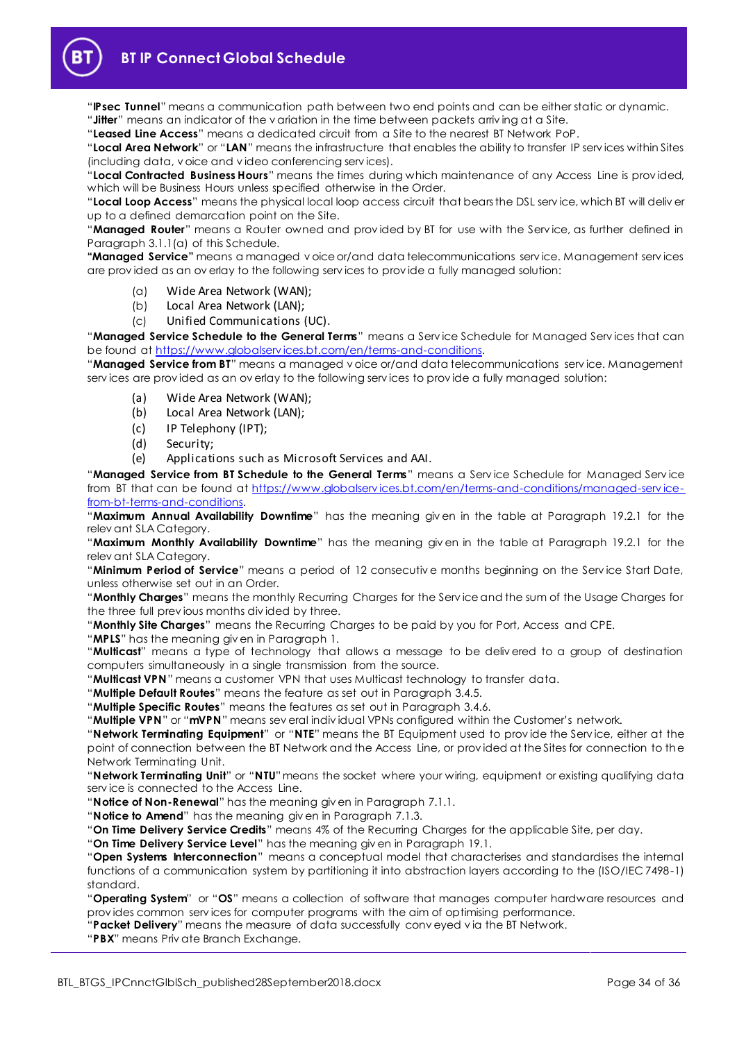"**IPsec Tunnel**" means a communication path between two end points and can be either static or dynamic.
"**Jitter**" means an indicator of the variation in the time between packets arriving at a Site.
"**Leased Line Access**" means a dedicated circuit from a Site to the nearest BT Network PoP.
"**Local Area Network**" or "**LAN**" means the infrastructure that enables the ability to transfer IP services within Sites (including data, voice and video conferencing services).
"**Local Contracted Business Hours**" means the times during which maintenance of any Access Line is provided, which will be Business Hours unless specified otherwise in the Order.
"**Local Loop Access**" means the physical local loop access circuit that bears the DSL service, which BT will deliver up to a defined demarcation point on the Site.
"**Managed Router**" means a Router owned and provided by BT for use with the Service, as further defined in Paragraph 3.1.1(a) of this Schedule.
**"Managed Service"** means a managed voice or/and data telecommunications service. Management services are provided as an overlay to the following services to provide a fully managed solution:

(a) Wide Area Network (WAN);
(b) Local Area Network (LAN);
(c) Unified Communications (UC).

"**Managed Service Schedule to the General Terms**" means a Service Schedule for Managed Services that can be found at https://www.globalservices.bt.com/en/terms-and-conditions.
"**Managed Service from BT**" means a managed voice or/and data telecommunications service. Management services are provided as an overlay to the following services to provide a fully managed solution:

(a) Wide Area Network (WAN);
(b) Local Area Network (LAN);
(c) IP Telephony (IPT);
(d) Security;
(e) Applications such as Microsoft Services and AAI.

"**Managed Service from BT Schedule to the General Terms**" means a Service Schedule for Managed Service from BT that can be found at https://www.globalservices.bt.com/en/terms-and-conditions/managed-service-from-bt-terms-and-conditions.
"**Maximum Annual Availability Downtime**" has the meaning given in the table at Paragraph 19.2.1 for the relevant SLA Category.
"**Maximum Monthly Availability Downtime**" has the meaning given in the table at Paragraph 19.2.1 for the relevant SLA Category.
"**Minimum Period of Service**" means a period of 12 consecutive months beginning on the Service Start Date, unless otherwise set out in an Order.
"**Monthly Charges**" means the monthly Recurring Charges for the Service and the sum of the Usage Charges for the three full previous months divided by three.
"**Monthly Site Charges**" means the Recurring Charges to be paid by you for Port, Access and CPE.
"**MPLS**" has the meaning given in Paragraph 1.
"**Multicast**" means a type of technology that allows a message to be delivered to a group of destination computers simultaneously in a single transmission from the source.
"**Multicast VPN**" means a customer VPN that uses Multicast technology to transfer data.
"**Multiple Default Routes**" means the feature as set out in Paragraph 3.4.5.
"**Multiple Specific Routes**" means the features as set out in Paragraph 3.4.6.
"**Multiple VPN**" or "**mVPN**" means several individual VPNs configured within the Customer's network.
"**Network Terminating Equipment**" or "**NTE**" means the BT Equipment used to provide the Service, either at the point of connection between the BT Network and the Access Line, or provided at the Sites for connection to the Network Terminating Unit.
"**Network Terminating Unit**" or "**NTU**" means the socket where your wiring, equipment or existing qualifying data service is connected to the Access Line.
"**Notice of Non-Renewal**" has the meaning given in Paragraph 7.1.1.
"**Notice to Amend**" has the meaning given in Paragraph 7.1.3.
"**On Time Delivery Service Credits**" means 4% of the Recurring Charges for the applicable Site, per day.
"**On Time Delivery Service Level**" has the meaning given in Paragraph 19.1.
"**Open Systems Interconnection**" means a conceptual model that characterises and standardises the internal functions of a communication system by partitioning it into abstraction layers according to the (ISO/IEC 7498-1) standard.
"**Operating System**" or "**OS**" means a collection of software that manages computer hardware resources and provides common services for computer programs with the aim of optimising performance.
"**Packet Delivery**" means the measure of data successfully conveyed via the BT Network.
"**PBX**" means Private Branch Exchange.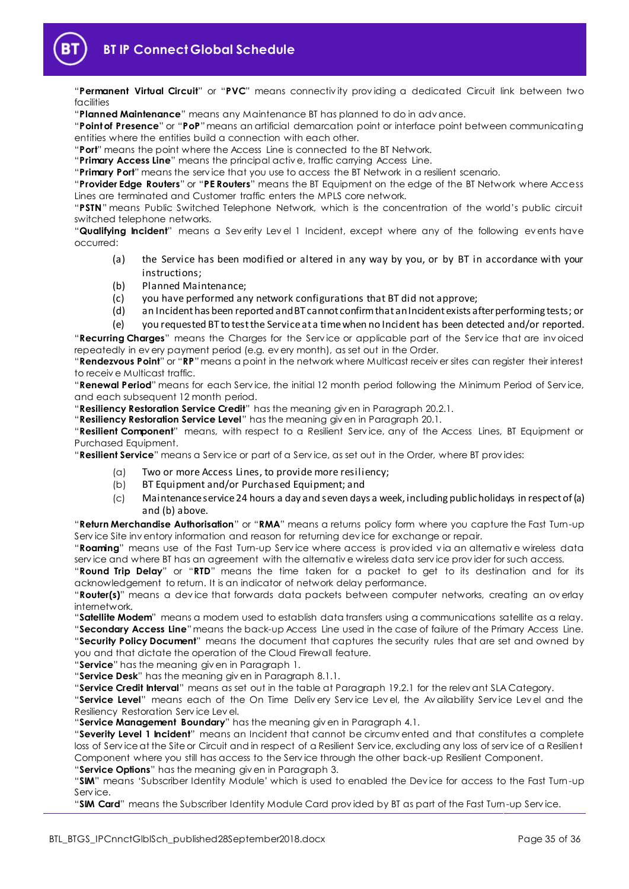"**Permanent Virtual Circuit**" or "**PVC**" means connectivity providing a dedicated Circuit link between two facilities

"**Planned Maintenance**" means any Maintenance BT has planned to do in advance.

"**Point of Presence**" or "**PoP**" means an artificial demarcation point or interface point between communicating entities where the entities build a connection with each other.

"**Port**" means the point where the Access Line is connected to the BT Network.

"**Primary Access Line**" means the principal active, traffic carrying Access Line.

"**Primary Port**" means the service that you use to access the BT Network in a resilient scenario.

"**Provider Edge Routers**" or "**PE Routers**" means the BT Equipment on the edge of the BT Network where Access Lines are terminated and Customer traffic enters the MPLS core network.

"**PSTN**" means Public Switched Telephone Network, which is the concentration of the world's public circuit switched telephone networks.

"**Qualifying Incident**" means a Severity Level 1 Incident, except where any of the following events have occurred:

(a) the Service has been modified or altered in any way by you, or by BT in accordance with your instructions;

(b) Planned Maintenance;

(c) you have performed any network configurations that BT did not approve;

(d) an Incident has been reported and BT cannot confirm that an Incident exists after performing tests; or

(e) you requested BT to test the Service at a time when no Incident has been detected and/or reported.

"**Recurring Charges**" means the Charges for the Service or applicable part of the Service that are invoiced repeatedly in every payment period (e.g. every month), as set out in the Order.

"**Rendezvous Point**" or "**RP**" means a point in the network where Multicast receiver sites can register their interest to receive Multicast traffic.

"**Renewal Period**" means for each Service, the initial 12 month period following the Minimum Period of Service, and each subsequent 12 month period.

"**Resiliency Restoration Service Credit**" has the meaning given in Paragraph 20.2.1.

"**Resiliency Restoration Service Level**" has the meaning given in Paragraph 20.1.

"**Resilient Component**" means, with respect to a Resilient Service, any of the Access Lines, BT Equipment or Purchased Equipment.

"**Resilient Service**" means a Service or part of a Service, as set out in the Order, where BT provides:

(a) Two or more Access Lines, to provide more resiliency;

(b) BT Equipment and/or Purchased Equipment; and

(c) Maintenance service 24 hours a day and seven days a week, including public holidays in respect of (a) and (b) above.

"**Return Merchandise Authorisation**" or "**RMA**" means a returns policy form where you capture the Fast Turn-up Service Site inventory information and reason for returning device for exchange or repair.

"**Roaming**" means use of the Fast Turn-up Service where access is provided via an alternative wireless data service and where BT has an agreement with the alternative wireless data service provider for such access.

"**Round Trip Delay**" or "**RTD**" means the time taken for a packet to get to its destination and for its acknowledgement to return. It is an indicator of network delay performance.

"**Router(s)**" means a device that forwards data packets between computer networks, creating an overlay internetwork.

"**Satellite Modem**" means a modem used to establish data transfers using a communications satellite as a relay.

"**Secondary Access Line**" means the back-up Access Line used in the case of failure of the Primary Access Line.

"**Security Policy Document**" means the document that captures the security rules that are set and owned by you and that dictate the operation of the Cloud Firewall feature.

"**Service**" has the meaning given in Paragraph 1.

"**Service Desk**" has the meaning given in Paragraph 8.1.1.

"**Service Credit Interval**" means as set out in the table at Paragraph 19.2.1 for the relevant SLA Category.

"**Service Level**" means each of the On Time Delivery Service Level, the Availability Service Level and the Resiliency Restoration Service Level.

"**Service Management Boundary**" has the meaning given in Paragraph 4.1.

"**Severity Level 1 Incident**" means an Incident that cannot be circumvented and that constitutes a complete loss of Service at the Site or Circuit and in respect of a Resilient Service, excluding any loss of service of a Resilient Component where you still has access to the Service through the other back-up Resilient Component.

"**Service Options**" has the meaning given in Paragraph 3.

"**SIM**" means 'Subscriber Identity Module' which is used to enabled the Device for access to the Fast Turn-up Service.

"**SIM Card**" means the Subscriber Identity Module Card provided by BT as part of the Fast Turn-up Service.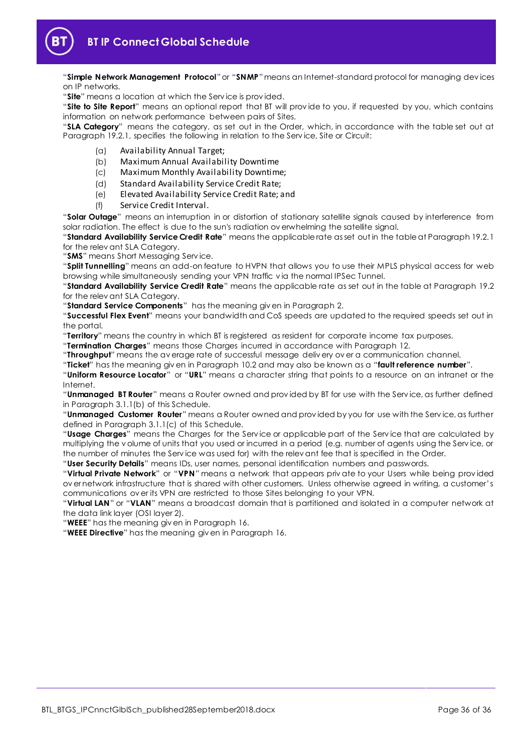"**Simple Network Management Protocol**" or "**SNMP**" means an Internet-standard protocol for managing devices on IP networks.

"**Site**" means a location at which the Service is provided.

"**Site to Site Report**" means an optional report that BT will provide to you, if requested by you, which contains information on network performance between pairs of Sites.

"**SLA Category**" means the category, as set out in the Order, which, in accordance with the table set out at Paragraph 19.2.1, specifies the following in relation to the Service, Site or Circuit:

(a) Availability Annual Target;

(b) Maximum Annual Availability Downtime

(c) Maximum Monthly Availability Downtime;

(d) Standard Availability Service Credit Rate;

(e) Elevated Availability Service Credit Rate; and

(f) Service Credit Interval.

"**Solar Outage**" means an interruption in or distortion of stationary satellite signals caused by interference from solar radiation. The effect is due to the sun's radiation overwhelming the satellite signal.

"**Standard Availability Service Credit Rate**" means the applicable rate as set out in the table at Paragraph 19.2.1 for the relevant SLA Category.

"**SMS**" means Short Messaging Service.

"**Split Tunnelling**" means an add-on feature to HVPN that allows you to use their MPLS physical access for web browsing while simultaneously sending your VPN traffic via the normal IPSec Tunnel.

"**Standard Availability Service Credit Rate**" means the applicable rate as set out in the table at Paragraph 19.2 for the relevant SLA Category.

"**Standard Service Components**" has the meaning given in Paragraph 2.

"**Successful Flex Event**" means your bandwidth and CoS speeds are updated to the required speeds set out in the portal.

"**Territory**" means the country in which BT is registered as resident for corporate income tax purposes.

"**Termination Charges**" means those Charges incurred in accordance with Paragraph 12.

"**Throughput**" means the average rate of successful message delivery over a communication channel.

"**Ticket**" has the meaning given in Paragraph 10.2 and may also be known as a "**fault reference number**".

"**Uniform Resource Locator**" or "**URL**" means a character string that points to a resource on an intranet or the Internet.

"**Unmanaged BT Router**" means a Router owned and provided by BT for use with the Service, as further defined in Paragraph 3.1.1(b) of this Schedule.

"**Unmanaged Customer Router**" means a Router owned and provided by you for use with the Service, as further defined in Paragraph 3.1.1(c) of this Schedule.

"**Usage Charges**" means the Charges for the Service or applicable part of the Service that are calculated by multiplying the volume of units that you used or incurred in a period (e.g. number of agents using the Service, or the number of minutes the Service was used for) with the relevant fee that is specified in the Order.

"**User Security Details**" means IDs, user names, personal identification numbers and passwords.

"**Virtual Private Network**" or "**VPN**" means a network that appears private to your Users while being provided over network infrastructure that is shared with other customers. Unless otherwise agreed in writing, a customer's communications over its VPN are restricted to those Sites belonging to your VPN.

"**Virtual LAN**" or "**VLAN**" means a broadcast domain that is partitioned and isolated in a computer network at the data link layer (OSI layer 2).

"**WEEE**" has the meaning given in Paragraph 16.

"**WEEE Directive**" has the meaning given in Paragraph 16.